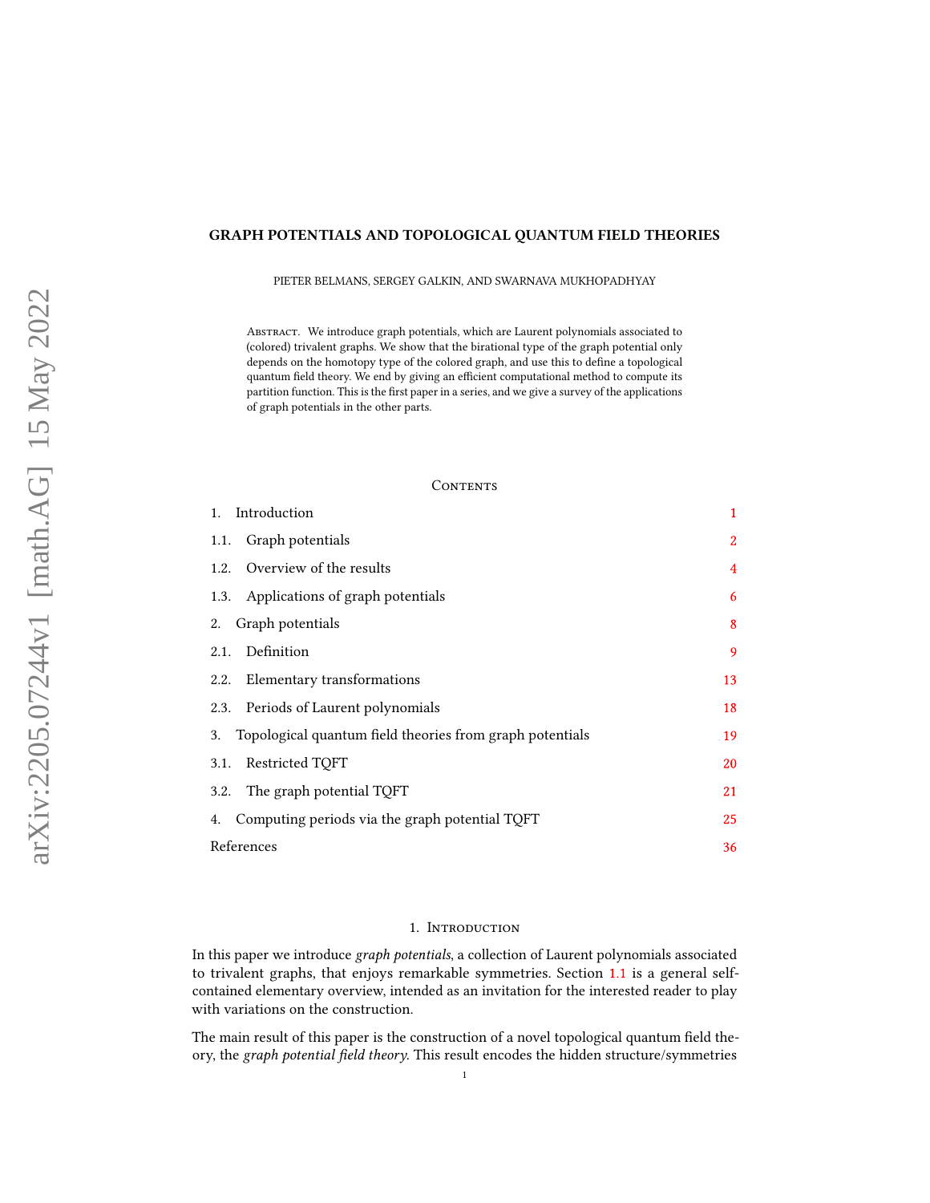# GRAPH POTENTIALS AND TOPOLOGICAL QUANTUM FIELD THEORIES

PIETER BELMANS, SERGEY GALKIN, AND SWARNAVA MUKHOPADHYAY

Abstract. We introduce graph potentials, which are Laurent polynomials associated to (colored) trivalent graphs. We show that the birational type of the graph potential only depends on the homotopy type of the colored graph, and use this to define a topological quantum field theory. We end by giving an efficient computational method to compute its partition function. This is the first paper in a series, and we give a survey of the applications of graph potentials in the other parts.

Contents

1. Introduction 1
1.1. Graph potentials 2
1.2. Overview of the results 4
1.3. Applications of graph potentials 6
2. Graph potentials 8
2.1. Definition 9
2.2. Elementary transformations 13
2.3. Periods of Laurent polynomials 18
3. Topological quantum field theories from graph potentials 19
3.1. Restricted TQFT 20
3.2. The graph potential TQFT 21
4. Computing periods via the graph potential TQFT 25
References 36

## 1. Introduction

In this paper we introduce *graph potentials*, a collection of Laurent polynomials associated to trivalent graphs, that enjoys remarkable symmetries. Section 1.1 is a general self-contained elementary overview, intended as an invitation for the interested reader to play with variations on the construction.

The main result of this paper is the construction of a novel topological quantum field theory, the *graph potential field theory*. This result encodes the hidden structure/symmetries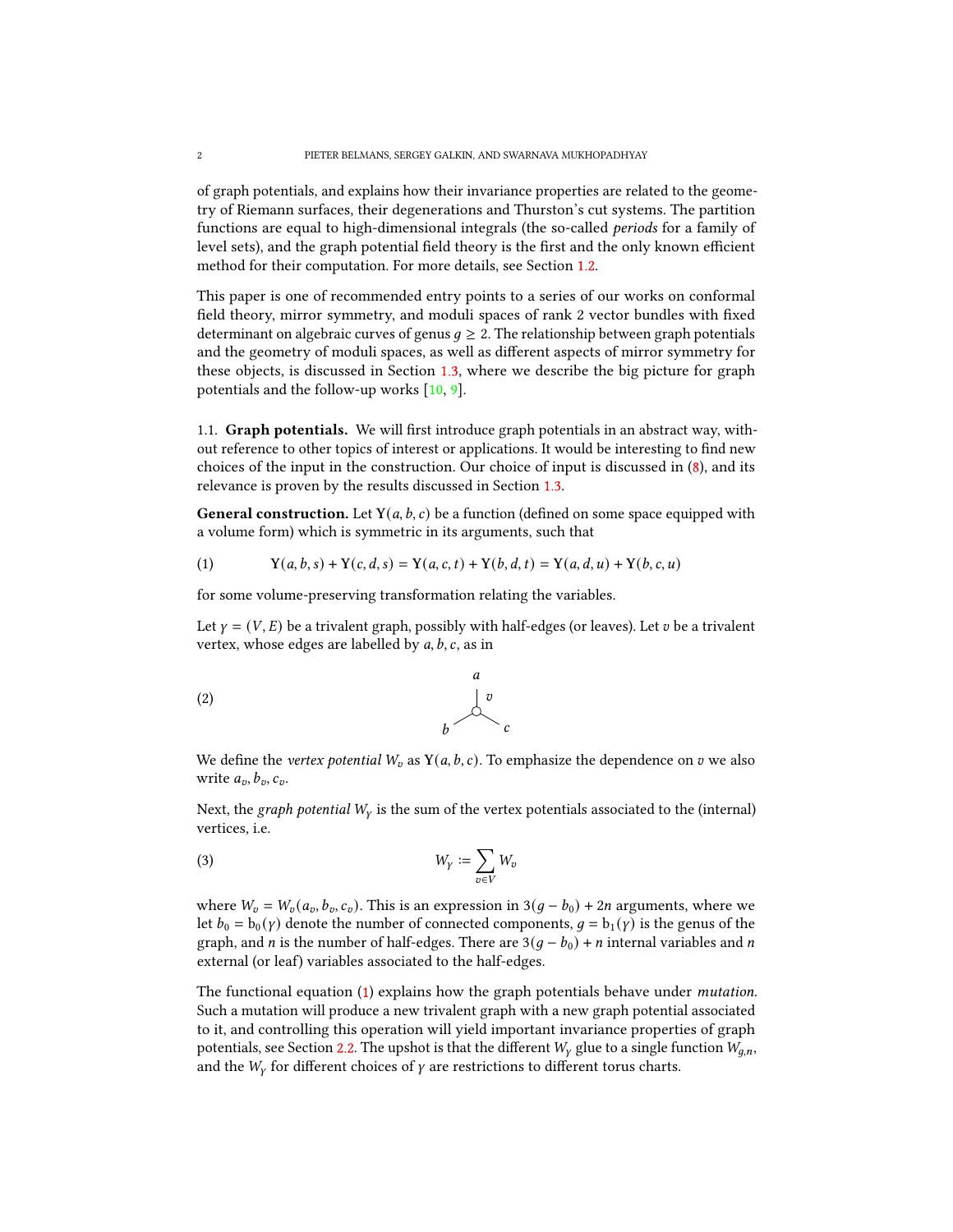of graph potentials, and explains how their invariance properties are related to the geometry of Riemann surfaces, their degenerations and Thurston's cut systems. The partition functions are equal to high-dimensional integrals (the so-called *periods* for a family of level sets), and the graph potential field theory is the first and the only known efficient method for their computation. For more details, see Section 1.2.

This paper is one of recommended entry points to a series of our works on conformal field theory, mirror symmetry, and moduli spaces of rank 2 vector bundles with fixed determinant on algebraic curves of genus $g \geq 2$. The relationship between graph potentials and the geometry of moduli spaces, as well as different aspects of mirror symmetry for these objects, is discussed in Section 1.3, where we describe the big picture for graph potentials and the follow-up works [10, 9].

### 1.1. Graph potentials.

We will first introduce graph potentials in an abstract way, without reference to other topics of interest or applications. It would be interesting to find new choices of the input in the construction. Our choice of input is discussed in (8), and its relevance is proven by the results discussed in Section 1.3.

**General construction.** Let $\mathrm{Y}(a,b,c)$ be a function (defined on some space equipped with a volume form) which is symmetric in its arguments, such that

$$\mathrm{Y}(a,b,s) + \mathrm{Y}(c,d,s) = \mathrm{Y}(a,c,t) + \mathrm{Y}(b,d,t) = \mathrm{Y}(a,d,u) + \mathrm{Y}(b,c,u) \tag{1}$$

for some volume-preserving transformation relating the variables.

Let $\gamma = (V, E)$ be a trivalent graph, possibly with half-edges (or leaves). Let $v$ be a trivalent vertex, whose edges are labelled by $a, b, c$, as in

(2) [trivalent vertex $v$ with edges labelled $a$, $b$, $c$]

We define the *vertex potential* $W_v$ as $\mathrm{Y}(a,b,c)$. To emphasize the dependence on $v$ we also write $a_v, b_v, c_v$.

Next, the *graph potential* $W_\gamma$ is the sum of the vertex potentials associated to the (internal) vertices, i.e.

$$W_\gamma := \sum_{v \in V} W_v \tag{3}$$

where $W_v = W_v(a_v, b_v, c_v)$. This is an expression in $3(g - b_0) + 2n$ arguments, where we let $b_0 = \mathrm{b}_0(\gamma)$ denote the number of connected components, $g = \mathrm{b}_1(\gamma)$ is the genus of the graph, and $n$ is the number of half-edges. There are $3(g - b_0) + n$ internal variables and $n$ external (or leaf) variables associated to the half-edges.

The functional equation (1) explains how the graph potentials behave under *mutation*. Such a mutation will produce a new trivalent graph with a new graph potential associated to it, and controlling this operation will yield important invariance properties of graph potentials, see Section 2.2. The upshot is that the different $W_\gamma$ glue to a single function $W_{g,n}$, and the $W_\gamma$ for different choices of $\gamma$ are restrictions to different torus charts.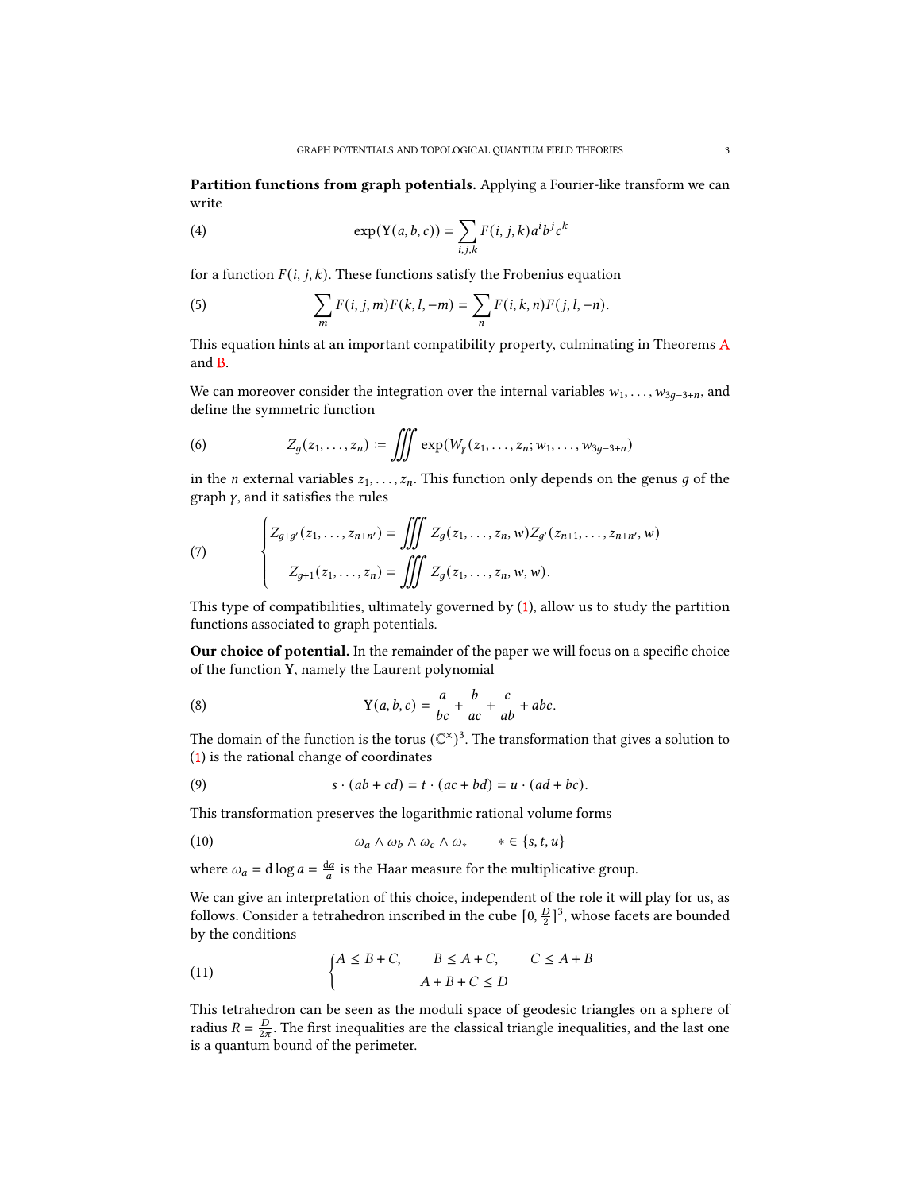**Partition functions from graph potentials.** Applying a Fourier-like transform we can write

$$\exp(\mathbf{Y}(a,b,c)) = \sum_{i,j,k} F(i,j,k) a^i b^j c^k \tag{4}$$

for a function $F(i,j,k)$. These functions satisfy the Frobenius equation

$$\sum_m F(i,j,m)F(k,l,-m) = \sum_n F(i,k,n)F(j,l,-n). \tag{5}$$

This equation hints at an important compatibility property, culminating in Theorems A and B.

We can moreover consider the integration over the internal variables $w_1, \ldots, w_{3g-3+n}$, and define the symmetric function

$$Z_g(z_1,\ldots,z_n) := \iiint \exp(W_\gamma(z_1,\ldots,z_n; w_1,\ldots,w_{3g-3+n}) \tag{6}$$

in the $n$ external variables $z_1,\ldots,z_n$. This function only depends on the genus $g$ of the graph $\gamma$, and it satisfies the rules

$$\begin{cases} Z_{g+g'}(z_1,\ldots,z_{n+n'}) = \iiint Z_g(z_1,\ldots,z_n,w) Z_{g'}(z_{n+1},\ldots,z_{n+n'},w) \\ Z_{g+1}(z_1,\ldots,z_n) = \iiint Z_g(z_1,\ldots,z_n,w,w). \end{cases} \tag{7}$$

This type of compatibilities, ultimately governed by (1), allow us to study the partition functions associated to graph potentials.

**Our choice of potential.** In the remainder of the paper we will focus on a specific choice of the function $\mathbf{Y}$, namely the Laurent polynomial

$$\mathbf{Y}(a,b,c) = \frac{a}{bc} + \frac{b}{ac} + \frac{c}{ab} + abc. \tag{8}$$

The domain of the function is the torus $(\mathbb{C}^\times)^3$. The transformation that gives a solution to (1) is the rational change of coordinates

$$s \cdot (ab+cd) = t \cdot (ac+bd) = u \cdot (ad+bc). \tag{9}$$

This transformation preserves the logarithmic rational volume forms

$$\omega_a \wedge \omega_b \wedge \omega_c \wedge \omega_* \qquad * \in \{s,t,u\} \tag{10}$$

where $\omega_a = \mathrm{d}\log a = \frac{\mathrm{d}a}{a}$ is the Haar measure for the multiplicative group.

We can give an interpretation of this choice, independent of the role it will play for us, as follows. Consider a tetrahedron inscribed in the cube $[0, \frac{D}{2}]^3$, whose facets are bounded by the conditions

$$\begin{cases} A \leq B+C, \qquad B \leq A+C, \qquad C \leq A+B \\ \qquad\qquad A+B+C \leq D \end{cases} \tag{11}$$

This tetrahedron can be seen as the moduli space of geodesic triangles on a sphere of radius $R = \frac{D}{2\pi}$. The first inequalities are the classical triangle inequalities, and the last one is a quantum bound of the perimeter.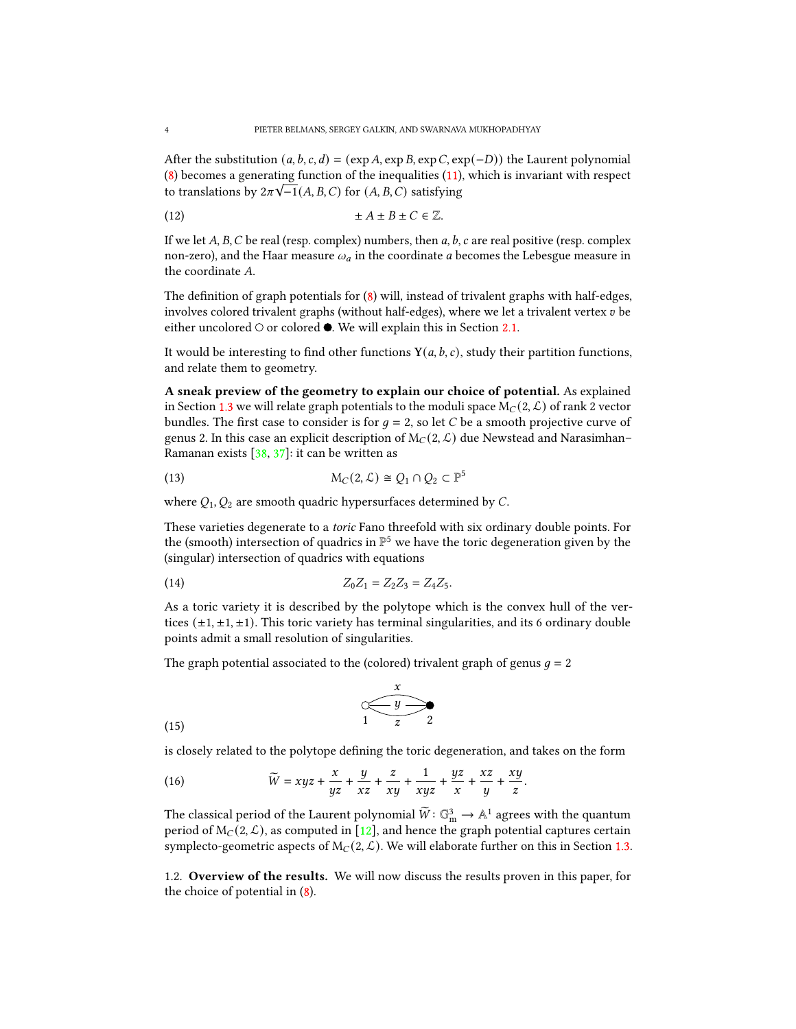After the substitution $(a, b, c, d) = (\exp A, \exp B, \exp C, \exp(-D))$ the Laurent polynomial (8) becomes a generating function of the inequalities (11), which is invariant with respect to translations by $2\pi\sqrt{-1}(A, B, C)$ for $(A, B, C)$ satisfying

$$\pm A \pm B \pm C \in \mathbb{Z}. \tag{12}$$

If we let $A, B, C$ be real (resp. complex) numbers, then $a, b, c$ are real positive (resp. complex non-zero), and the Haar measure $\omega_a$ in the coordinate $a$ becomes the Lebesgue measure in the coordinate $A$.

The definition of graph potentials for (8) will, instead of trivalent graphs with half-edges, involves colored trivalent graphs (without half-edges), where we let a trivalent vertex $v$ be either uncolored ○ or colored ●. We will explain this in Section 2.1.

It would be interesting to find other functions $\mathbf{Y}(a, b, c)$, study their partition functions, and relate them to geometry.

**A sneak preview of the geometry to explain our choice of potential.** As explained in Section 1.3 we will relate graph potentials to the moduli space $\mathrm{M}_C(2, \mathcal{L})$ of rank 2 vector bundles. The first case to consider is for $g = 2$, so let $C$ be a smooth projective curve of genus 2. In this case an explicit description of $\mathrm{M}_C(2, \mathcal{L})$ due Newstead and Narasimhan–Ramanan exists [38, 37]: it can be written as

$$\mathrm{M}_C(2, \mathcal{L}) \cong Q_1 \cap Q_2 \subset \mathbb{P}^5 \tag{13}$$

where $Q_1, Q_2$ are smooth quadric hypersurfaces determined by $C$.

These varieties degenerate to a *toric* Fano threefold with six ordinary double points. For the (smooth) intersection of quadrics in $\mathbb{P}^5$ we have the toric degeneration given by the (singular) intersection of quadrics with equations

$$Z_0 Z_1 = Z_2 Z_3 = Z_4 Z_5. \tag{14}$$

As a toric variety it is described by the polytope which is the convex hull of the vertices $(\pm 1, \pm 1, \pm 1)$. This toric variety has terminal singularities, and its 6 ordinary double points admit a small resolution of singularities.

The graph potential associated to the (colored) trivalent graph of genus $g = 2$

(15) [graph: uncolored vertex 1 and colored vertex 2 joined by three edges labeled $x$, $y$, $z$]

is closely related to the polytope defining the toric degeneration, and takes on the form

$$\widetilde{W} = xyz + \frac{x}{yz} + \frac{y}{xz} + \frac{z}{xy} + \frac{1}{xyz} + \frac{yz}{x} + \frac{xz}{y} + \frac{xy}{z}. \tag{16}$$

The classical period of the Laurent polynomial $\widetilde{W} \colon \mathbb{G}_{\mathrm{m}}^3 \to \mathbb{A}^1$ agrees with the quantum period of $\mathrm{M}_C(2, \mathcal{L})$, as computed in [12], and hence the graph potential captures certain symplecto-geometric aspects of $\mathrm{M}_C(2, \mathcal{L})$. We will elaborate further on this in Section 1.3.

### 1.2. Overview of the results.

We will now discuss the results proven in this paper, for the choice of potential in (8).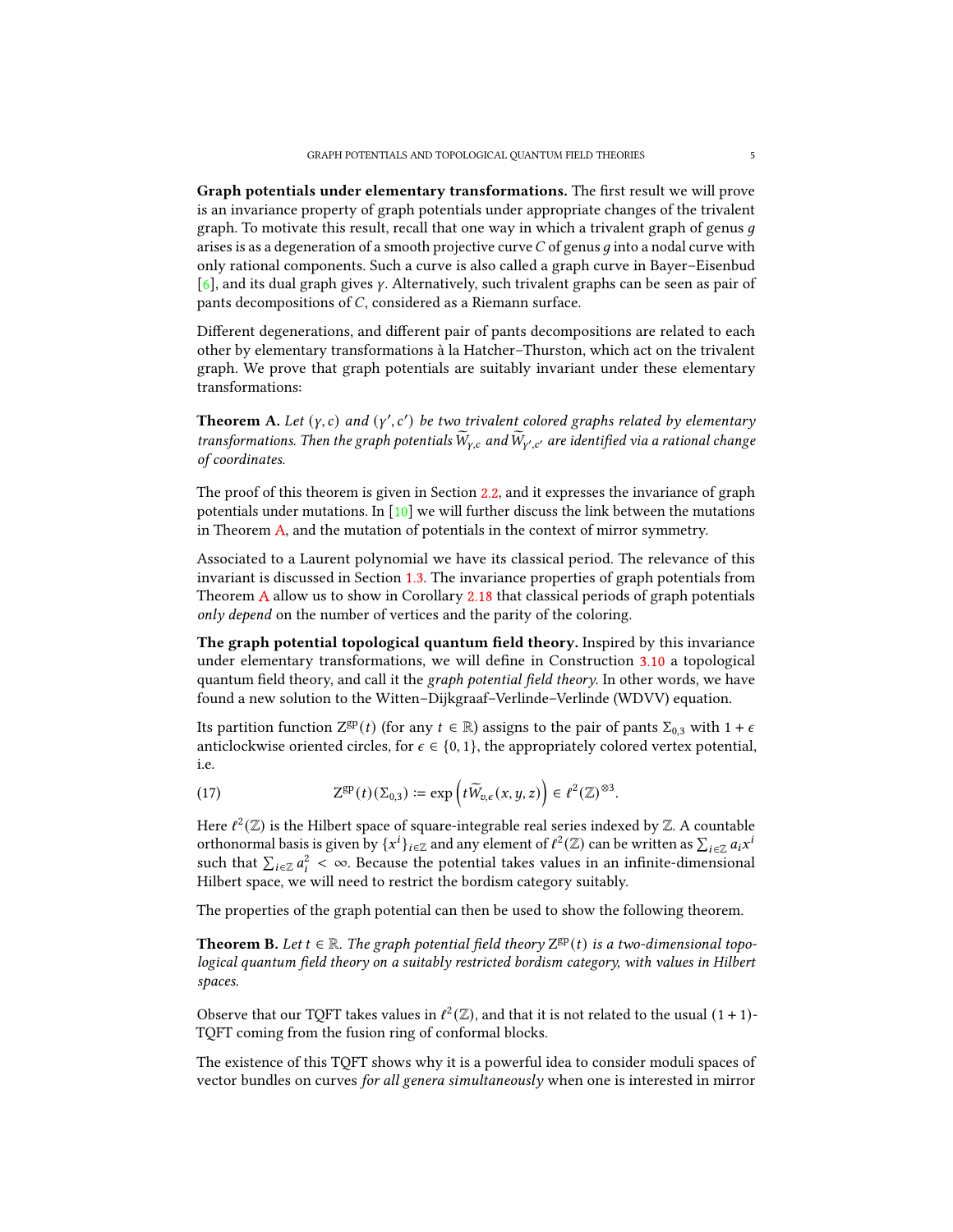**Graph potentials under elementary transformations.** The first result we will prove is an invariance property of graph potentials under appropriate changes of the trivalent graph. To motivate this result, recall that one way in which a trivalent graph of genus $g$ arises is as a degeneration of a smooth projective curve $C$ of genus $g$ into a nodal curve with only rational components. Such a curve is also called a graph curve in Bayer–Eisenbud [6], and its dual graph gives $\gamma$. Alternatively, such trivalent graphs can be seen as pair of pants decompositions of $C$, considered as a Riemann surface.

Different degenerations, and different pair of pants decompositions are related to each other by elementary transformations à la Hatcher–Thurston, which act on the trivalent graph. We prove that graph potentials are suitably invariant under these elementary transformations:

**Theorem A.** *Let $(\gamma, c)$ and $(\gamma', c')$ be two trivalent colored graphs related by elementary transformations. Then the graph potentials $\widetilde{W}_{\gamma,c}$ and $\widetilde{W}_{\gamma',c'}$ are identified via a rational change of coordinates.*

The proof of this theorem is given in Section 2.2, and it expresses the invariance of graph potentials under mutations. In [10] we will further discuss the link between the mutations in Theorem A, and the mutation of potentials in the context of mirror symmetry.

Associated to a Laurent polynomial we have its classical period. The relevance of this invariant is discussed in Section 1.3. The invariance properties of graph potentials from Theorem A allow us to show in Corollary 2.18 that classical periods of graph potentials *only depend* on the number of vertices and the parity of the coloring.

**The graph potential topological quantum field theory.** Inspired by this invariance under elementary transformations, we will define in Construction 3.10 a topological quantum field theory, and call it the *graph potential field theory*. In other words, we have found a new solution to the Witten–Dijkgraaf–Verlinde–Verlinde (WDVV) equation.

Its partition function $\mathrm{Z}^{\mathrm{gp}}(t)$ (for any $t \in \mathbb{R}$) assigns to the pair of pants $\Sigma_{0,3}$ with $1+\epsilon$ anticlockwise oriented circles, for $\epsilon \in \{0,1\}$, the appropriately colored vertex potential, i.e.

$$\mathrm{Z}^{\mathrm{gp}}(t)(\Sigma_{0,3}) := \exp\left(t\widetilde{W}_{v,\epsilon}(x,y,z)\right) \in \ell^2(\mathbb{Z})^{\otimes 3}. \tag{17}$$

Here $\ell^2(\mathbb{Z})$ is the Hilbert space of square-integrable real series indexed by $\mathbb{Z}$. A countable orthonormal basis is given by $\{x^i\}_{i\in\mathbb{Z}}$ and any element of $\ell^2(\mathbb{Z})$ can be written as $\sum_{i\in\mathbb{Z}} a_i x^i$ such that $\sum_{i\in\mathbb{Z}} a_i^2 < \infty$. Because the potential takes values in an infinite-dimensional Hilbert space, we will need to restrict the bordism category suitably.

The properties of the graph potential can then be used to show the following theorem.

**Theorem B.** *Let $t \in \mathbb{R}$. The graph potential field theory $\mathrm{Z}^{\mathrm{gp}}(t)$ is a two-dimensional topological quantum field theory on a suitably restricted bordism category, with values in Hilbert spaces.*

Observe that our TQFT takes values in $\ell^2(\mathbb{Z})$, and that it is not related to the usual $(1+1)$-TQFT coming from the fusion ring of conformal blocks.

The existence of this TQFT shows why it is a powerful idea to consider moduli spaces of vector bundles on curves *for all genera simultaneously* when one is interested in mirror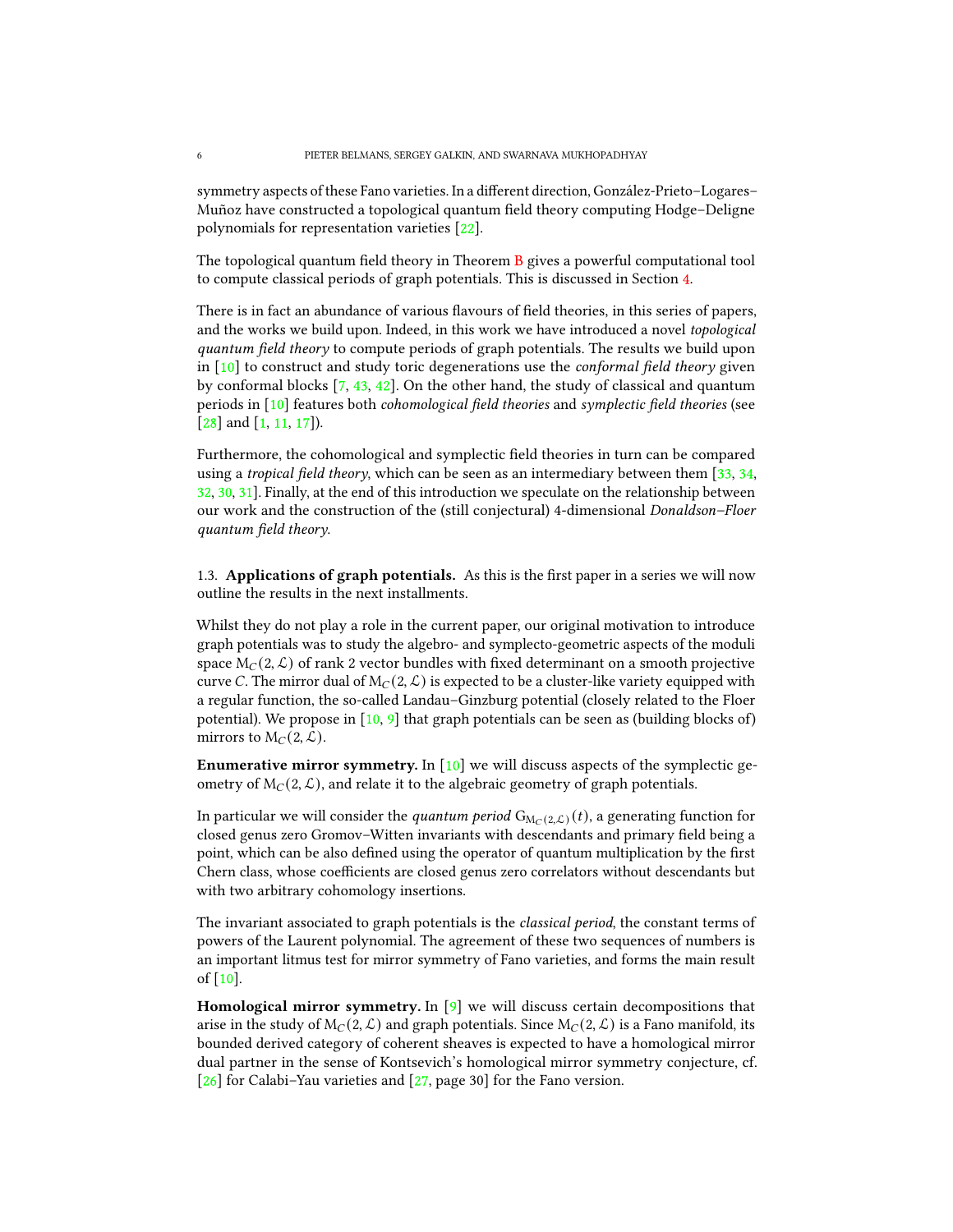symmetry aspects of these Fano varieties. In a different direction, González-Prieto–Logares–Muñoz have constructed a topological quantum field theory computing Hodge–Deligne polynomials for representation varieties [22].

The topological quantum field theory in Theorem B gives a powerful computational tool to compute classical periods of graph potentials. This is discussed in Section 4.

There is in fact an abundance of various flavours of field theories, in this series of papers, and the works we build upon. Indeed, in this work we have introduced a novel *topological quantum field theory* to compute periods of graph potentials. The results we build upon in [10] to construct and study toric degenerations use the *conformal field theory* given by conformal blocks [7, 43, 42]. On the other hand, the study of classical and quantum periods in [10] features both *cohomological field theories* and *symplectic field theories* (see [28] and [1, 11, 17]).

Furthermore, the cohomological and symplectic field theories in turn can be compared using a *tropical field theory*, which can be seen as an intermediary between them [33, 34, 32, 30, 31]. Finally, at the end of this introduction we speculate on the relationship between our work and the construction of the (still conjectural) 4-dimensional *Donaldson–Floer quantum field theory*.

### 1.3. Applications of graph potentials.

As this is the first paper in a series we will now outline the results in the next installments.

Whilst they do not play a role in the current paper, our original motivation to introduce graph potentials was to study the algebro- and symplecto-geometric aspects of the moduli space $M_C(2, \mathcal{L})$ of rank 2 vector bundles with fixed determinant on a smooth projective curve $C$. The mirror dual of $M_C(2, \mathcal{L})$ is expected to be a cluster-like variety equipped with a regular function, the so-called Landau–Ginzburg potential (closely related to the Floer potential). We propose in [10, 9] that graph potentials can be seen as (building blocks of) mirrors to $M_C(2, \mathcal{L})$.

**Enumerative mirror symmetry.** In [10] we will discuss aspects of the symplectic geometry of $M_C(2, \mathcal{L})$, and relate it to the algebraic geometry of graph potentials.

In particular we will consider the *quantum period* $G_{M_C(2,\mathcal{L})}(t)$, a generating function for closed genus zero Gromov–Witten invariants with descendants and primary field being a point, which can be also defined using the operator of quantum multiplication by the first Chern class, whose coefficients are closed genus zero correlators without descendants but with two arbitrary cohomology insertions.

The invariant associated to graph potentials is the *classical period*, the constant terms of powers of the Laurent polynomial. The agreement of these two sequences of numbers is an important litmus test for mirror symmetry of Fano varieties, and forms the main result of [10].

**Homological mirror symmetry.** In [9] we will discuss certain decompositions that arise in the study of $M_C(2, \mathcal{L})$ and graph potentials. Since $M_C(2, \mathcal{L})$ is a Fano manifold, its bounded derived category of coherent sheaves is expected to have a homological mirror dual partner in the sense of Kontsevich's homological mirror symmetry conjecture, cf. [26] for Calabi–Yau varieties and [27, page 30] for the Fano version.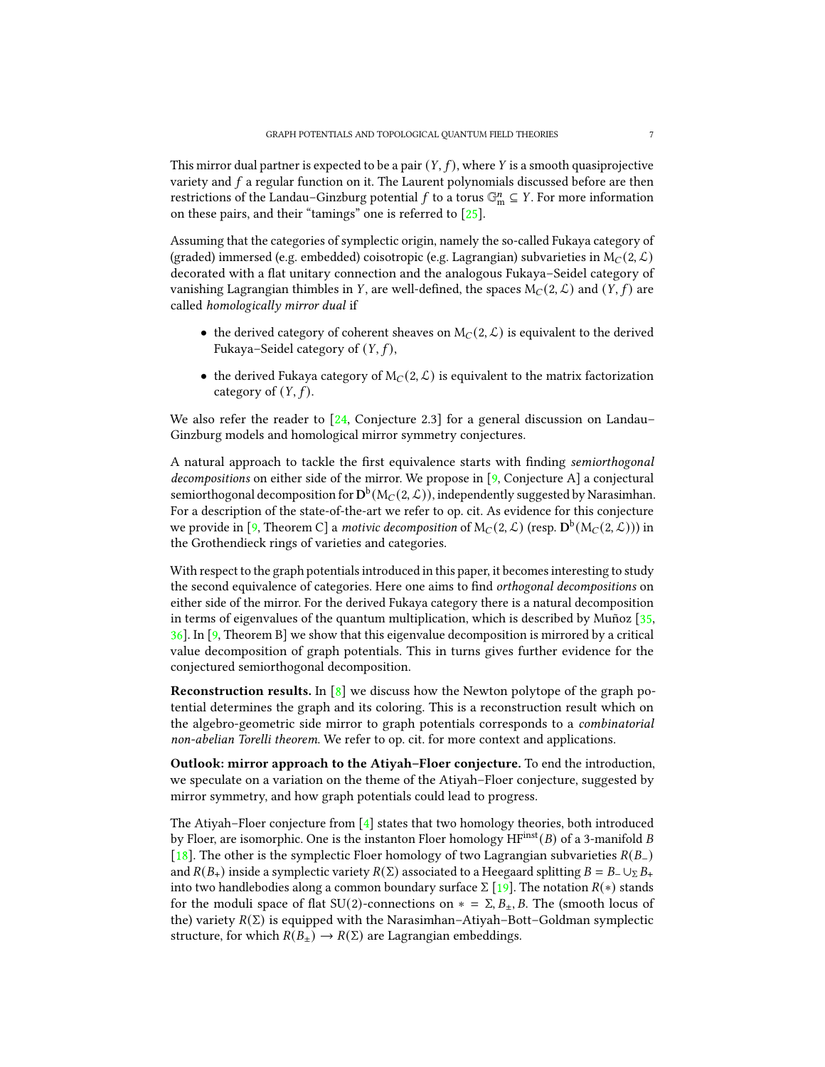This mirror dual partner is expected to be a pair $(Y, f)$, where $Y$ is a smooth quasiprojective variety and $f$ a regular function on it. The Laurent polynomials discussed before are then restrictions of the Landau–Ginzburg potential $f$ to a torus $\mathbb{G}_{\mathrm{m}}^n \subseteq Y$. For more information on these pairs, and their "tamings" one is referred to [25].

Assuming that the categories of symplectic origin, namely the so-called Fukaya category of (graded) immersed (e.g. embedded) coisotropic (e.g. Lagrangian) subvarieties in $\mathrm{M}_C(2, \mathcal{L})$ decorated with a flat unitary connection and the analogous Fukaya–Seidel category of vanishing Lagrangian thimbles in $Y$, are well-defined, the spaces $\mathrm{M}_C(2, \mathcal{L})$ and $(Y, f)$ are called *homologically mirror dual* if

- the derived category of coherent sheaves on $\mathrm{M}_C(2, \mathcal{L})$ is equivalent to the derived Fukaya–Seidel category of $(Y, f)$,
- the derived Fukaya category of $\mathrm{M}_C(2, \mathcal{L})$ is equivalent to the matrix factorization category of $(Y, f)$.

We also refer the reader to [24, Conjecture 2.3] for a general discussion on Landau–Ginzburg models and homological mirror symmetry conjectures.

A natural approach to tackle the first equivalence starts with finding *semiorthogonal decompositions* on either side of the mirror. We propose in [9, Conjecture A] a conjectural semiorthogonal decomposition for $\mathbf{D}^{\mathrm{b}}(\mathrm{M}_C(2, \mathcal{L}))$, independently suggested by Narasimhan. For a description of the state-of-the-art we refer to op. cit. As evidence for this conjecture we provide in [9, Theorem C] a *motivic decomposition* of $\mathrm{M}_C(2, \mathcal{L})$ (resp. $\mathbf{D}^{\mathrm{b}}(\mathrm{M}_C(2, \mathcal{L}))$) in the Grothendieck rings of varieties and categories.

With respect to the graph potentials introduced in this paper, it becomes interesting to study the second equivalence of categories. Here one aims to find *orthogonal decompositions* on either side of the mirror. For the derived Fukaya category there is a natural decomposition in terms of eigenvalues of the quantum multiplication, which is described by Muñoz [35, 36]. In [9, Theorem B] we show that this eigenvalue decomposition is mirrored by a critical value decomposition of graph potentials. This in turns gives further evidence for the conjectured semiorthogonal decomposition.

**Reconstruction results.** In [8] we discuss how the Newton polytope of the graph potential determines the graph and its coloring. This is a reconstruction result which on the algebro-geometric side mirror to graph potentials corresponds to a *combinatorial non-abelian Torelli theorem*. We refer to op. cit. for more context and applications.

**Outlook: mirror approach to the Atiyah–Floer conjecture.** To end the introduction, we speculate on a variation on the theme of the Atiyah–Floer conjecture, suggested by mirror symmetry, and how graph potentials could lead to progress.

The Atiyah–Floer conjecture from [4] states that two homology theories, both introduced by Floer, are isomorphic. One is the instanton Floer homology $\mathrm{HF}^{\mathrm{inst}}(B)$ of a 3-manifold $B$ [18]. The other is the symplectic Floer homology of two Lagrangian subvarieties $R(B_-)$ and $R(B_+)$ inside a symplectic variety $R(\Sigma)$ associated to a Heegaard splitting $B = B_- \cup_\Sigma B_+$ into two handlebodies along a common boundary surface $\Sigma$ [19]. The notation $R(*)$ stands for the moduli space of flat $\mathrm{SU}(2)$-connections on $* = \Sigma, B_\pm, B$. The (smooth locus of the) variety $R(\Sigma)$ is equipped with the Narasimhan–Atiyah–Bott–Goldman symplectic structure, for which $R(B_\pm) \to R(\Sigma)$ are Lagrangian embeddings.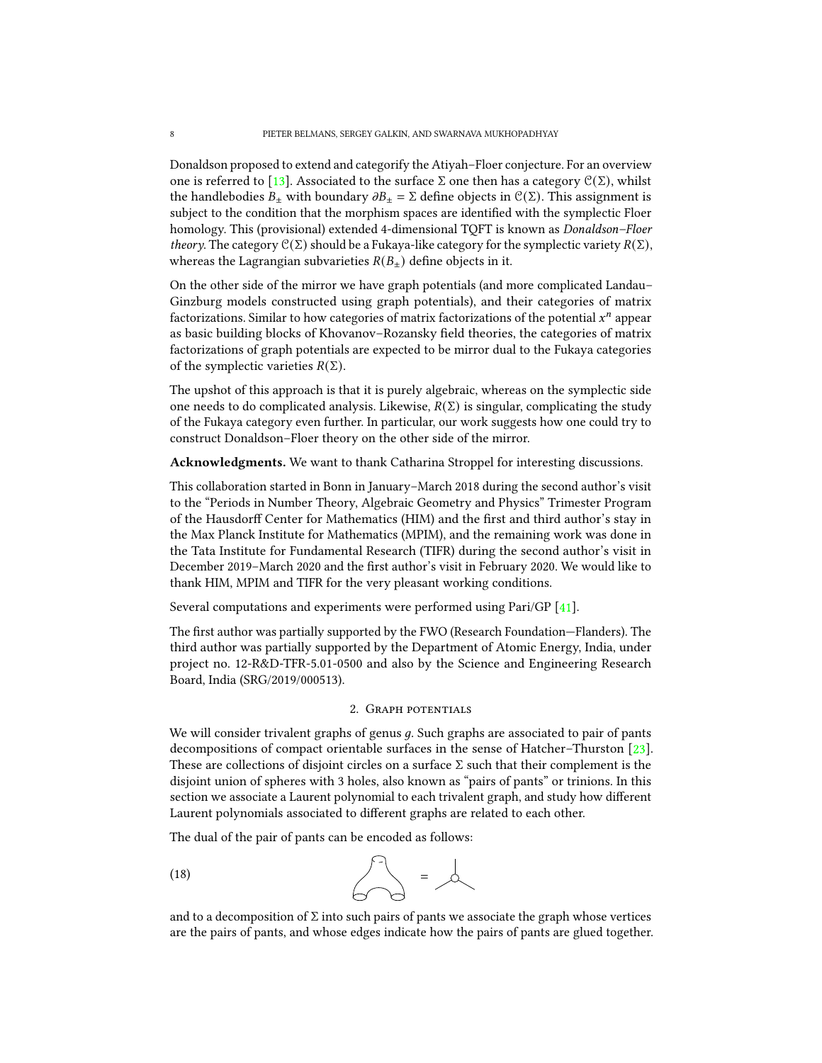Donaldson proposed to extend and categorify the Atiyah–Floer conjecture. For an overview one is referred to [13]. Associated to the surface $\Sigma$ one then has a category $\mathcal{C}(\Sigma)$, whilst the handlebodies $B_\pm$ with boundary $\partial B_\pm = \Sigma$ define objects in $\mathcal{C}(\Sigma)$. This assignment is subject to the condition that the morphism spaces are identified with the symplectic Floer homology. This (provisional) extended 4-dimensional TQFT is known as *Donaldson–Floer theory*. The category $\mathcal{C}(\Sigma)$ should be a Fukaya-like category for the symplectic variety $R(\Sigma)$, whereas the Lagrangian subvarieties $R(B_\pm)$ define objects in it.

On the other side of the mirror we have graph potentials (and more complicated Landau–Ginzburg models constructed using graph potentials), and their categories of matrix factorizations. Similar to how categories of matrix factorizations of the potential $x^n$ appear as basic building blocks of Khovanov–Rozansky field theories, the categories of matrix factorizations of graph potentials are expected to be mirror dual to the Fukaya categories of the symplectic varieties $R(\Sigma)$.

The upshot of this approach is that it is purely algebraic, whereas on the symplectic side one needs to do complicated analysis. Likewise, $R(\Sigma)$ is singular, complicating the study of the Fukaya category even further. In particular, our work suggests how one could try to construct Donaldson–Floer theory on the other side of the mirror.

**Acknowledgments.** We want to thank Catharina Stroppel for interesting discussions.

This collaboration started in Bonn in January–March 2018 during the second author's visit to the "Periods in Number Theory, Algebraic Geometry and Physics" Trimester Program of the Hausdorff Center for Mathematics (HIM) and the first and third author's stay in the Max Planck Institute for Mathematics (MPIM), and the remaining work was done in the Tata Institute for Fundamental Research (TIFR) during the second author's visit in December 2019–March 2020 and the first author's visit in February 2020. We would like to thank HIM, MPIM and TIFR for the very pleasant working conditions.

Several computations and experiments were performed using Pari/GP [41].

The first author was partially supported by the FWO (Research Foundation—Flanders). The third author was partially supported by the Department of Atomic Energy, India, under project no. 12-R&D-TFR-5.01-0500 and also by the Science and Engineering Research Board, India (SRG/2019/000513).

## 2. Graph potentials

We will consider trivalent graphs of genus $g$. Such graphs are associated to pair of pants decompositions of compact orientable surfaces in the sense of Hatcher–Thurston [23]. These are collections of disjoint circles on a surface $\Sigma$ such that their complement is the disjoint union of spheres with 3 holes, also known as "pairs of pants" or trinions. In this section we associate a Laurent polynomial to each trivalent graph, and study how different Laurent polynomials associated to different graphs are related to each other.

The dual of the pair of pants can be encoded as follows:

(18)

and to a decomposition of $\Sigma$ into such pairs of pants we associate the graph whose vertices are the pairs of pants, and whose edges indicate how the pairs of pants are glued together.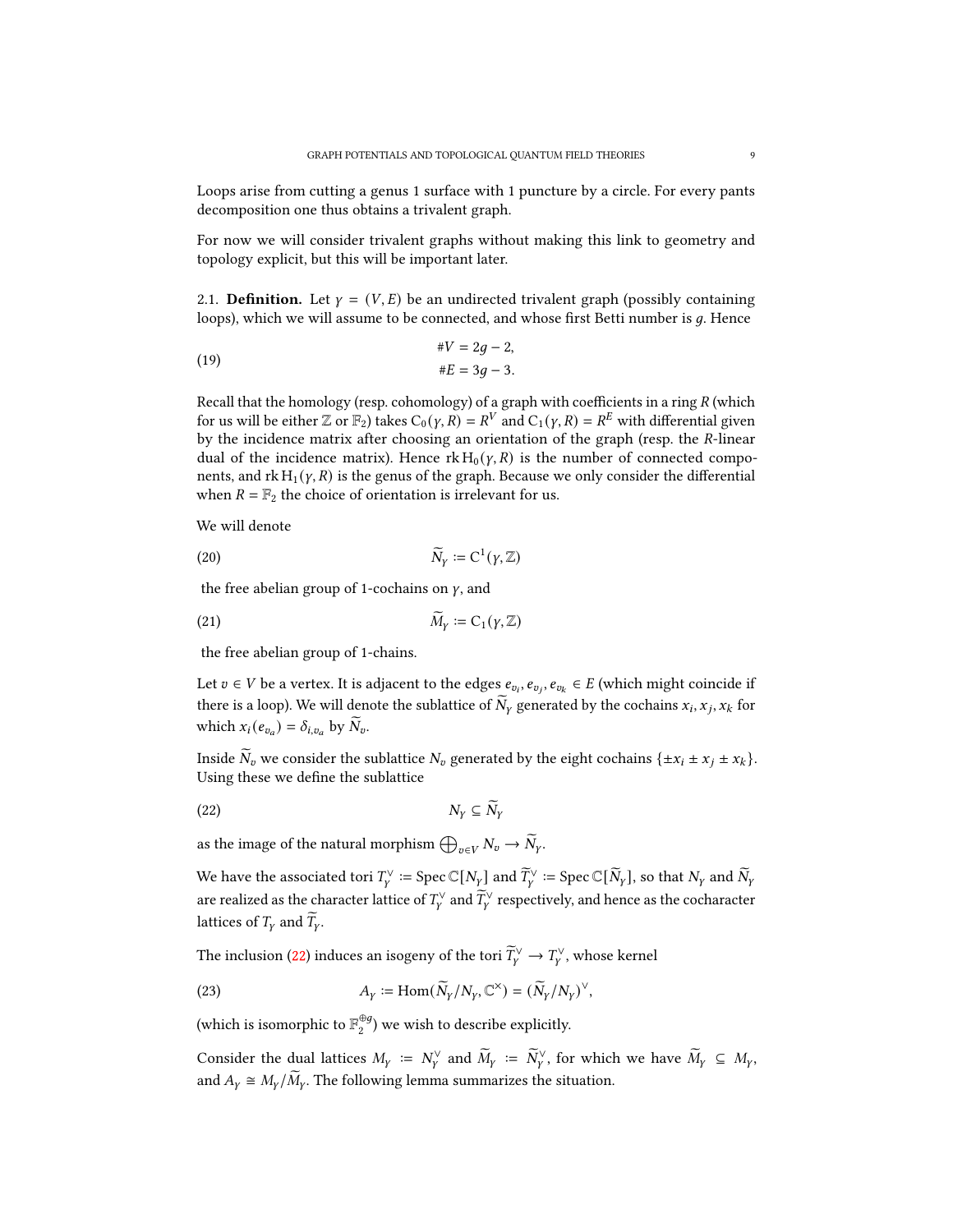Loops arise from cutting a genus 1 surface with 1 puncture by a circle. For every pants decomposition one thus obtains a trivalent graph.

For now we will consider trivalent graphs without making this link to geometry and topology explicit, but this will be important later.

2.1. **Definition.** Let $\gamma = (V, E)$ be an undirected trivalent graph (possibly containing loops), which we will assume to be connected, and whose first Betti number is $g$. Hence

$$\begin{aligned} \#V &= 2g-2, \\ \#E &= 3g-3. \end{aligned} \tag{19}$$

Recall that the homology (resp. cohomology) of a graph with coefficients in a ring $R$ (which for us will be either $\mathbb{Z}$ or $\mathbb{F}_2$) takes $\mathrm{C}_0(\gamma, R) = R^V$ and $\mathrm{C}_1(\gamma, R) = R^E$ with differential given by the incidence matrix after choosing an orientation of the graph (resp. the $R$-linear dual of the incidence matrix). Hence $\operatorname{rk} \mathrm{H}_0(\gamma, R)$ is the number of connected components, and $\operatorname{rk} \mathrm{H}_1(\gamma, R)$ is the genus of the graph. Because we only consider the differential when $R = \mathbb{F}_2$ the choice of orientation is irrelevant for us.

We will denote

$$\widetilde{N}_\gamma := \mathrm{C}^1(\gamma, \mathbb{Z}) \tag{20}$$

the free abelian group of 1-cochains on $\gamma$, and

$$\widetilde{M}_\gamma := \mathrm{C}_1(\gamma, \mathbb{Z}) \tag{21}$$

the free abelian group of 1-chains.

Let $v \in V$ be a vertex. It is adjacent to the edges $e_{v_i}, e_{v_j}, e_{v_k} \in E$ (which might coincide if there is a loop). We will denote the sublattice of $\widetilde{N}_\gamma$ generated by the cochains $x_i, x_j, x_k$ for which $x_i(e_{v_a}) = \delta_{i,v_a}$ by $\widetilde{N}_v$.

Inside $\widetilde{N}_v$ we consider the sublattice $N_v$ generated by the eight cochains $\{\pm x_i \pm x_j \pm x_k\}$. Using these we define the sublattice

$$N_\gamma \subseteq \widetilde{N}_\gamma \tag{22}$$

as the image of the natural morphism $\bigoplus_{v \in V} N_v \to \widetilde{N}_\gamma$.

We have the associated tori $T_\gamma^\vee := \operatorname{Spec} \mathbb{C}[N_\gamma]$ and $\widetilde{T}_\gamma^\vee := \operatorname{Spec} \mathbb{C}[\widetilde{N}_\gamma]$, so that $N_\gamma$ and $\widetilde{N}_\gamma$ are realized as the character lattice of $T_\gamma^\vee$ and $\widetilde{T}_\gamma^\vee$ respectively, and hence as the cocharacter lattices of $T_\gamma$ and $\widetilde{T}_\gamma$.

The inclusion (22) induces an isogeny of the tori $\widetilde{T}_\gamma^\vee \to T_\gamma^\vee$, whose kernel

$$A_\gamma := \operatorname{Hom}(\widetilde{N}_\gamma / N_\gamma, \mathbb{C}^\times) = (\widetilde{N}_\gamma / N_\gamma)^\vee, \tag{23}$$

(which is isomorphic to $\mathbb{F}_2^{\oplus g}$) we wish to describe explicitly.

Consider the dual lattices $M_\gamma := N_\gamma^\vee$ and $\widetilde{M}_\gamma := \widetilde{N}_\gamma^\vee$, for which we have $\widetilde{M}_\gamma \subseteq M_\gamma$, and $A_\gamma \cong M_\gamma / \widetilde{M}_\gamma$. The following lemma summarizes the situation.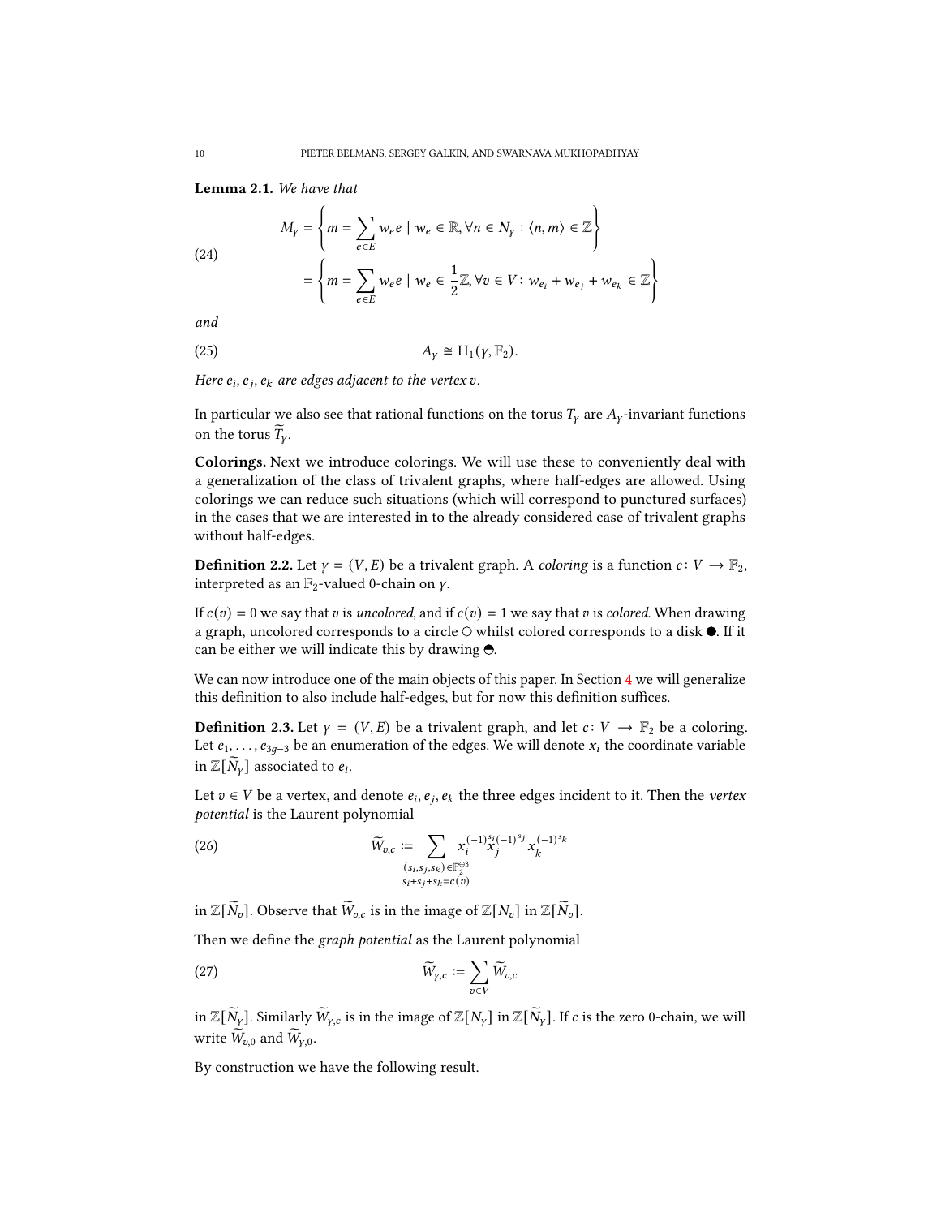**Lemma 2.1.** *We have that*

$$
\begin{aligned}
M_\gamma &= \left\{ m = \sum_{e\in E} w_e e \mid w_e \in \mathbb{R}, \forall n \in N_\gamma : \langle n, m\rangle \in \mathbb{Z} \right\} \\
&= \left\{ m = \sum_{e\in E} w_e e \mid w_e \in \frac{1}{2}\mathbb{Z}, \forall v \in V\colon w_{e_i} + w_{e_j} + w_{e_k} \in \mathbb{Z} \right\}
\end{aligned}
\tag{24}
$$

*and*

$$
A_\gamma \cong \mathrm{H}_1(\gamma, \mathbb{F}_2). \tag{25}
$$

*Here $e_i, e_j, e_k$ are edges adjacent to the vertex $v$.*

In particular we also see that rational functions on the torus $T_\gamma$ are $A_\gamma$-invariant functions on the torus $\widetilde{T}_\gamma$.

**Colorings.** Next we introduce colorings. We will use these to conveniently deal with a generalization of the class of trivalent graphs, where half-edges are allowed. Using colorings we can reduce such situations (which will correspond to punctured surfaces) in the cases that we are interested in to the already considered case of trivalent graphs without half-edges.

**Definition 2.2.** Let $\gamma = (V, E)$ be a trivalent graph. A *coloring* is a function $c\colon V \to \mathbb{F}_2$, interpreted as an $\mathbb{F}_2$-valued 0-chain on $\gamma$.

If $c(v) = 0$ we say that $v$ is *uncolored*, and if $c(v) = 1$ we say that $v$ is *colored*. When drawing a graph, uncolored corresponds to a circle ○ whilst colored corresponds to a disk ●. If it can be either we will indicate this by drawing ◓.

We can now introduce one of the main objects of this paper. In Section 4 we will generalize this definition to also include half-edges, but for now this definition suffices.

**Definition 2.3.** Let $\gamma = (V, E)$ be a trivalent graph, and let $c\colon V \to \mathbb{F}_2$ be a coloring. Let $e_1, \ldots, e_{3g-3}$ be an enumeration of the edges. We will denote $x_i$ the coordinate variable in $\mathbb{Z}[\widetilde{N}_\gamma]$ associated to $e_i$.

Let $v \in V$ be a vertex, and denote $e_i, e_j, e_k$ the three edges incident to it. Then the *vertex potential* is the Laurent polynomial

$$
\widetilde{W}_{v,c} := \sum_{\substack{(s_i,s_j,s_k)\in\mathbb{F}_2^{\oplus 3} \\ s_i+s_j+s_k = c(v)}} x_i^{(-1)^{s_i}} x_j^{(-1)^{s_j}} x_k^{(-1)^{s_k}} \tag{26}
$$

in $\mathbb{Z}[\widetilde{N}_v]$. Observe that $\widetilde{W}_{v,c}$ is in the image of $\mathbb{Z}[N_v]$ in $\mathbb{Z}[\widetilde{N}_v]$.

Then we define the *graph potential* as the Laurent polynomial

$$
\widetilde{W}_{\gamma,c} := \sum_{v\in V} \widetilde{W}_{v,c} \tag{27}
$$

in $\mathbb{Z}[\widetilde{N}_\gamma]$. Similarly $\widetilde{W}_{\gamma,c}$ is in the image of $\mathbb{Z}[N_\gamma]$ in $\mathbb{Z}[\widetilde{N}_\gamma]$. If $c$ is the zero 0-chain, we will write $\widetilde{W}_{v,0}$ and $\widetilde{W}_{\gamma,0}$.

By construction we have the following result.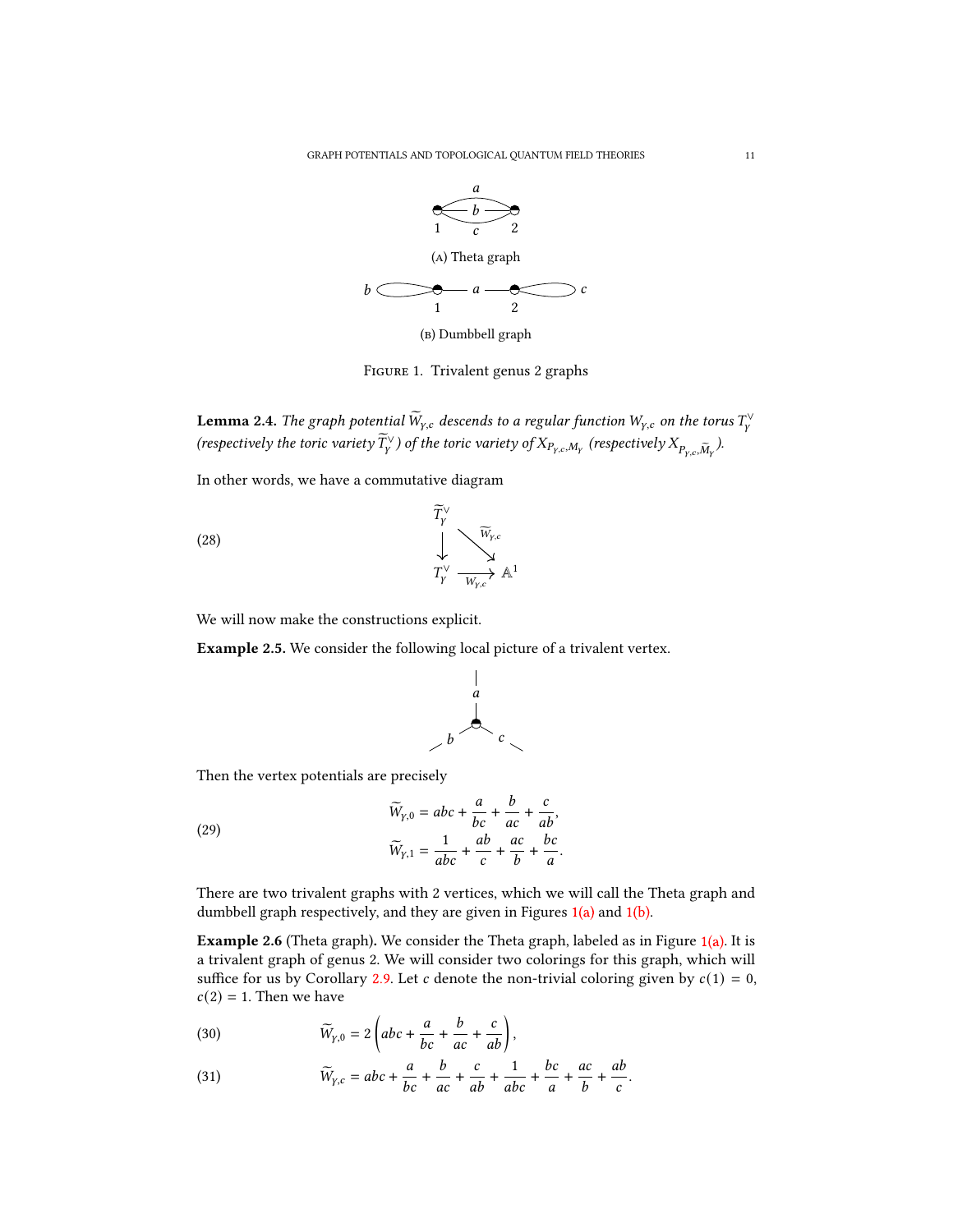(A) Theta graph

(B) Dumbbell graph

Figure 1. Trivalent genus 2 graphs

**Lemma 2.4.** *The graph potential $\widetilde{W}_{\gamma,c}$ descends to a regular function $W_{\gamma,c}$ on the torus $T_\gamma^\vee$ (respectively the toric variety $\widetilde{T}_\gamma^\vee$) of the toric variety of $X_{P_{\gamma,c},M_\gamma}$ (respectively $X_{P_{\gamma,c},\widetilde{M}_\gamma}$).*

In other words, we have a commutative diagram

$$
\begin{array}{ccc}
\widetilde{T}_\gamma^\vee & & \\
\downarrow & \searrow^{\widetilde{W}_{\gamma,c}} & \\
T_\gamma^\vee & \xrightarrow[W_{\gamma,c}]{} & \mathbb{A}^1
\end{array}
\tag{28}
$$

We will now make the constructions explicit.

**Example 2.5.** We consider the following local picture of a trivalent vertex.

Then the vertex potentials are precisely

$$
\begin{aligned}
\widetilde{W}_{\gamma,0} &= abc + \frac{a}{bc} + \frac{b}{ac} + \frac{c}{ab}, \\
\widetilde{W}_{\gamma,1} &= \frac{1}{abc} + \frac{ab}{c} + \frac{ac}{b} + \frac{bc}{a}.
\end{aligned}
\tag{29}
$$

There are two trivalent graphs with 2 vertices, which we will call the Theta graph and dumbbell graph respectively, and they are given in Figures 1(a) and 1(b).

**Example 2.6** (Theta graph)**.** We consider the Theta graph, labeled as in Figure 1(a). It is a trivalent graph of genus 2. We will consider two colorings for this graph, which will suffice for us by Corollary 2.9. Let $c$ denote the non-trivial coloring given by $c(1) = 0$, $c(2) = 1$. Then we have

$$
\widetilde{W}_{\gamma,0} = 2\left(abc + \frac{a}{bc} + \frac{b}{ac} + \frac{c}{ab}\right),
\tag{30}
$$

$$
\widetilde{W}_{\gamma,c} = abc + \frac{a}{bc} + \frac{b}{ac} + \frac{c}{ab} + \frac{1}{abc} + \frac{bc}{a} + \frac{ac}{b} + \frac{ab}{c}.
\tag{31}
$$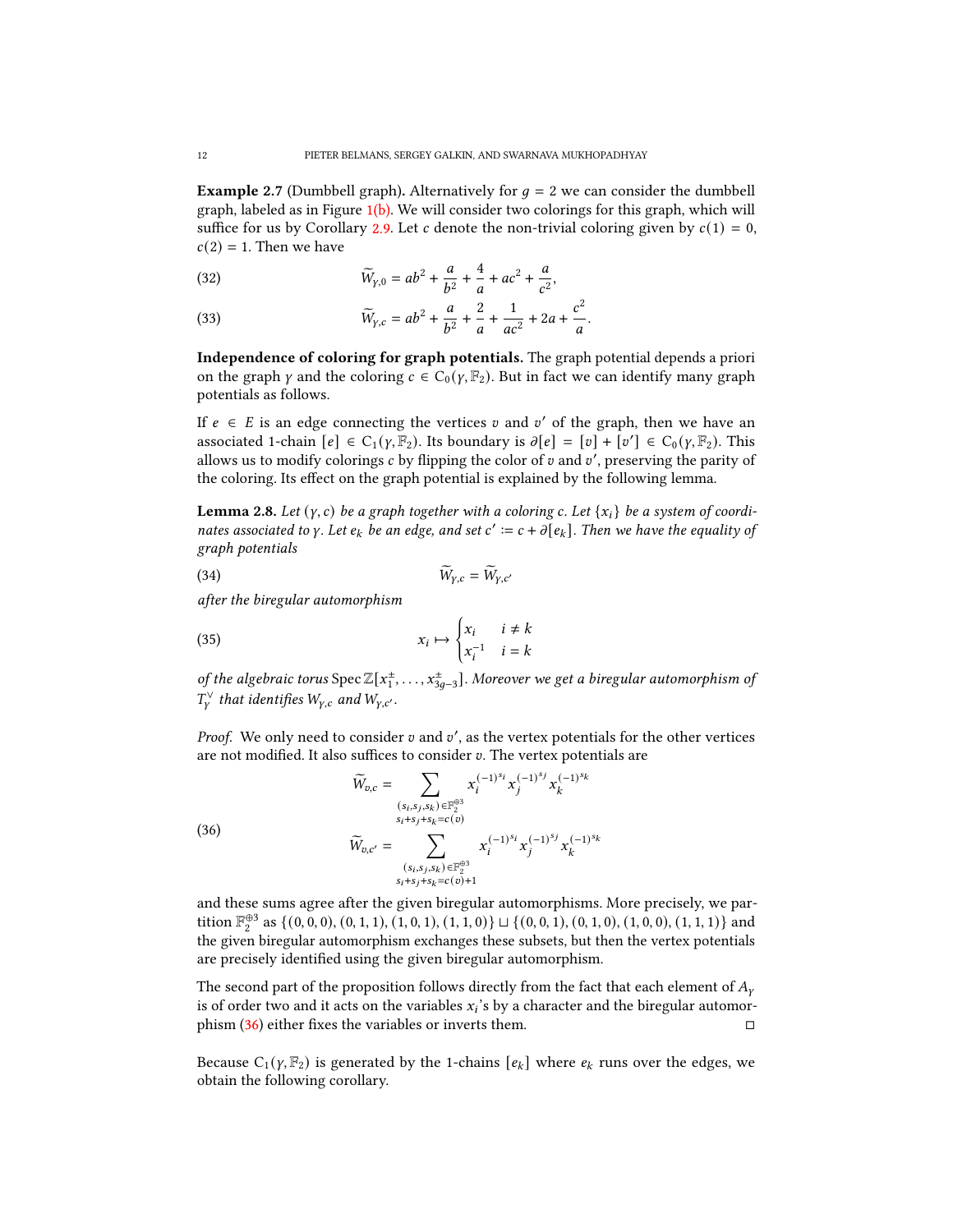**Example 2.7** (Dumbbell graph)**.** Alternatively for $g = 2$ we can consider the dumbbell graph, labeled as in Figure 1(b). We will consider two colorings for this graph, which will suffice for us by Corollary 2.9. Let $c$ denote the non-trivial coloring given by $c(1) = 0$, $c(2) = 1$. Then we have

$$\widetilde{W}_{\gamma,0} = ab^2 + \frac{a}{b^2} + \frac{4}{a} + ac^2 + \frac{a}{c^2}, \tag{32}$$

$$\widetilde{W}_{\gamma,c} = ab^2 + \frac{a}{b^2} + \frac{2}{a} + \frac{1}{ac^2} + 2a + \frac{c^2}{a}. \tag{33}$$

**Independence of coloring for graph potentials.** The graph potential depends a priori on the graph $\gamma$ and the coloring $c \in \mathrm{C}_0(\gamma, \mathbb{F}_2)$. But in fact we can identify many graph potentials as follows.

If $e \in E$ is an edge connecting the vertices $v$ and $v'$ of the graph, then we have an associated 1-chain $[e] \in \mathrm{C}_1(\gamma, \mathbb{F}_2)$. Its boundary is $\partial[e] = [v] + [v'] \in \mathrm{C}_0(\gamma, \mathbb{F}_2)$. This allows us to modify colorings $c$ by flipping the color of $v$ and $v'$, preserving the parity of the coloring. Its effect on the graph potential is explained by the following lemma.

**Lemma 2.8.** *Let $(\gamma, c)$ be a graph together with a coloring $c$. Let $\{x_i\}$ be a system of coordinates associated to $\gamma$. Let $e_k$ be an edge, and set $c' := c + \partial[e_k]$. Then we have the equality of graph potentials*

$$\widetilde{W}_{\gamma,c} = \widetilde{W}_{\gamma,c'} \tag{34}$$

*after the biregular automorphism*

$$x_i \mapsto \begin{cases} x_i & i \neq k \\ x_i^{-1} & i = k \end{cases} \tag{35}$$

*of the algebraic torus* $\operatorname{Spec} \mathbb{Z}[x_1^{\pm}, \ldots, x_{3g-3}^{\pm}]$*. Moreover we get a biregular automorphism of $T_\gamma^\vee$ that identifies $W_{\gamma,c}$ and $W_{\gamma,c'}$.*

*Proof.* We only need to consider $v$ and $v'$, as the vertex potentials for the other vertices are not modified. It also suffices to consider $v$. The vertex potentials are

$$\begin{aligned} \widetilde{W}_{v,c} &= \sum_{\substack{(s_i,s_j,s_k)\in\mathbb{F}_2^{\oplus 3} \\ s_i+s_j+s_k=c(v)}} x_i^{(-1)^{s_i}} x_j^{(-1)^{s_j}} x_k^{(-1)^{s_k}} \\ \widetilde{W}_{v,c'} &= \sum_{\substack{(s_i,s_j,s_k)\in\mathbb{F}_2^{\oplus 3} \\ s_i+s_j+s_k=c(v)+1}} x_i^{(-1)^{s_i}} x_j^{(-1)^{s_j}} x_k^{(-1)^{s_k}} \end{aligned} \tag{36}$$

and these sums agree after the given biregular automorphisms. More precisely, we partition $\mathbb{F}_2^{\oplus 3}$ as $\{(0,0,0),(0,1,1),(1,0,1),(1,1,0)\} \sqcup \{(0,0,1),(0,1,0),(1,0,0),(1,1,1)\}$ and the given biregular automorphism exchanges these subsets, but then the vertex potentials are precisely identified using the given biregular automorphism.

The second part of the proposition follows directly from the fact that each element of $A_\gamma$ is of order two and it acts on the variables $x_i$'s by a character and the biregular automorphism (36) either fixes the variables or inverts them. ∎

Because $\mathrm{C}_1(\gamma, \mathbb{F}_2)$ is generated by the 1-chains $[e_k]$ where $e_k$ runs over the edges, we obtain the following corollary.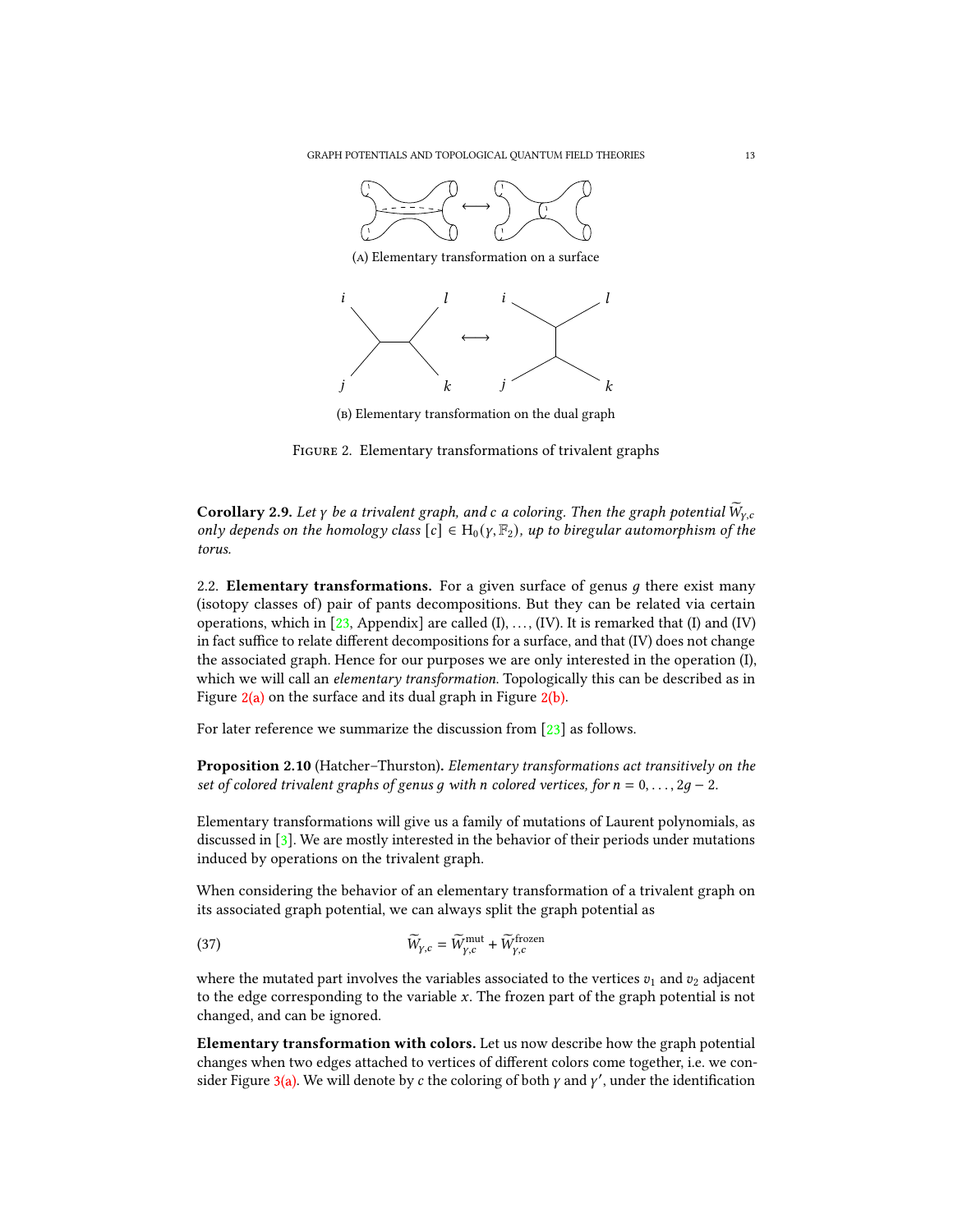(A) Elementary transformation on a surface

(B) Elementary transformation on the dual graph

Figure 2. Elementary transformations of trivalent graphs

**Corollary 2.9.** *Let $\gamma$ be a trivalent graph, and $c$ a coloring. Then the graph potential $\widetilde{W}_{\gamma,c}$ only depends on the homology class $[c] \in \mathrm{H}_0(\gamma, \mathbb{F}_2)$, up to biregular automorphism of the torus.*

2.2. **Elementary transformations.** For a given surface of genus $g$ there exist many (isotopy classes of) pair of pants decompositions. But they can be related via certain operations, which in [23, Appendix] are called (I), …, (IV). It is remarked that (I) and (IV) in fact suffice to relate different decompositions for a surface, and that (IV) does not change the associated graph. Hence for our purposes we are only interested in the operation (I), which we will call an *elementary transformation*. Topologically this can be described as in Figure 2(a) on the surface and its dual graph in Figure 2(b).

For later reference we summarize the discussion from [23] as follows.

**Proposition 2.10** (Hatcher–Thurston). *Elementary transformations act transitively on the set of colored trivalent graphs of genus $g$ with $n$ colored vertices, for $n = 0, \ldots, 2g-2$.*

Elementary transformations will give us a family of mutations of Laurent polynomials, as discussed in [3]. We are mostly interested in the behavior of their periods under mutations induced by operations on the trivalent graph.

When considering the behavior of an elementary transformation of a trivalent graph on its associated graph potential, we can always split the graph potential as

$$\widetilde{W}_{\gamma,c} = \widetilde{W}^{\mathrm{mut}}_{\gamma,c} + \widetilde{W}^{\mathrm{frozen}}_{\gamma,c} \tag{37}$$

where the mutated part involves the variables associated to the vertices $v_1$ and $v_2$ adjacent to the edge corresponding to the variable $x$. The frozen part of the graph potential is not changed, and can be ignored.

**Elementary transformation with colors.** Let us now describe how the graph potential changes when two edges attached to vertices of different colors come together, i.e. we consider Figure 3(a). We will denote by $c$ the coloring of both $\gamma$ and $\gamma'$, under the identification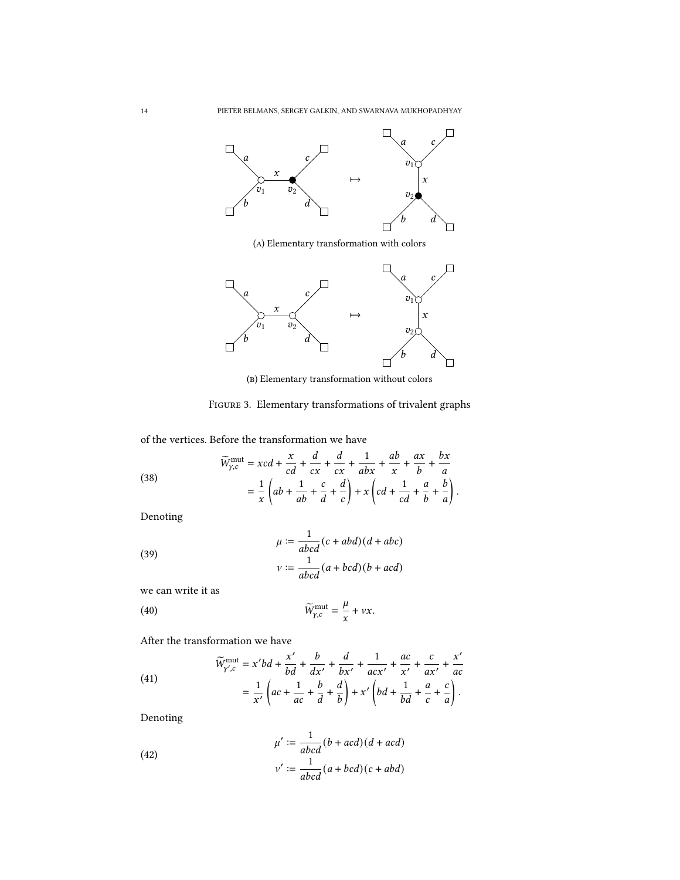(A) Elementary transformation with colors

(B) Elementary transformation without colors

Figure 3. Elementary transformations of trivalent graphs

of the vertices. Before the transformation we have

$$
\begin{aligned}
\widetilde{W}^{\mathrm{mut}}_{\gamma,c} &= xcd + \frac{x}{cd} + \frac{d}{cx} + \frac{d}{cx} + \frac{1}{abx} + \frac{ab}{x} + \frac{ax}{b} + \frac{bx}{a} \\
&= \frac{1}{x}\left(ab + \frac{1}{ab} + \frac{c}{d} + \frac{d}{c}\right) + x\left(cd + \frac{1}{cd} + \frac{a}{b} + \frac{b}{a}\right).
\end{aligned} \tag{38}
$$

Denoting

$$
\begin{aligned}
\mu &\coloneqq \frac{1}{abcd}(c + abd)(d + abc) \\
\nu &\coloneqq \frac{1}{abcd}(a + bcd)(b + acd)
\end{aligned} \tag{39}
$$

we can write it as

$$
\widetilde{W}^{\mathrm{mut}}_{\gamma,c} = \frac{\mu}{x} + \nu x. \tag{40}
$$

After the transformation we have

$$
\begin{aligned}
\widetilde{W}^{\mathrm{mut}}_{\gamma',c} &= x'bd + \frac{x'}{bd} + \frac{b}{dx'} + \frac{d}{bx'} + \frac{1}{acx'} + \frac{ac}{x'} + \frac{c}{ax'} + \frac{x'}{ac} \\
&= \frac{1}{x'}\left(ac + \frac{1}{ac} + \frac{b}{d} + \frac{d}{b}\right) + x'\left(bd + \frac{1}{bd} + \frac{a}{c} + \frac{c}{a}\right).
\end{aligned} \tag{41}
$$

Denoting

$$
\begin{aligned}
\mu' &\coloneqq \frac{1}{abcd}(b + acd)(d + acd) \\
\nu' &\coloneqq \frac{1}{abcd}(a + bcd)(c + abd)
\end{aligned} \tag{42}
$$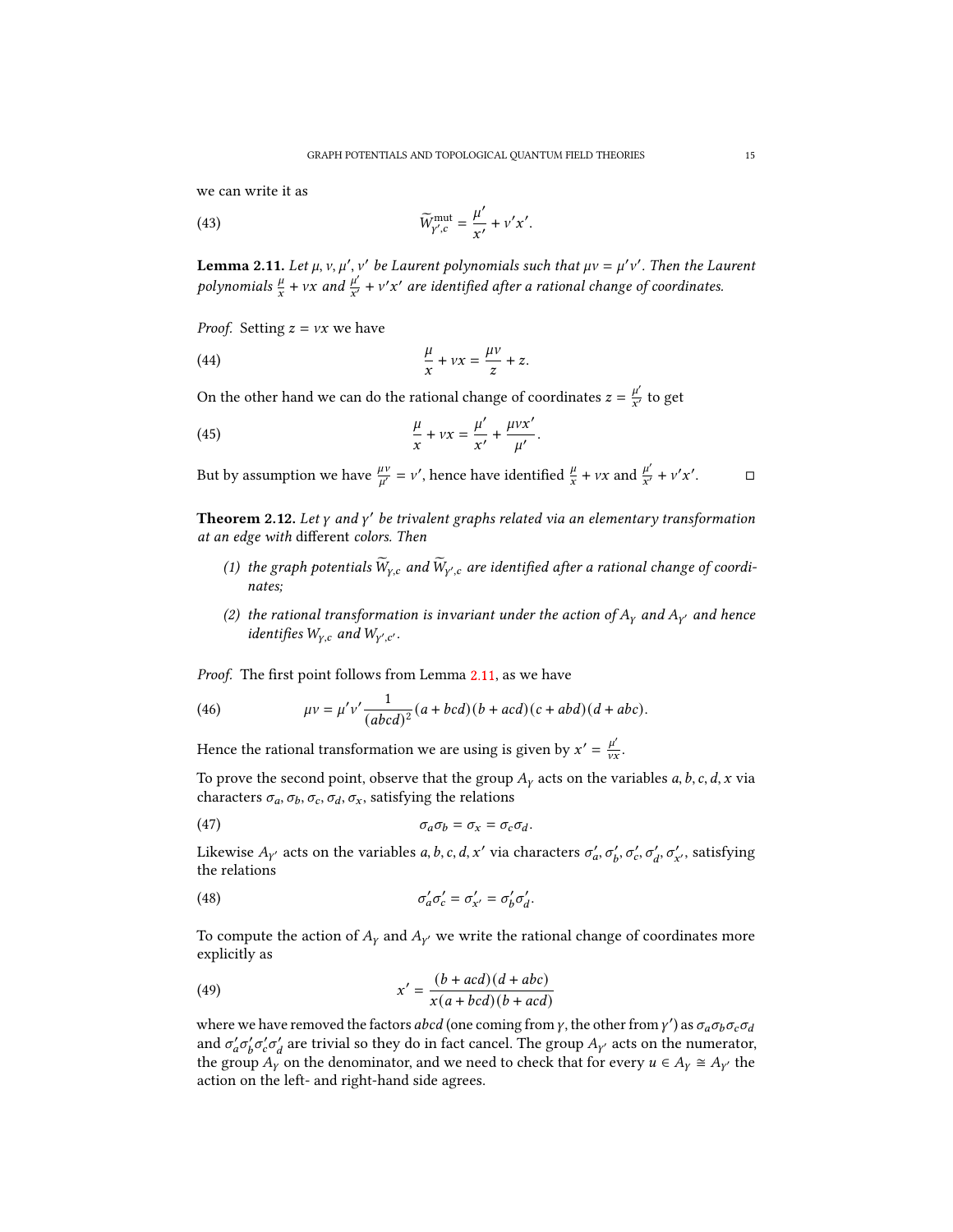we can write it as

$$\widetilde{W}^{\mathrm{mut}}_{\gamma',c} = \frac{\mu'}{x'} + \nu' x'. \tag{43}$$

**Lemma 2.11.** *Let $\mu, \nu, \mu', \nu'$ be Laurent polynomials such that $\mu\nu = \mu'\nu'$. Then the Laurent polynomials $\frac{\mu}{x} + \nu x$ and $\frac{\mu'}{x'} + \nu' x'$ are identified after a rational change of coordinates.*

*Proof.* Setting $z = \nu x$ we have

$$\frac{\mu}{x} + \nu x = \frac{\mu\nu}{z} + z. \tag{44}$$

On the other hand we can do the rational change of coordinates $z = \frac{\mu'}{x'}$ to get

$$\frac{\mu}{x} + \nu x = \frac{\mu'}{x'} + \frac{\mu\nu x'}{\mu'}. \tag{45}$$

But by assumption we have $\frac{\mu\nu}{\mu'} = \nu'$, hence have identified $\frac{\mu}{x} + \nu x$ and $\frac{\mu'}{x'} + \nu' x'$. ◻

**Theorem 2.12.** *Let $\gamma$ and $\gamma'$ be trivalent graphs related via an elementary transformation at an edge with* different *colors. Then*

1. *the graph potentials $\widetilde{W}_{\gamma,c}$ and $\widetilde{W}_{\gamma',c}$ are identified after a rational change of coordinates;*
2. *the rational transformation is invariant under the action of $A_\gamma$ and $A_{\gamma'}$ and hence identifies $W_{\gamma,c}$ and $W_{\gamma',c'}$.*

*Proof.* The first point follows from Lemma 2.11, as we have

$$\mu\nu = \mu'\nu' \frac{1}{(abcd)^2}(a + bcd)(b + acd)(c + abd)(d + abc). \tag{46}$$

Hence the rational transformation we are using is given by $x' = \frac{\mu'}{\nu x}$.

To prove the second point, observe that the group $A_\gamma$ acts on the variables $a, b, c, d, x$ via characters $\sigma_a, \sigma_b, \sigma_c, \sigma_d, \sigma_x$, satisfying the relations

$$\sigma_a\sigma_b = \sigma_x = \sigma_c\sigma_d. \tag{47}$$

Likewise $A_{\gamma'}$ acts on the variables $a, b, c, d, x'$ via characters $\sigma'_a, \sigma'_b, \sigma'_c, \sigma'_d, \sigma'_{x'}$, satisfying the relations

$$\sigma'_a\sigma'_c = \sigma'_{x'} = \sigma'_b\sigma'_d. \tag{48}$$

To compute the action of $A_\gamma$ and $A_{\gamma'}$ we write the rational change of coordinates more explicitly as

$$x' = \frac{(b + acd)(d + abc)}{x(a + bcd)(b + acd)} \tag{49}$$

where we have removed the factors $abcd$ (one coming from $\gamma$, the other from $\gamma'$) as $\sigma_a\sigma_b\sigma_c\sigma_d$ and $\sigma'_a\sigma'_b\sigma'_c\sigma'_d$ are trivial so they do in fact cancel. The group $A_{\gamma'}$ acts on the numerator, the group $A_\gamma$ on the denominator, and we need to check that for every $u \in A_\gamma \cong A_{\gamma'}$ the action on the left- and right-hand side agrees.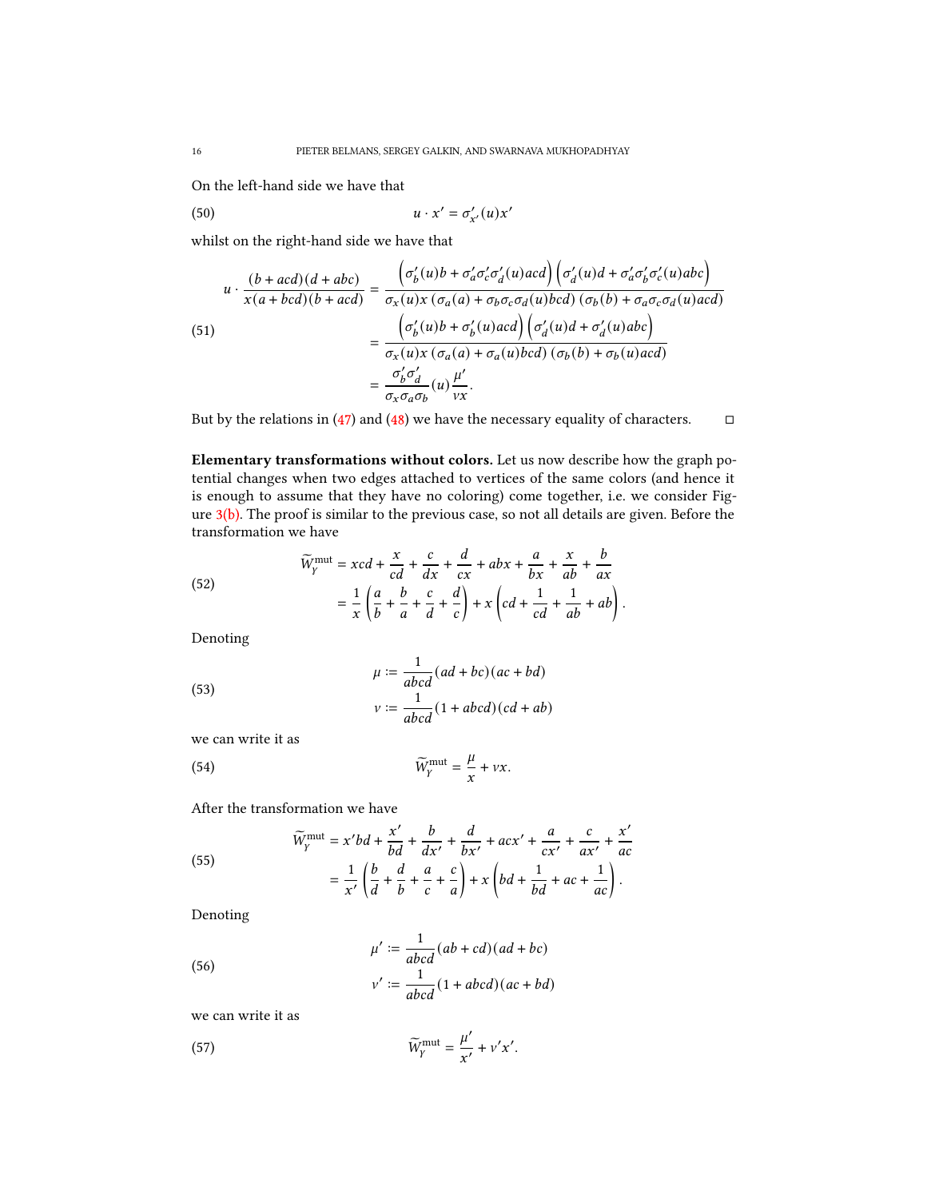On the left-hand side we have that

$$u \cdot x' = \sigma'_{x'}(u)x' \tag{50}$$

whilst on the right-hand side we have that

$$\begin{aligned}
u \cdot \frac{(b+acd)(d+abc)}{x(a+bcd)(b+acd)} &= \frac{\left(\sigma'_b(u)b + \sigma'_a\sigma'_c\sigma'_d(u)acd\right)\left(\sigma'_d(u)d + \sigma'_a\sigma'_b\sigma'_c(u)abc\right)}{\sigma_x(u)x\left(\sigma_a(a) + \sigma_b\sigma_c\sigma_d(u)bcd\right)\left(\sigma_b(b) + \sigma_a\sigma_c\sigma_d(u)acd\right)} \\
&= \frac{\left(\sigma'_b(u)b + \sigma'_b(u)acd\right)\left(\sigma'_d(u)d + \sigma'_d(u)abc\right)}{\sigma_x(u)x\left(\sigma_a(a) + \sigma_a(u)bcd\right)\left(\sigma_b(b) + \sigma_b(u)acd\right)} \\
&= \frac{\sigma'_b\sigma'_d}{\sigma_x\sigma_a\sigma_b}(u)\frac{\mu'}{\nu x}.
\end{aligned} \tag{51}$$

But by the relations in (47) and (48) we have the necessary equality of characters. ◻

**Elementary transformations without colors.** Let us now describe how the graph potential changes when two edges attached to vertices of the same colors (and hence it is enough to assume that they have no coloring) come together, i.e. we consider Figure 3(b). The proof is similar to the previous case, so not all details are given. Before the transformation we have

$$\begin{aligned}
\widetilde{W}^{\mathrm{mut}}_{\gamma} &= xcd + \frac{x}{cd} + \frac{c}{dx} + \frac{d}{cx} + abx + \frac{a}{bx} + \frac{x}{ab} + \frac{b}{ax} \\
&= \frac{1}{x}\left(\frac{a}{b} + \frac{b}{a} + \frac{c}{d} + \frac{d}{c}\right) + x\left(cd + \frac{1}{cd} + \frac{1}{ab} + ab\right).
\end{aligned} \tag{52}$$

Denoting

$$\begin{aligned}
\mu &:= \frac{1}{abcd}(ad+bc)(ac+bd) \\
\nu &:= \frac{1}{abcd}(1+abcd)(cd+ab)
\end{aligned} \tag{53}$$

we can write it as

$$\widetilde{W}^{\mathrm{mut}}_{\gamma} = \frac{\mu}{x} + \nu x. \tag{54}$$

After the transformation we have

$$\begin{aligned}
\widetilde{W}^{\mathrm{mut}}_{\gamma} &= x'bd + \frac{x'}{bd} + \frac{b}{dx'} + \frac{d}{bx'} + acx' + \frac{a}{cx'} + \frac{c}{ax'} + \frac{x'}{ac} \\
&= \frac{1}{x'}\left(\frac{b}{d} + \frac{d}{b} + \frac{a}{c} + \frac{c}{a}\right) + x\left(bd + \frac{1}{bd} + ac + \frac{1}{ac}\right).
\end{aligned} \tag{55}$$

Denoting

$$\begin{aligned}
\mu' &:= \frac{1}{abcd}(ab+cd)(ad+bc) \\
\nu' &:= \frac{1}{abcd}(1+abcd)(ac+bd)
\end{aligned} \tag{56}$$

we can write it as

$$\widetilde{W}^{\mathrm{mut}}_{\gamma} = \frac{\mu'}{x'} + \nu' x'. \tag{57}$$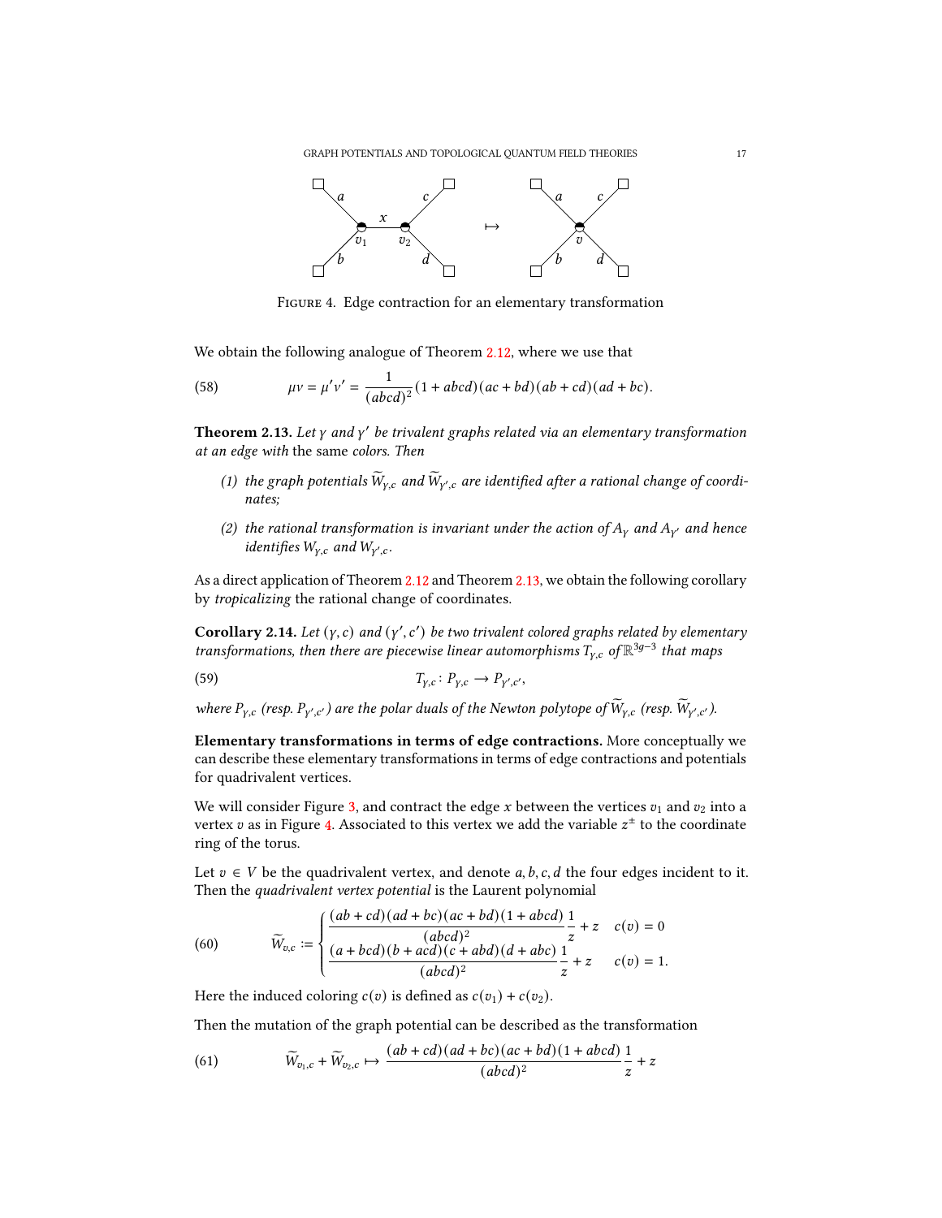Figure 4. Edge contraction for an elementary transformation

We obtain the following analogue of Theorem 2.12, where we use that

$$\mu\nu = \mu'\nu' = \frac{1}{(abcd)^2}(1+abcd)(ac+bd)(ab+cd)(ad+bc). \tag{58}$$

**Theorem 2.13.** *Let $\gamma$ and $\gamma'$ be trivalent graphs related via an elementary transformation at an edge with* the same *colors. Then*

*(1) the graph potentials $\widetilde{W}_{\gamma,c}$ and $\widetilde{W}_{\gamma',c}$ are identified after a rational change of coordinates;*

*(2) the rational transformation is invariant under the action of $A_\gamma$ and $A_{\gamma'}$ and hence identifies $W_{\gamma,c}$ and $W_{\gamma',c}$.*

As a direct application of Theorem 2.12 and Theorem 2.13, we obtain the following corollary by *tropicalizing* the rational change of coordinates.

**Corollary 2.14.** *Let $(\gamma, c)$ and $(\gamma', c')$ be two trivalent colored graphs related by elementary transformations, then there are piecewise linear automorphisms $T_{\gamma,c}$ of $\mathbb{R}^{3g-3}$ that maps*

$$T_{\gamma,c}\colon P_{\gamma,c} \longrightarrow P_{\gamma',c'}, \tag{59}$$

*where $P_{\gamma,c}$ (resp. $P_{\gamma',c'}$) are the polar duals of the Newton polytope of $\widetilde{W}_{\gamma,c}$ (resp. $\widetilde{W}_{\gamma',c'}$).*

**Elementary transformations in terms of edge contractions.** More conceptually we can describe these elementary transformations in terms of edge contractions and potentials for quadrivalent vertices.

We will consider Figure 3, and contract the edge $x$ between the vertices $v_1$ and $v_2$ into a vertex $v$ as in Figure 4. Associated to this vertex we add the variable $z^{\pm}$ to the coordinate ring of the torus.

Let $v \in V$ be the quadrivalent vertex, and denote $a, b, c, d$ the four edges incident to it. Then the *quadrivalent vertex potential* is the Laurent polynomial

$$\widetilde{W}_{v,c} := \begin{cases} \dfrac{(ab+cd)(ad+bc)(ac+bd)(1+abcd)}{(abcd)^2}\dfrac{1}{z} + z & c(v) = 0 \\ \dfrac{(a+bcd)(b+acd)(c+abd)(d+abc)}{(abcd)^2}\dfrac{1}{z} + z & c(v) = 1. \end{cases} \tag{60}$$

Here the induced coloring $c(v)$ is defined as $c(v_1) + c(v_2)$.

Then the mutation of the graph potential can be described as the transformation

$$\widetilde{W}_{v_1,c} + \widetilde{W}_{v_2,c} \mapsto \frac{(ab+cd)(ad+bc)(ac+bd)(1+abcd)}{(abcd)^2}\frac{1}{z} + z \tag{61}$$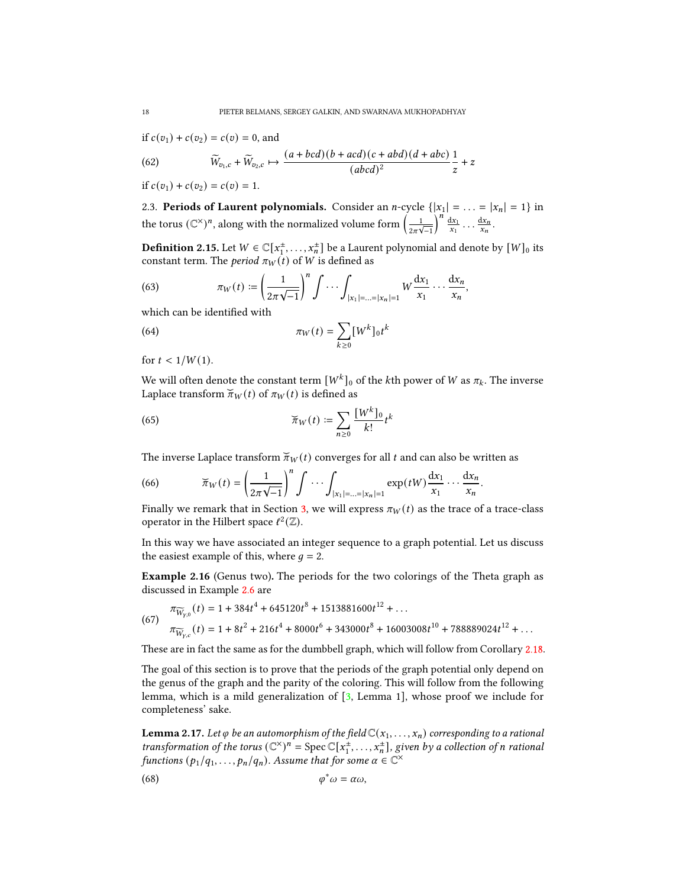if $c(v_1) + c(v_2) = c(v) = 0$, and

$$\widetilde{W}_{v_1,c} + \widetilde{W}_{v_2,c} \mapsto \frac{(a+bcd)(b+acd)(c+abd)(d+abc)}{(abcd)^2}\frac{1}{z} + z \tag{62}$$

if $c(v_1) + c(v_2) = c(v) = 1$.

### 2.3. Periods of Laurent polynomials.

Consider an $n$-cycle $\{|x_1| = \ldots = |x_n| = 1\}$ in the torus $(\mathbb{C}^\times)^n$, along with the normalized volume form $\left(\frac{1}{2\pi\sqrt{-1}}\right)^n \frac{\mathrm{d}x_1}{x_1} \cdots \frac{\mathrm{d}x_n}{x_n}$.

**Definition 2.15.** Let $W \in \mathbb{C}[x_1^\pm, \ldots, x_n^\pm]$ be a Laurent polynomial and denote by $[W]_0$ its constant term. The *period* $\pi_W(t)$ of $W$ is defined as

$$\pi_W(t) := \left(\frac{1}{2\pi\sqrt{-1}}\right)^n \int \cdots \int_{|x_1|=\ldots=|x_n|=1} W \frac{\mathrm{d}x_1}{x_1} \cdots \frac{\mathrm{d}x_n}{x_n}, \tag{63}$$

which can be identified with

$$\pi_W(t) = \sum_{k \geq 0} [W^k]_0 t^k \tag{64}$$

for $t < 1/W(1)$.

We will often denote the constant term $[W^k]_0$ of the $k$th power of $W$ as $\pi_k$. The inverse Laplace transform $\breve{\pi}_W(t)$ of $\pi_W(t)$ is defined as

$$\breve{\pi}_W(t) := \sum_{n \geq 0} \frac{[W^k]_0}{k!} t^k \tag{65}$$

The inverse Laplace transform $\breve{\pi}_W(t)$ converges for all $t$ and can also be written as

$$\breve{\pi}_W(t) = \left(\frac{1}{2\pi\sqrt{-1}}\right)^n \int \cdots \int_{|x_1|=\ldots=|x_n|=1} \exp(tW) \frac{\mathrm{d}x_1}{x_1} \cdots \frac{\mathrm{d}x_n}{x_n}. \tag{66}$$

Finally we remark that in Section 3, we will express $\pi_W(t)$ as the trace of a trace-class operator in the Hilbert space $\ell^2(\mathbb{Z})$.

In this way we have associated an integer sequence to a graph potential. Let us discuss the easiest example of this, where $g = 2$.

**Example 2.16** (Genus two)**.** The periods for the two colorings of the Theta graph as discussed in Example 2.6 are

$$\begin{aligned} \pi_{\widetilde{W}_{\gamma,0}}(t) &= 1 + 384t^4 + 645120t^8 + 1513881600t^{12} + \ldots \\ \pi_{\widetilde{W}_{\gamma,c}}(t) &= 1 + 8t^2 + 216t^4 + 8000t^6 + 343000t^8 + 16003008t^{10} + 788889024t^{12} + \ldots \end{aligned} \tag{67}$$

These are in fact the same as for the dumbbell graph, which will follow from Corollary 2.18.

The goal of this section is to prove that the periods of the graph potential only depend on the genus of the graph and the parity of the coloring. This will follow from the following lemma, which is a mild generalization of [3, Lemma 1], whose proof we include for completeness' sake.

**Lemma 2.17.** *Let $\varphi$ be an automorphism of the field $\mathbb{C}(x_1, \ldots, x_n)$ corresponding to a rational transformation of the torus $(\mathbb{C}^\times)^n = \operatorname{Spec} \mathbb{C}[x_1^\pm, \ldots, x_n^\pm]$, given by a collection of $n$ rational functions $(p_1/q_1, \ldots, p_n/q_n)$. Assume that for some $\alpha \in \mathbb{C}^\times$*

$$\varphi^*\omega = \alpha\omega, \tag{68}$$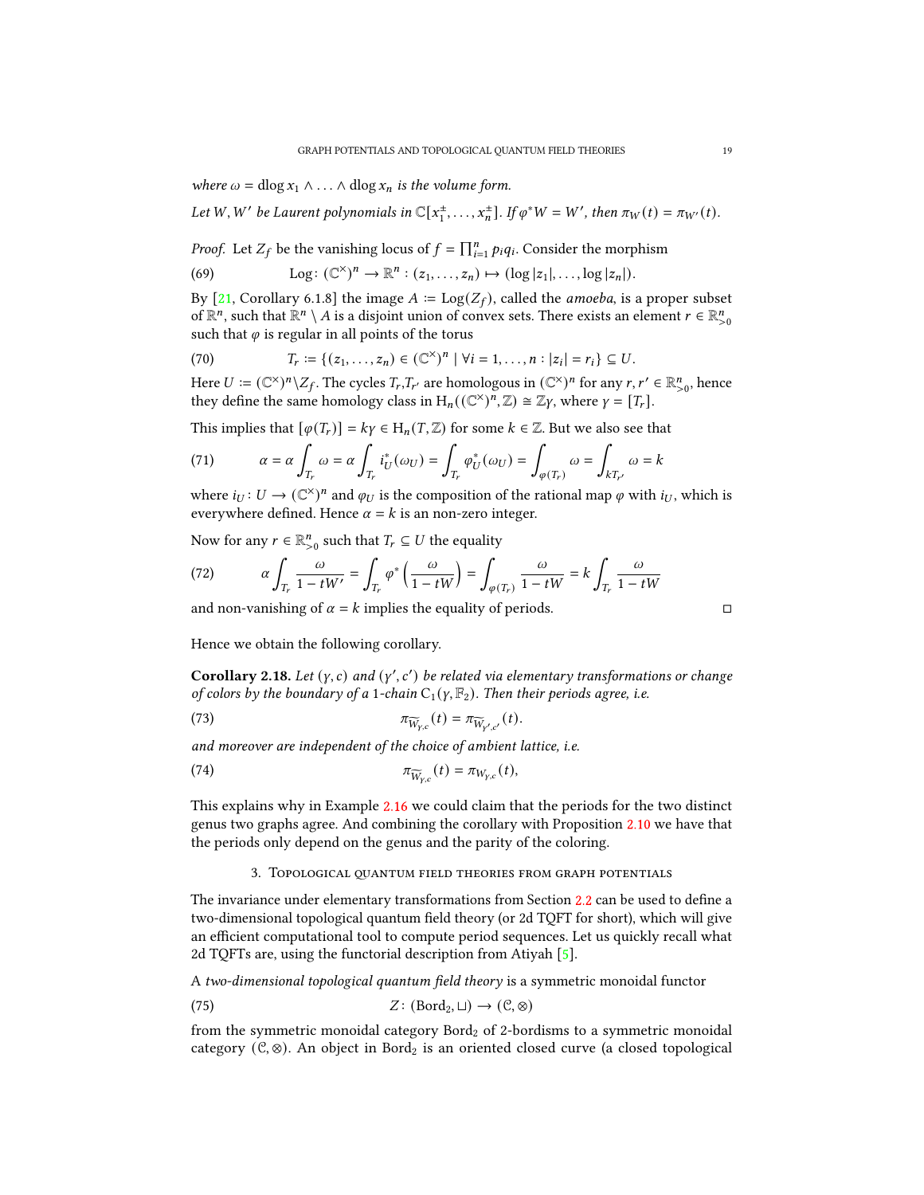*where $\omega = \mathrm{dlog}\, x_1 \wedge \ldots \wedge \mathrm{dlog}\, x_n$ is the volume form.*

*Let $W, W'$ be Laurent polynomials in $\mathbb{C}[x_1^{\pm}, \ldots, x_n^{\pm}]$. If $\varphi^* W = W'$, then $\pi_W(t) = \pi_{W'}(t)$.*

*Proof.* Let $Z_f$ be the vanishing locus of $f = \prod_{i=1}^n p_i q_i$. Consider the morphism

$$\mathrm{Log}\colon (\mathbb{C}^\times)^n \to \mathbb{R}^n : (z_1, \ldots, z_n) \mapsto (\log|z_1|, \ldots, \log|z_n|). \tag{69}$$

By [21, Corollary 6.1.8] the image $A \coloneqq \mathrm{Log}(Z_f)$, called the *amoeba*, is a proper subset of $\mathbb{R}^n$, such that $\mathbb{R}^n \setminus A$ is a disjoint union of convex sets. There exists an element $r \in \mathbb{R}^n_{>0}$ such that $\varphi$ is regular in all points of the torus

$$T_r \coloneqq \{(z_1, \ldots, z_n) \in (\mathbb{C}^\times)^n \mid \forall i = 1, \ldots, n : |z_i| = r_i\} \subseteq U. \tag{70}$$

Here $U \coloneqq (\mathbb{C}^\times)^n \backslash Z_f$. The cycles $T_r, T_{r'}$ are homologous in $(\mathbb{C}^\times)^n$ for any $r, r' \in \mathbb{R}^n_{>0}$, hence they define the same homology class in $\mathrm{H}_n((\mathbb{C}^\times)^n, \mathbb{Z}) \cong \mathbb{Z}\gamma$, where $\gamma = [T_r]$.

This implies that $[\varphi(T_r)] = k\gamma \in \mathrm{H}_n(T, \mathbb{Z})$ for some $k \in \mathbb{Z}$. But we also see that

$$\alpha = \alpha \int_{T_r} \omega = \alpha \int_{T_r} i_U^*(\omega_U) = \int_{T_r} \varphi_U^*(\omega_U) = \int_{\varphi(T_r)} \omega = \int_{kT_{r'}} \omega = k \tag{71}$$

where $i_U\colon U \to (\mathbb{C}^\times)^n$ and $\varphi_U$ is the composition of the rational map $\varphi$ with $i_U$, which is everywhere defined. Hence $\alpha = k$ is an non-zero integer.

Now for any $r \in \mathbb{R}^n_{>0}$ such that $T_r \subseteq U$ the equality

$$\alpha \int_{T_r} \frac{\omega}{1 - tW'} = \int_{T_r} \varphi^* \left( \frac{\omega}{1 - tW} \right) = \int_{\varphi(T_r)} \frac{\omega}{1 - tW} = k \int_{T_r} \frac{\omega}{1 - tW} \tag{72}$$

and non-vanishing of $\alpha = k$ implies the equality of periods. $\square$

Hence we obtain the following corollary.

**Corollary 2.18.** *Let $(\gamma, c)$ and $(\gamma', c')$ be related via elementary transformations or change of colors by the boundary of a 1-chain $\mathrm{C}_1(\gamma, \mathbb{F}_2)$. Then their periods agree, i.e.*

$$\pi_{\widetilde{W}_{\gamma,c}}(t) = \pi_{\widetilde{W}_{\gamma',c'}}(t). \tag{73}$$

*and moreover are independent of the choice of ambient lattice, i.e.*

$$\pi_{\widetilde{W}_{\gamma,c}}(t) = \pi_{W_{\gamma,c}}(t), \tag{74}$$

This explains why in Example 2.16 we could claim that the periods for the two distinct genus two graphs agree. And combining the corollary with Proposition 2.10 we have that the periods only depend on the genus and the parity of the coloring.

## 3. Topological quantum field theories from graph potentials

The invariance under elementary transformations from Section 2.2 can be used to define a two-dimensional topological quantum field theory (or 2d TQFT for short), which will give an efficient computational tool to compute period sequences. Let us quickly recall what 2d TQFTs are, using the functorial description from Atiyah [5].

A *two-dimensional topological quantum field theory* is a symmetric monoidal functor

$$Z\colon (\mathrm{Bord}_2, \sqcup) \to (\mathcal{C}, \otimes) \tag{75}$$

from the symmetric monoidal category $\mathrm{Bord}_2$ of 2-bordisms to a symmetric monoidal category $(\mathcal{C}, \otimes)$. An object in $\mathrm{Bord}_2$ is an oriented closed curve (a closed topological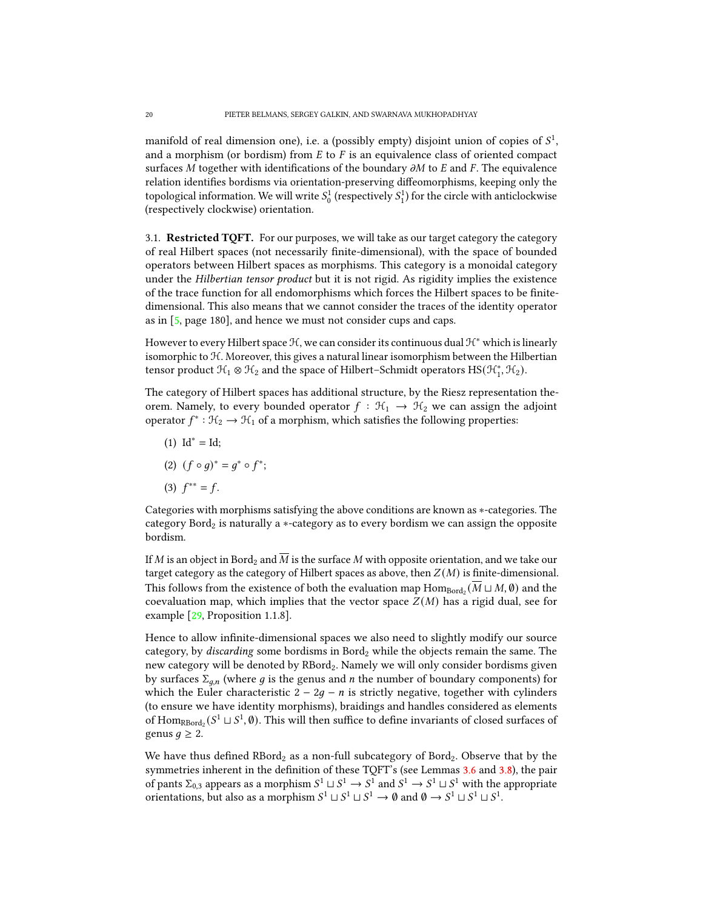manifold of real dimension one), i.e. a (possibly empty) disjoint union of copies of $S^1$, and a morphism (or bordism) from $E$ to $F$ is an equivalence class of oriented compact surfaces $M$ together with identifications of the boundary $\partial M$ to $E$ and $F$. The equivalence relation identifies bordisms via orientation-preserving diffeomorphisms, keeping only the topological information. We will write $S^1_0$ (respectively $S^1_1$) for the circle with anticlockwise (respectively clockwise) orientation.

### 3.1. Restricted TQFT.

For our purposes, we will take as our target category the category of real Hilbert spaces (not necessarily finite-dimensional), with the space of bounded operators between Hilbert spaces as morphisms. This category is a monoidal category under the *Hilbertian tensor product* but it is not rigid. As rigidity implies the existence of the trace function for all endomorphisms which forces the Hilbert spaces to be finite-dimensional. This also means that we cannot consider the traces of the identity operator as in [5, page 180], and hence we must not consider cups and caps.

However to every Hilbert space $\mathcal{H}$, we can consider its continuous dual $\mathcal{H}^*$ which is linearly isomorphic to $\mathcal{H}$. Moreover, this gives a natural linear isomorphism between the Hilbertian tensor product $\mathcal{H}_1 \otimes \mathcal{H}_2$ and the space of Hilbert–Schmidt operators $\mathrm{HS}(\mathcal{H}_1^*, \mathcal{H}_2)$.

The category of Hilbert spaces has additional structure, by the Riesz representation theorem. Namely, to every bounded operator $f : \mathcal{H}_1 \to \mathcal{H}_2$ we can assign the adjoint operator $f^* : \mathcal{H}_2 \to \mathcal{H}_1$ of a morphism, which satisfies the following properties:

(1) $\mathrm{Id}^* = \mathrm{Id}$;

(2) $(f \circ g)^* = g^* \circ f^*$;

(3) $f^{**} = f$.

Categories with morphisms satisfying the above conditions are known as $*$-categories. The category $\mathrm{Bord}_2$ is naturally a $*$-category as to every bordism we can assign the opposite bordism.

If $M$ is an object in $\mathrm{Bord}_2$ and $\overline{M}$ is the surface $M$ with opposite orientation, and we take our target category as the category of Hilbert spaces as above, then $Z(M)$ is finite-dimensional. This follows from the existence of both the evaluation map $\mathrm{Hom}_{\mathrm{Bord}_2}(\overline{M} \sqcup M, \emptyset)$ and the coevaluation map, which implies that the vector space $Z(M)$ has a rigid dual, see for example [29, Proposition 1.1.8].

Hence to allow infinite-dimensional spaces we also need to slightly modify our source category, by *discarding* some bordisms in $\mathrm{Bord}_2$ while the objects remain the same. The new category will be denoted by $\mathrm{RBord}_2$. Namely we will only consider bordisms given by surfaces $\Sigma_{g,n}$ (where $g$ is the genus and $n$ the number of boundary components) for which the Euler characteristic $2 - 2g - n$ is strictly negative, together with cylinders (to ensure we have identity morphisms), braidings and handles considered as elements of $\mathrm{Hom}_{\mathrm{RBord}_2}(S^1 \sqcup S^1, \emptyset)$. This will then suffice to define invariants of closed surfaces of genus $g \geq 2$.

We have thus defined $\mathrm{RBord}_2$ as a non-full subcategory of $\mathrm{Bord}_2$. Observe that by the symmetries inherent in the definition of these TQFT's (see Lemmas 3.6 and 3.8), the pair of pants $\Sigma_{0,3}$ appears as a morphism $S^1 \sqcup S^1 \to S^1$ and $S^1 \to S^1 \sqcup S^1$ with the appropriate orientations, but also as a morphism $S^1 \sqcup S^1 \sqcup S^1 \to \emptyset$ and $\emptyset \to S^1 \sqcup S^1 \sqcup S^1$.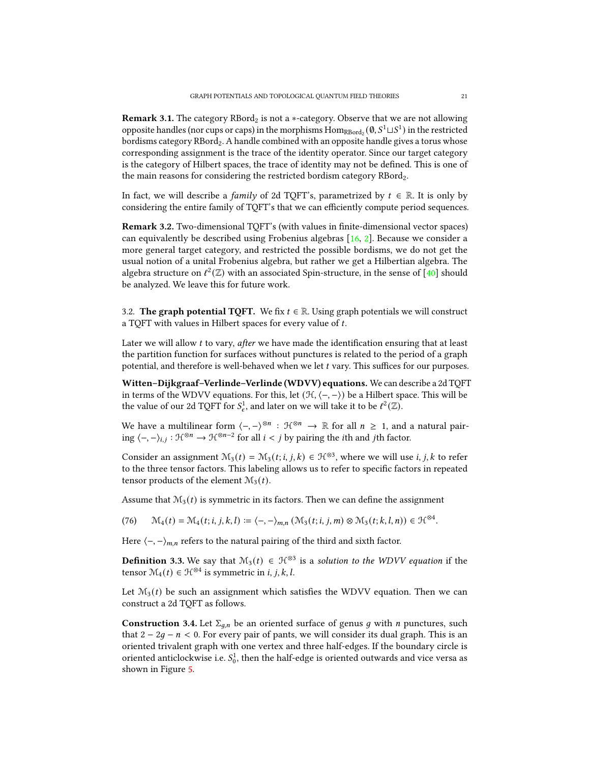**Remark 3.1.** The category $\mathrm{RBord}_2$ is not a $*$-category. Observe that we are not allowing opposite handles (nor cups or caps) in the morphisms $\mathrm{Hom}_{\mathrm{RBord}_2}(\emptyset, S^1 \sqcup S^1)$ in the restricted bordisms category $\mathrm{RBord}_2$. A handle combined with an opposite handle gives a torus whose corresponding assignment is the trace of the identity operator. Since our target category is the category of Hilbert spaces, the trace of identity may not be defined. This is one of the main reasons for considering the restricted bordism category $\mathrm{RBord}_2$.

In fact, we will describe a *family* of 2d TQFT's, parametrized by $t \in \mathbb{R}$. It is only by considering the entire family of TQFT's that we can efficiently compute period sequences.

**Remark 3.2.** Two-dimensional TQFT's (with values in finite-dimensional vector spaces) can equivalently be described using Frobenius algebras [16, 2]. Because we consider a more general target category, and restricted the possible bordisms, we do not get the usual notion of a unital Frobenius algebra, but rather we get a Hilbertian algebra. The algebra structure on $\ell^2(\mathbb{Z})$ with an associated Spin-structure, in the sense of [40] should be analyzed. We leave this for future work.

### 3.2. The graph potential TQFT.

We fix $t \in \mathbb{R}$. Using graph potentials we will construct a TQFT with values in Hilbert spaces for every value of $t$.

Later we will allow $t$ to vary, *after* we have made the identification ensuring that at least the partition function for surfaces without punctures is related to the period of a graph potential, and therefore is well-behaved when we let $t$ vary. This suffices for our purposes.

**Witten–Dijkgraaf–Verlinde–Verlinde (WDVV) equations.** We can describe a 2d TQFT in terms of the WDVV equations. For this, let $(\mathcal{H}, \langle -, - \rangle)$ be a Hilbert space. This will be the value of our 2d TQFT for $S^1_\epsilon$, and later on we will take it to be $\ell^2(\mathbb{Z})$.

We have a multilinear form $\langle -, - \rangle^{\otimes n} : \mathcal{H}^{\otimes n} \to \mathbb{R}$ for all $n \geq 1$, and a natural pairing $\langle -, - \rangle_{i,j} : \mathcal{H}^{\otimes n} \to \mathcal{H}^{\otimes n-2}$ for all $i < j$ by pairing the $i$th and $j$th factor.

Consider an assignment $\mathcal{M}_3(t) = \mathcal{M}_3(t; i, j, k) \in \mathcal{H}^{\otimes 3}$, where we will use $i, j, k$ to refer to the three tensor factors. This labeling allows us to refer to specific factors in repeated tensor products of the element $\mathcal{M}_3(t)$.

Assume that $\mathcal{M}_3(t)$ is symmetric in its factors. Then we can define the assignment

$$\mathcal{M}_4(t) = \mathcal{M}_4(t; i, j, k, l) := \langle -, - \rangle_{m,n} \left( \mathcal{M}_3(t; i, j, m) \otimes \mathcal{M}_3(t; k, l, n) \right) \in \mathcal{H}^{\otimes 4}. \tag{76}$$

Here $\langle -, - \rangle_{m,n}$ refers to the natural pairing of the third and sixth factor.

**Definition 3.3.** We say that $\mathcal{M}_3(t) \in \mathcal{H}^{\otimes 3}$ is a *solution to the WDVV equation* if the tensor $\mathcal{M}_4(t) \in \mathcal{H}^{\otimes 4}$ is symmetric in $i, j, k, l$.

Let $\mathcal{M}_3(t)$ be such an assignment which satisfies the WDVV equation. Then we can construct a 2d TQFT as follows.

**Construction 3.4.** Let $\Sigma_{g,n}$ be an oriented surface of genus $g$ with $n$ punctures, such that $2 - 2g - n < 0$. For every pair of pants, we will consider its dual graph. This is an oriented trivalent graph with one vertex and three half-edges. If the boundary circle is oriented anticlockwise i.e. $S^1_0$, then the half-edge is oriented outwards and vice versa as shown in Figure 5.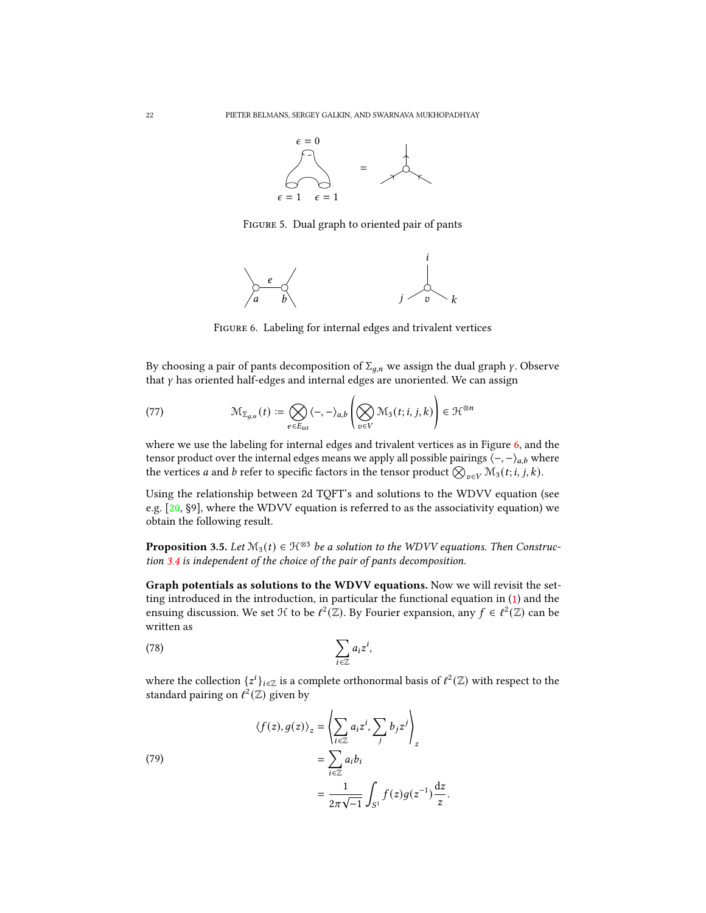FIGURE 5. Dual graph to oriented pair of pants

FIGURE 6. Labeling for internal edges and trivalent vertices

By choosing a pair of pants decomposition of $\Sigma_{g,n}$ we assign the dual graph $\gamma$. Observe that $\gamma$ has oriented half-edges and internal edges are unoriented. We can assign

$$\mathcal{M}_{\Sigma_{g,n}}(t) := \bigotimes_{e\in E_{\mathrm{int}}} \langle -,-\rangle_{a,b} \left( \bigotimes_{v\in V} \mathcal{M}_3(t;i,j,k) \right) \in \mathcal{H}^{\otimes n} \tag{77}$$

where we use the labeling for internal edges and trivalent vertices as in Figure 6, and the tensor product over the internal edges means we apply all possible pairings $\langle -,-\rangle_{a,b}$ where the vertices $a$ and $b$ refer to specific factors in the tensor product $\bigotimes_{v\in V} \mathcal{M}_3(t;i,j,k)$.

Using the relationship between 2d TQFT's and solutions to the WDVV equation (see e.g. [20, §9], where the WDVV equation is referred to as the associativity equation) we obtain the following result.

**Proposition 3.5.** *Let $\mathcal{M}_3(t) \in \mathcal{H}^{\otimes 3}$ be a solution to the WDVV equations. Then Construction 3.4 is independent of the choice of the pair of pants decomposition.*

**Graph potentials as solutions to the WDVV equations.** Now we will revisit the setting introduced in the introduction, in particular the functional equation in (1) and the ensuing discussion. We set $\mathcal{H}$ to be $\ell^2(\mathbb{Z})$. By Fourier expansion, any $f \in \ell^2(\mathbb{Z})$ can be written as

$$\sum_{i\in\mathbb{Z}} a_i z^i, \tag{78}$$

where the collection $\{z^i\}_{i\in\mathbb{Z}}$ is a complete orthonormal basis of $\ell^2(\mathbb{Z})$ with respect to the standard pairing on $\ell^2(\mathbb{Z})$ given by

$$\begin{aligned}
\langle f(z), g(z)\rangle_z &= \left\langle \sum_{i\in\mathbb{Z}} a_i z^i, \sum_j b_j z^j \right\rangle_z \\
&= \sum_{i\in\mathbb{Z}} a_i b_i \\
&= \frac{1}{2\pi\sqrt{-1}} \int_{S^1} f(z) g(z^{-1}) \frac{\mathrm{d}z}{z}.
\end{aligned} \tag{79}$$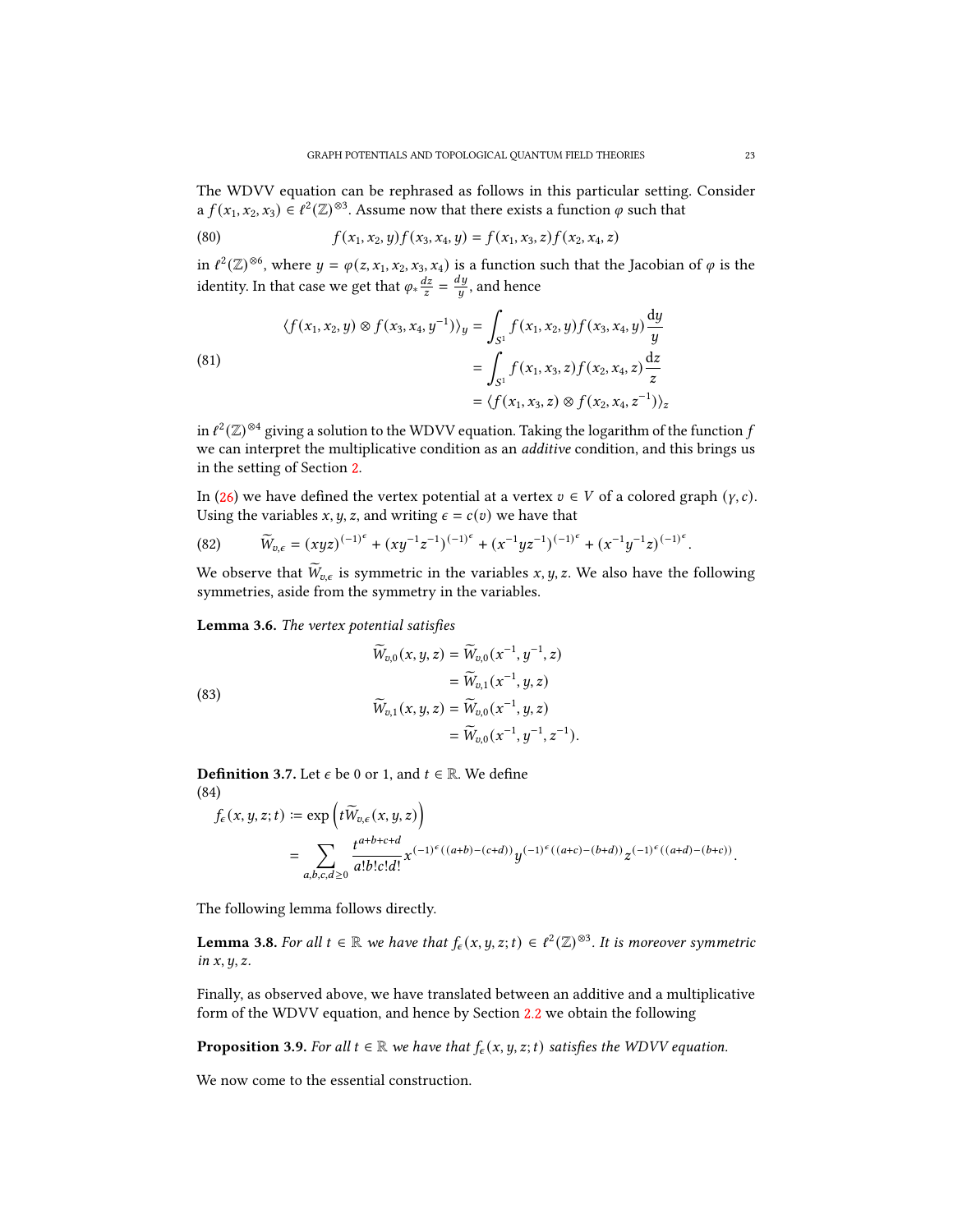The WDVV equation can be rephrased as follows in this particular setting. Consider a $f(x_1, x_2, x_3) \in \ell^2(\mathbb{Z})^{\otimes 3}$. Assume now that there exists a function $\varphi$ such that

$$
f(x_1, x_2, y) f(x_3, x_4, y) = f(x_1, x_3, z) f(x_2, x_4, z) \tag{80}
$$

in $\ell^2(\mathbb{Z})^{\otimes 6}$, where $y = \varphi(z, x_1, x_2, x_3, x_4)$ is a function such that the Jacobian of $\varphi$ is the identity. In that case we get that $\varphi_* \frac{dz}{z} = \frac{dy}{y}$, and hence

$$
\begin{aligned}
\langle f(x_1, x_2, y) \otimes f(x_3, x_4, y^{-1}) \rangle_y &= \int_{S^1} f(x_1, x_2, y) f(x_3, x_4, y) \frac{\mathrm{d}y}{y} \\
&= \int_{S^1} f(x_1, x_3, z) f(x_2, x_4, z) \frac{\mathrm{d}z}{z} \\
&= \langle f(x_1, x_3, z) \otimes f(x_2, x_4, z^{-1}) \rangle_z
\end{aligned} \tag{81}
$$

in $\ell^2(\mathbb{Z})^{\otimes 4}$ giving a solution to the WDVV equation. Taking the logarithm of the function $f$ we can interpret the multiplicative condition as an *additive* condition, and this brings us in the setting of Section 2.

In (26) we have defined the vertex potential at a vertex $v \in V$ of a colored graph $(\gamma, c)$. Using the variables $x, y, z$, and writing $\epsilon = c(v)$ we have that

$$
\widetilde{W}_{v,\epsilon} = (xyz)^{(-1)^\epsilon} + (xy^{-1}z^{-1})^{(-1)^\epsilon} + (x^{-1}yz^{-1})^{(-1)^\epsilon} + (x^{-1}y^{-1}z)^{(-1)^\epsilon}. \tag{82}
$$

We observe that $\widetilde{W}_{v,\epsilon}$ is symmetric in the variables $x, y, z$. We also have the following symmetries, aside from the symmetry in the variables.

**Lemma 3.6.** *The vertex potential satisfies*

$$
\begin{aligned}
\widetilde{W}_{v,0}(x, y, z) &= \widetilde{W}_{v,0}(x^{-1}, y^{-1}, z) \\
&= \widetilde{W}_{v,1}(x^{-1}, y, z) \\
\widetilde{W}_{v,1}(x, y, z) &= \widetilde{W}_{v,0}(x^{-1}, y, z) \\
&= \widetilde{W}_{v,0}(x^{-1}, y^{-1}, z^{-1}).
\end{aligned} \tag{83}
$$

**Definition 3.7.** Let $\epsilon$ be 0 or 1, and $t \in \mathbb{R}$. We define

$$
\begin{aligned}
f_\epsilon(x, y, z; t) &:= \exp\left(t \widetilde{W}_{v,\epsilon}(x, y, z)\right) \\
&= \sum_{a,b,c,d \geq 0} \frac{t^{a+b+c+d}}{a!b!c!d!} x^{(-1)^\epsilon((a+b)-(c+d))} y^{(-1)^\epsilon((a+c)-(b+d))} z^{(-1)^\epsilon((a+d)-(b+c))}.
\end{aligned} \tag{84}
$$

The following lemma follows directly.

**Lemma 3.8.** *For all $t \in \mathbb{R}$ we have that $f_\epsilon(x, y, z; t) \in \ell^2(\mathbb{Z})^{\otimes 3}$. It is moreover symmetric in $x, y, z$.*

Finally, as observed above, we have translated between an additive and a multiplicative form of the WDVV equation, and hence by Section 2.2 we obtain the following

**Proposition 3.9.** *For all $t \in \mathbb{R}$ we have that $f_\epsilon(x, y, z; t)$ satisfies the WDVV equation.*

We now come to the essential construction.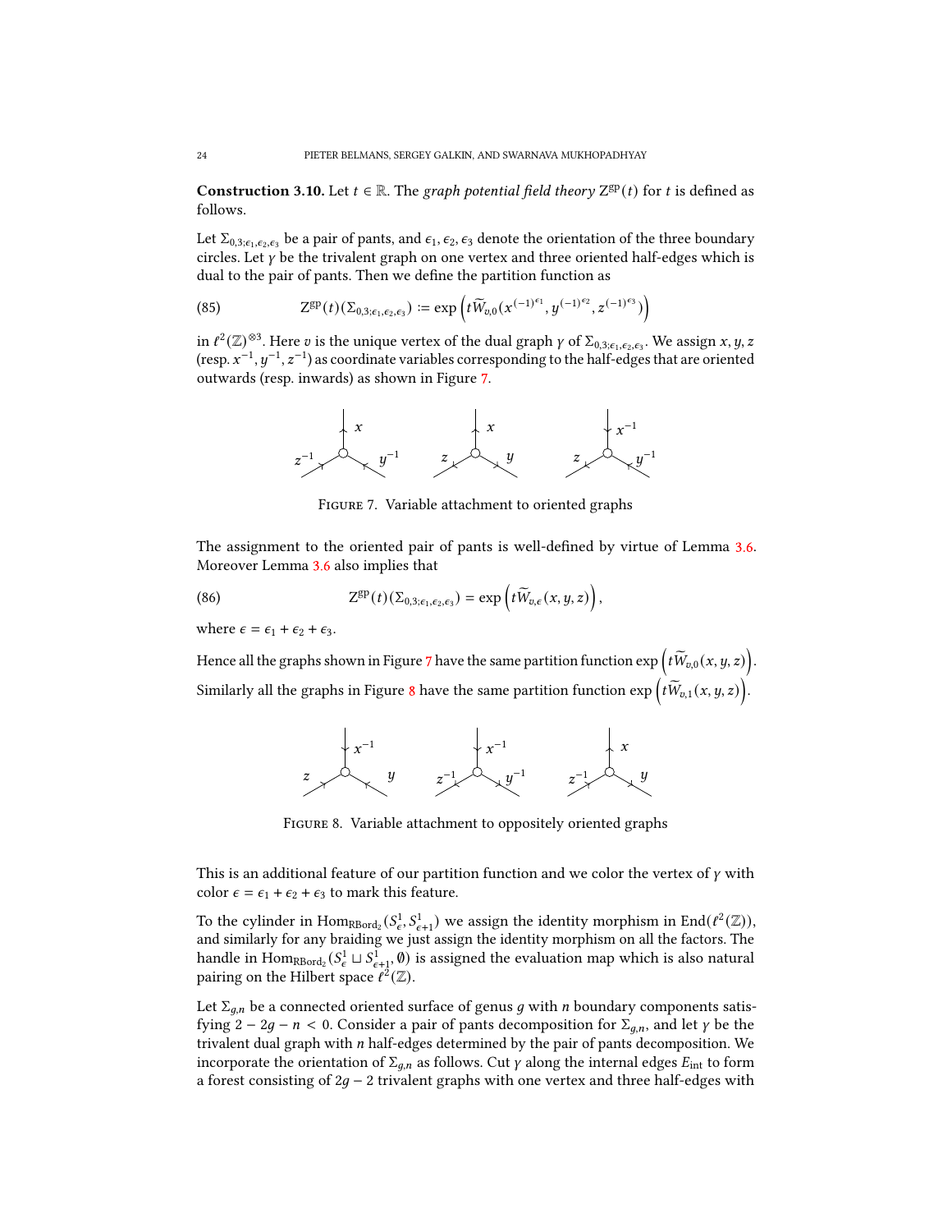**Construction 3.10.** Let $t \in \mathbb{R}$. The *graph potential field theory* $\mathrm{Z}^{\mathrm{gp}}(t)$ for $t$ is defined as follows.

Let $\Sigma_{0,3;\epsilon_1,\epsilon_2,\epsilon_3}$ be a pair of pants, and $\epsilon_1, \epsilon_2, \epsilon_3$ denote the orientation of the three boundary circles. Let $\gamma$ be the trivalent graph on one vertex and three oriented half-edges which is dual to the pair of pants. Then we define the partition function as

$$\mathrm{Z}^{\mathrm{gp}}(t)(\Sigma_{0,3;\epsilon_1,\epsilon_2,\epsilon_3}) := \exp\left(t\widetilde{W}_{v,0}(x^{(-1)^{\epsilon_1}}, y^{(-1)^{\epsilon_2}}, z^{(-1)^{\epsilon_3}})\right) \tag{85}$$

in $\ell^2(\mathbb{Z})^{\otimes 3}$. Here $v$ is the unique vertex of the dual graph $\gamma$ of $\Sigma_{0,3;\epsilon_1,\epsilon_2,\epsilon_3}$. We assign $x, y, z$ (resp. $x^{-1}, y^{-1}, z^{-1}$) as coordinate variables corresponding to the half-edges that are oriented outwards (resp. inwards) as shown in Figure 7.

FIGURE 7. Variable attachment to oriented graphs

The assignment to the oriented pair of pants is well-defined by virtue of Lemma 3.6. Moreover Lemma 3.6 also implies that

$$\mathrm{Z}^{\mathrm{gp}}(t)(\Sigma_{0,3;\epsilon_1,\epsilon_2,\epsilon_3}) = \exp\left(t\widetilde{W}_{v,\epsilon}(x, y, z)\right), \tag{86}$$

where $\epsilon = \epsilon_1 + \epsilon_2 + \epsilon_3$.

Hence all the graphs shown in Figure 7 have the same partition function $\exp\left(t\widetilde{W}_{v,0}(x, y, z)\right)$. Similarly all the graphs in Figure 8 have the same partition function $\exp\left(t\widetilde{W}_{v,1}(x, y, z)\right)$.

FIGURE 8. Variable attachment to oppositely oriented graphs

This is an additional feature of our partition function and we color the vertex of $\gamma$ with color $\epsilon = \epsilon_1 + \epsilon_2 + \epsilon_3$ to mark this feature.

To the cylinder in $\mathrm{Hom}_{\mathrm{RBord}_2}(S^1_\epsilon, S^1_{\epsilon+1})$ we assign the identity morphism in $\mathrm{End}(\ell^2(\mathbb{Z}))$, and similarly for any braiding we just assign the identity morphism on all the factors. The handle in $\mathrm{Hom}_{\mathrm{RBord}_2}(S^1_\epsilon \sqcup S^1_{\epsilon+1}, \emptyset)$ is assigned the evaluation map which is also natural pairing on the Hilbert space $\ell^2(\mathbb{Z})$.

Let $\Sigma_{g,n}$ be a connected oriented surface of genus $g$ with $n$ boundary components satisfying $2 - 2g - n < 0$. Consider a pair of pants decomposition for $\Sigma_{g,n}$, and let $\gamma$ be the trivalent dual graph with $n$ half-edges determined by the pair of pants decomposition. We incorporate the orientation of $\Sigma_{g,n}$ as follows. Cut $\gamma$ along the internal edges $E_{\mathrm{int}}$ to form a forest consisting of $2g - 2$ trivalent graphs with one vertex and three half-edges with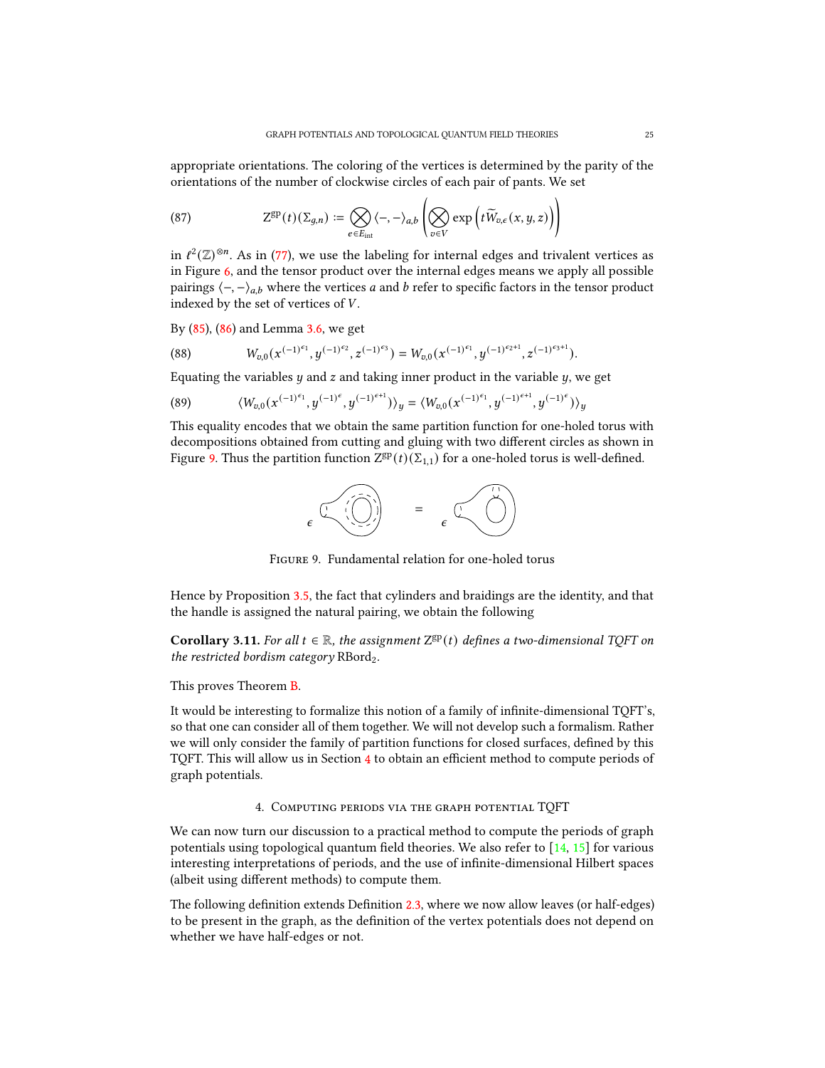appropriate orientations. The coloring of the vertices is determined by the parity of the orientations of the number of clockwise circles of each pair of pants. We set

$$\mathrm{Z}^{\mathrm{gp}}(t)(\Sigma_{g,n}) := \bigotimes_{e\in E_{\mathrm{int}}} \langle -,-\rangle_{a,b} \left( \bigotimes_{v\in V} \exp\left( t\widetilde{W}_{v,\epsilon}(x,y,z) \right) \right) \tag{87}$$

in $\ell^2(\mathbb{Z})^{\otimes n}$. As in (77), we use the labeling for internal edges and trivalent vertices as in Figure 6, and the tensor product over the internal edges means we apply all possible pairings $\langle -,-\rangle_{a,b}$ where the vertices $a$ and $b$ refer to specific factors in the tensor product indexed by the set of vertices of $V$.

By (85), (86) and Lemma 3.6, we get

$$W_{v,0}(x^{(-1)^{\epsilon_1}}, y^{(-1)^{\epsilon_2}}, z^{(-1)^{\epsilon_3}}) = W_{v,0}(x^{(-1)^{\epsilon_1}}, y^{(-1)^{\epsilon_2+1}}, z^{(-1)^{\epsilon_3+1}}). \tag{88}$$

Equating the variables $y$ and $z$ and taking inner product in the variable $y$, we get

$$\langle W_{v,0}(x^{(-1)^{\epsilon_1}}, y^{(-1)^{\epsilon}}, y^{(-1)^{\epsilon+1}})\rangle_y = \langle W_{v,0}(x^{(-1)^{\epsilon_1}}, y^{(-1)^{\epsilon+1}}, y^{(-1)^{\epsilon}})\rangle_y \tag{89}$$

This equality encodes that we obtain the same partition function for one-holed torus with decompositions obtained from cutting and gluing with two different circles as shown in Figure 9. Thus the partition function $\mathrm{Z}^{\mathrm{gp}}(t)(\Sigma_{1,1})$ for a one-holed torus is well-defined.

Figure 9. Fundamental relation for one-holed torus

Hence by Proposition 3.5, the fact that cylinders and braidings are the identity, and that the handle is assigned the natural pairing, we obtain the following

**Corollary 3.11.** *For all $t\in\mathbb{R}$, the assignment $\mathrm{Z}^{\mathrm{gp}}(t)$ defines a two-dimensional TQFT on the restricted bordism category* $\mathrm{RBord}_2$.

This proves Theorem B.

It would be interesting to formalize this notion of a family of infinite-dimensional TQFT's, so that one can consider all of them together. We will not develop such a formalism. Rather we will only consider the family of partition functions for closed surfaces, defined by this TQFT. This will allow us in Section 4 to obtain an efficient method to compute periods of graph potentials.

## 4. Computing periods via the graph potential TQFT

We can now turn our discussion to a practical method to compute the periods of graph potentials using topological quantum field theories. We also refer to [14, 15] for various interesting interpretations of periods, and the use of infinite-dimensional Hilbert spaces (albeit using different methods) to compute them.

The following definition extends Definition 2.3, where we now allow leaves (or half-edges) to be present in the graph, as the definition of the vertex potentials does not depend on whether we have half-edges or not.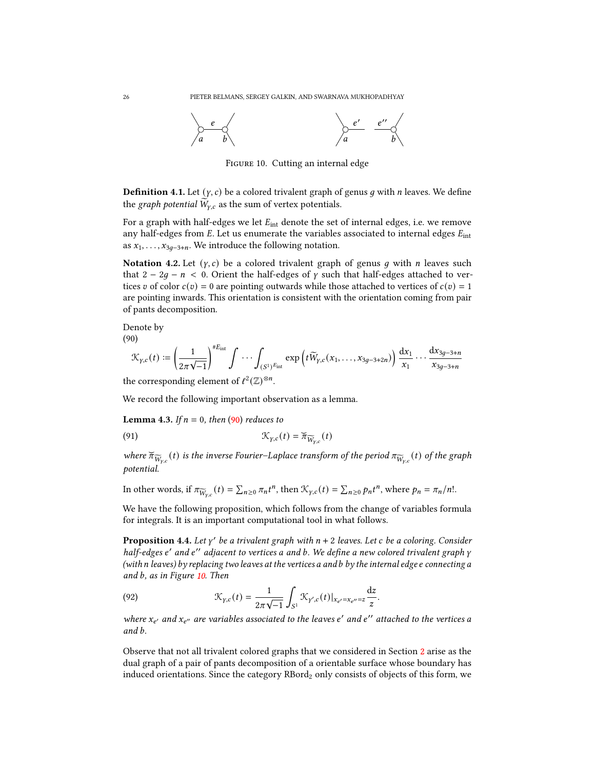Figure 10. Cutting an internal edge

**Definition 4.1.** Let $(\gamma, c)$ be a colored trivalent graph of genus $g$ with $n$ leaves. We define the *graph potential* $\widetilde{W}_{\gamma,c}$ as the sum of vertex potentials.

For a graph with half-edges we let $E_{\mathrm{int}}$ denote the set of internal edges, i.e. we remove any half-edges from $E$. Let us enumerate the variables associated to internal edges $E_{\mathrm{int}}$ as $x_1, \ldots, x_{3g-3+n}$. We introduce the following notation.

**Notation 4.2.** Let $(\gamma, c)$ be a colored trivalent graph of genus $g$ with $n$ leaves such that $2 - 2g - n < 0$. Orient the half-edges of $\gamma$ such that half-edges attached to vertices $v$ of color $c(v) = 0$ are pointing outwards while those attached to vertices of $c(v) = 1$ are pointing inwards. This orientation is consistent with the orientation coming from pair of pants decomposition.

Denote by
(90)

$$\mathcal{K}_{\gamma,c}(t) := \left(\frac{1}{2\pi\sqrt{-1}}\right)^{\#E_{\mathrm{int}}} \int \cdots \int_{(S^1)^{E_{\mathrm{int}}}} \exp\left(t\widetilde{W}_{\gamma,c}(x_1, \ldots, x_{3g-3+2n})\right) \frac{\mathrm{d}x_1}{x_1} \cdots \frac{\mathrm{d}x_{3g-3+n}}{x_{3g-3+n}}$$

the corresponding element of $\ell^2(\mathbb{Z})^{\otimes n}$.

We record the following important observation as a lemma.

**Lemma 4.3.** *If $n = 0$, then (90) reduces to*

$$\mathcal{K}_{\gamma,c}(t) = \breve{\pi}_{\widetilde{W}_{\gamma,c}}(t) \tag{91}$$

*where $\breve{\pi}_{\widetilde{W}_{\gamma,c}}(t)$ is the inverse Fourier–Laplace transform of the period $\pi_{\widetilde{W}_{\gamma,c}}(t)$ of the graph potential.*

In other words, if $\pi_{\widetilde{W}_{\gamma,c}}(t) = \sum_{n\geq 0} \pi_n t^n$, then $\mathcal{K}_{\gamma,c}(t) = \sum_{n\geq 0} p_n t^n$, where $p_n = \pi_n/n!$.

We have the following proposition, which follows from the change of variables formula for integrals. It is an important computational tool in what follows.

**Proposition 4.4.** *Let $\gamma'$ be a trivalent graph with $n+2$ leaves. Let $c$ be a coloring. Consider half-edges $e'$ and $e''$ adjacent to vertices $a$ and $b$. We define a new colored trivalent graph $\gamma$ (with $n$ leaves) by replacing two leaves at the vertices $a$ and $b$ by the internal edge $e$ connecting $a$ and $b$, as in Figure 10. Then*

$$\mathcal{K}_{\gamma,c}(t) = \frac{1}{2\pi\sqrt{-1}} \int_{S^1} \mathcal{K}_{\gamma',c}(t)|_{x_{e'}=x_{e''}=z} \frac{\mathrm{d}z}{z}. \tag{92}$$

*where $x_{e'}$ and $x_{e''}$ are variables associated to the leaves $e'$ and $e''$ attached to the vertices $a$ and $b$.*

Observe that not all trivalent colored graphs that we considered in Section 2 arise as the dual graph of a pair of pants decomposition of a orientable surface whose boundary has induced orientations. Since the category $\mathrm{RBord}_2$ only consists of objects of this form, we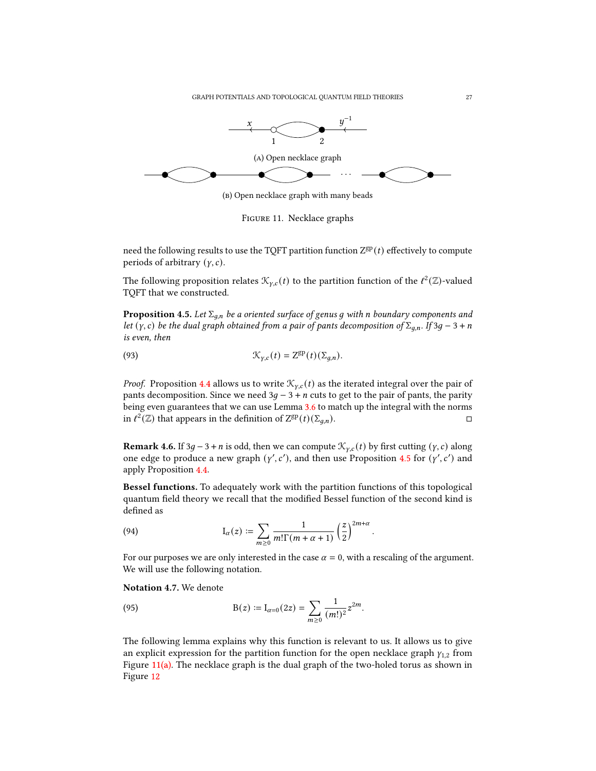(A) Open necklace graph

(B) Open necklace graph with many beads

Figure 11. Necklace graphs

need the following results to use the TQFT partition function $\mathrm{Z}^{\mathrm{gp}}(t)$ effectively to compute periods of arbitrary $(\gamma, c)$.

The following proposition relates $\mathcal{K}_{\gamma,c}(t)$ to the partition function of the $\ell^2(\mathbb{Z})$-valued TQFT that we constructed.

**Proposition 4.5.** *Let $\Sigma_{g,n}$ be a oriented surface of genus $g$ with $n$ boundary components and let $(\gamma, c)$ be the dual graph obtained from a pair of pants decomposition of $\Sigma_{g,n}$. If $3g-3+n$ is even, then*

$$\mathcal{K}_{\gamma,c}(t) = \mathrm{Z}^{\mathrm{gp}}(t)(\Sigma_{g,n}). \tag{93}$$

*Proof.* Proposition 4.4 allows us to write $\mathcal{K}_{\gamma,c}(t)$ as the iterated integral over the pair of pants decomposition. Since we need $3g-3+n$ cuts to get to the pair of pants, the parity being even guarantees that we can use Lemma 3.6 to match up the integral with the norms in $\ell^2(\mathbb{Z})$ that appears in the definition of $\mathrm{Z}^{\mathrm{gp}}(t)(\Sigma_{g,n})$. □

**Remark 4.6.** If $3g-3+n$ is odd, then we can compute $\mathcal{K}_{\gamma,c}(t)$ by first cutting $(\gamma, c)$ along one edge to produce a new graph $(\gamma', c')$, and then use Proposition 4.5 for $(\gamma', c')$ and apply Proposition 4.4.

**Bessel functions.** To adequately work with the partition functions of this topological quantum field theory we recall that the modified Bessel function of the second kind is defined as

$$\mathrm{I}_\alpha(z) := \sum_{m \geq 0} \frac{1}{m!\Gamma(m+\alpha+1)} \left(\frac{z}{2}\right)^{2m+\alpha}. \tag{94}$$

For our purposes we are only interested in the case $\alpha = 0$, with a rescaling of the argument. We will use the following notation.

**Notation 4.7.** We denote

$$\mathrm{B}(z) := \mathrm{I}_{\alpha=0}(2z) = \sum_{m \geq 0} \frac{1}{(m!)^2} z^{2m}. \tag{95}$$

The following lemma explains why this function is relevant to us. It allows us to give an explicit expression for the partition function for the open necklace graph $\gamma_{1,2}$ from Figure 11(a). The necklace graph is the dual graph of the two-holed torus as shown in Figure 12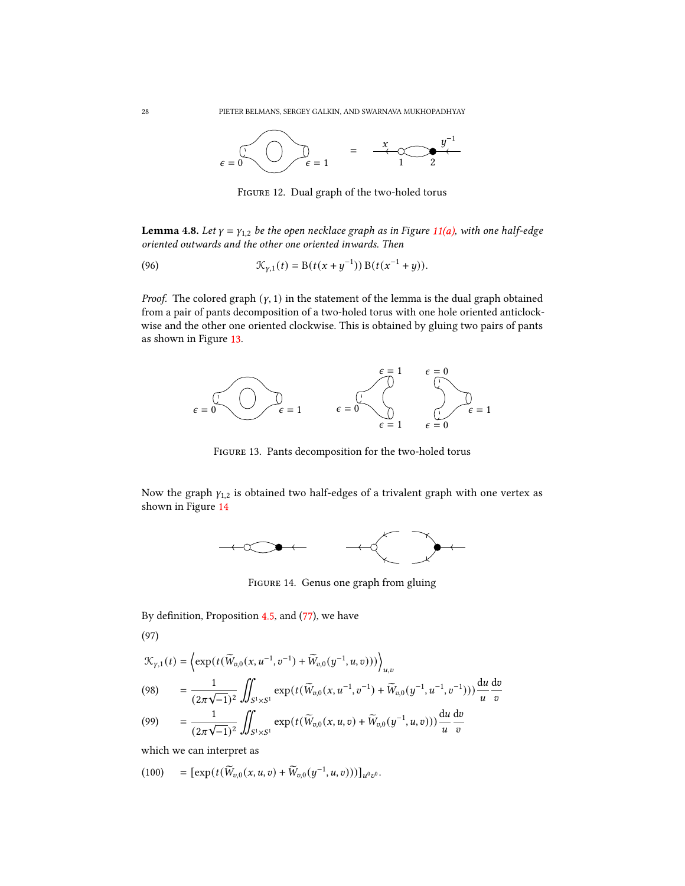FIGURE 12. Dual graph of the two-holed torus

**Lemma 4.8.** *Let $\gamma = \gamma_{1,2}$ be the open necklace graph as in Figure 11(a), with one half-edge oriented outwards and the other one oriented inwards. Then*

$$\mathcal{K}_{\gamma,1}(t) = \mathrm{B}(t(x + y^{-1}))\,\mathrm{B}(t(x^{-1} + y)). \tag{96}$$

*Proof.* The colored graph $(\gamma, 1)$ in the statement of the lemma is the dual graph obtained from a pair of pants decomposition of a two-holed torus with one hole oriented anticlockwise and the other one oriented clockwise. This is obtained by gluing two pairs of pants as shown in Figure 13.

FIGURE 13. Pants decomposition for the two-holed torus

Now the graph $\gamma_{1,2}$ is obtained two half-edges of a trivalent graph with one vertex as shown in Figure 14

FIGURE 14. Genus one graph from gluing

By definition, Proposition 4.5, and (77), we have

(97)

$$\mathcal{K}_{\gamma,1}(t) = \left\langle \exp(t(\widetilde{W}_{v,0}(x, u^{-1}, v^{-1}) + \widetilde{W}_{v,0}(y^{-1}, u, v))) \right\rangle_{u,v}$$

$$= \frac{1}{(2\pi\sqrt{-1})^2} \iint_{S^1\times S^1} \exp(t(\widetilde{W}_{v,0}(x, u^{-1}, v^{-1}) + \widetilde{W}_{v,0}(y^{-1}, u^{-1}, v^{-1}))) \frac{\mathrm{d}u}{u}\frac{\mathrm{d}v}{v} \tag{98}$$

$$= \frac{1}{(2\pi\sqrt{-1})^2} \iint_{S^1\times S^1} \exp(t(\widetilde{W}_{v,0}(x, u, v) + \widetilde{W}_{v,0}(y^{-1}, u, v))) \frac{\mathrm{d}u}{u}\frac{\mathrm{d}v}{v} \tag{99}$$

which we can interpret as

$$= [\exp(t(\widetilde{W}_{v,0}(x, u, v) + \widetilde{W}_{v,0}(y^{-1}, u, v)))]_{u^0v^0}. \tag{100}$$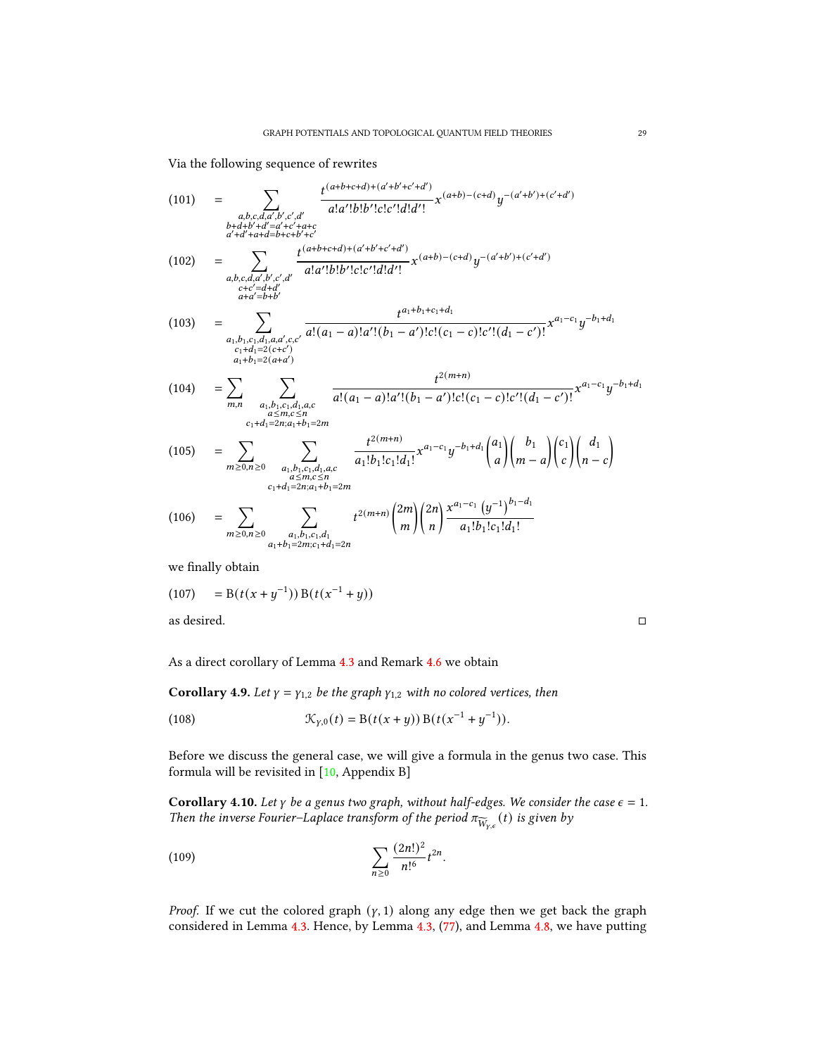Via the following sequence of rewrites

$$
(101) \quad = \sum_{\substack{a,b,c,d,a',b',c',d' \\ b+d+b'+d'=a'+c'+a+c \\ a'+d'+a+d=b+c+b'+c'}} \frac{t^{(a+b+c+d)+(a'+b'+c'+d')}}{a!a'!b!b'!c!c'!d!d'!} x^{(a+b)-(c+d)} y^{-(a'+b')+(c'+d')}
$$

$$
(102) \quad = \sum_{\substack{a,b,c,d,a',b',c',d' \\ c+c'=d+d' \\ a+a'=b+b'}} \frac{t^{(a+b+c+d)+(a'+b'+c'+d')}}{a!a'!b!b'!c!c'!d!d'!} x^{(a+b)-(c+d)} y^{-(a'+b')+(c'+d')}
$$

$$
(103) \quad = \sum_{\substack{a_1,b_1,c_1,d_1,a,a',c,c' \\ c_1+d_1=2(c+c') \\ a_1+b_1=2(a+a')}} \frac{t^{a_1+b_1+c_1+d_1}}{a!(a_1-a)!a'!(b_1-a')!c!(c_1-c)!c'!(d_1-c')!} x^{a_1-c_1} y^{-b_1+d_1}
$$

$$
(104) \quad = \sum_{m,n} \sum_{\substack{a_1,b_1,c_1,d_1,a,c \\ a\leq m, c\leq n \\ c_1+d_1=2n; a_1+b_1=2m}} \frac{t^{2(m+n)}}{a!(a_1-a)!a'!(b_1-a')!c!(c_1-c)!c'!(d_1-c')!} x^{a_1-c_1} y^{-b_1+d_1}
$$

$$
(105) \quad = \sum_{m\geq 0, n\geq 0} \sum_{\substack{a_1,b_1,c_1,d_1,a,c \\ a\leq m, c\leq n \\ c_1+d_1=2n; a_1+b_1=2m}} \frac{t^{2(m+n)}}{a_1!b_1!c_1!d_1!} x^{a_1-c_1} y^{-b_1+d_1} \binom{a_1}{a}\binom{b_1}{m-a}\binom{c_1}{c}\binom{d_1}{n-c}
$$

$$
(106) \quad = \sum_{m\geq 0, n\geq 0} \sum_{\substack{a_1,b_1,c_1,d_1 \\ a_1+b_1=2m; c_1+d_1=2n}} t^{2(m+n)} \binom{2m}{m}\binom{2n}{n} \frac{x^{a_1-c_1}\left(y^{-1}\right)^{b_1-d_1}}{a_1!b_1!c_1!d_1!}
$$

we finally obtain

$$
(107) \quad = \mathrm{B}(t(x+y^{-1}))\,\mathrm{B}(t(x^{-1}+y))
$$

as desired. ◻

As a direct corollary of Lemma 4.3 and Remark 4.6 we obtain

**Corollary 4.9.** *Let $\gamma = \gamma_{1,2}$ be the graph $\gamma_{1,2}$ with no colored vertices, then*

$$
(108) \qquad \mathcal{K}_{\gamma,0}(t) = \mathrm{B}(t(x+y))\,\mathrm{B}(t(x^{-1}+y^{-1})).
$$

Before we discuss the general case, we will give a formula in the genus two case. This formula will be revisited in [10, Appendix B]

**Corollary 4.10.** *Let $\gamma$ be a genus two graph, without half-edges. We consider the case $\epsilon = 1$. Then the inverse Fourier–Laplace transform of the period $\pi_{\widetilde{W}_{\gamma,\epsilon}}(t)$ is given by*

$$
(109) \qquad \sum_{n\geq 0} \frac{(2n!)^2}{n!^6} t^{2n}.
$$

*Proof.* If we cut the colored graph $(\gamma, 1)$ along any edge then we get back the graph considered in Lemma 4.3. Hence, by Lemma 4.3, (77), and Lemma 4.8, we have putting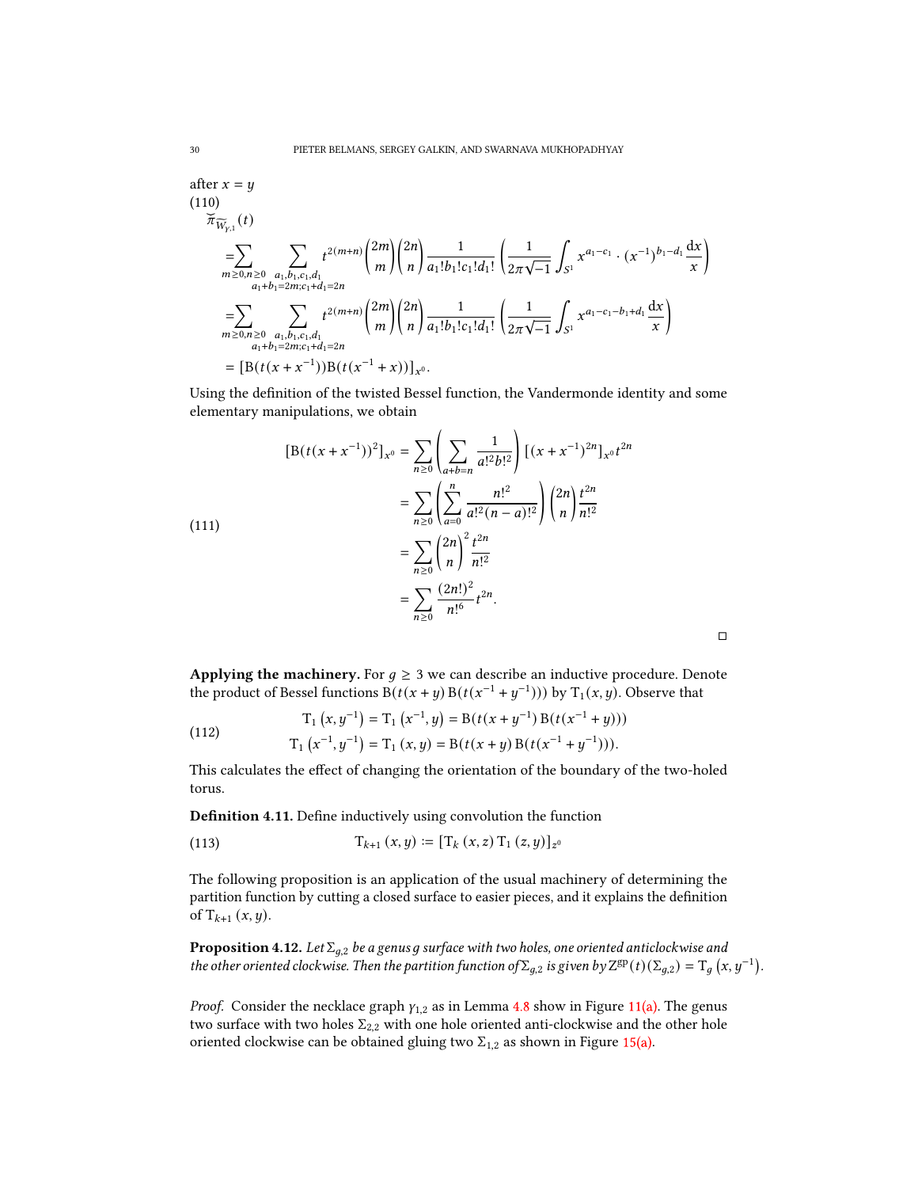after $x = y$

(110)

$$
\begin{aligned}
\breve{\pi}_{\widetilde{W}_{\gamma,1}}(t) &= \sum_{m\geq 0, n\geq 0} \sum_{\substack{a_1,b_1,c_1,d_1 \\ a_1+b_1=2m; c_1+d_1=2n}} t^{2(m+n)} \binom{2m}{m}\binom{2n}{n} \frac{1}{a_1!b_1!c_1!d_1!} \left( \frac{1}{2\pi\sqrt{-1}} \int_{S^1} x^{a_1-c_1} \cdot (x^{-1})^{b_1-d_1} \frac{\mathrm{d}x}{x} \right) \\
&= \sum_{m\geq 0, n\geq 0} \sum_{\substack{a_1,b_1,c_1,d_1 \\ a_1+b_1=2m; c_1+d_1=2n}} t^{2(m+n)} \binom{2m}{m}\binom{2n}{n} \frac{1}{a_1!b_1!c_1!d_1!} \left( \frac{1}{2\pi\sqrt{-1}} \int_{S^1} x^{a_1-c_1-b_1+d_1} \frac{\mathrm{d}x}{x} \right) \\
&= [\mathrm{B}(t(x+x^{-1}))\mathrm{B}(t(x^{-1}+x))]_{x^0}.
\end{aligned}
$$

Using the definition of the twisted Bessel function, the Vandermonde identity and some elementary manipulations, we obtain

$$
\begin{aligned}
[\mathrm{B}(t(x+x^{-1}))^2]_{x^0} &= \sum_{n\geq 0} \left( \sum_{a+b=n} \frac{1}{a!^2 b!^2} \right) [(x+x^{-1})^{2n}]_{x^0} t^{2n} \\
&= \sum_{n\geq 0} \left( \sum_{a=0}^{n} \frac{n!^2}{a!^2(n-a)!^2} \right) \binom{2n}{n} \frac{t^{2n}}{n!^2} \\
&= \sum_{n\geq 0} \binom{2n}{n}^2 \frac{t^{2n}}{n!^2} \\
&= \sum_{n\geq 0} \frac{(2n!)^2}{n!^6} t^{2n}.
\end{aligned} \tag{111}
$$

∎

**Applying the machinery.** For $g \geq 3$ we can describe an inductive procedure. Denote the product of Bessel functions $\mathrm{B}(t(x+y)\,\mathrm{B}(t(x^{-1}+y^{-1})))$ by $\mathrm{T}_1(x,y)$. Observe that

$$
\begin{aligned}
\mathrm{T}_1\left(x, y^{-1}\right) = \mathrm{T}_1\left(x^{-1}, y\right) &= \mathrm{B}(t(x+y^{-1})\,\mathrm{B}(t(x^{-1}+y))) \\
\mathrm{T}_1\left(x^{-1}, y^{-1}\right) = \mathrm{T}_1\left(x, y\right) &= \mathrm{B}(t(x+y)\,\mathrm{B}(t(x^{-1}+y^{-1}))).
\end{aligned} \tag{112}
$$

This calculates the effect of changing the orientation of the boundary of the two-holed torus.

**Definition 4.11.** Define inductively using convolution the function

$$
\mathrm{T}_{k+1}\left(x, y\right) := [\mathrm{T}_k\left(x, z\right) \mathrm{T}_1\left(z, y\right)]_{z^0} \tag{113}
$$

The following proposition is an application of the usual machinery of determining the partition function by cutting a closed surface to easier pieces, and it explains the definition of $\mathrm{T}_{k+1}\left(x, y\right)$.

**Proposition 4.12.** *Let $\Sigma_{g,2}$ be a genus $g$ surface with two holes, one oriented anticlockwise and the other oriented clockwise. Then the partition function of $\Sigma_{g,2}$ is given by $\mathrm{Z}^{\mathrm{gp}}(t)(\Sigma_{g,2}) = \mathrm{T}_g\left(x, y^{-1}\right)$.*

*Proof.* Consider the necklace graph $\gamma_{1,2}$ as in Lemma 4.8 show in Figure 11(a). The genus two surface with two holes $\Sigma_{2,2}$ with one hole oriented anti-clockwise and the other hole oriented clockwise can be obtained gluing two $\Sigma_{1,2}$ as shown in Figure 15(a).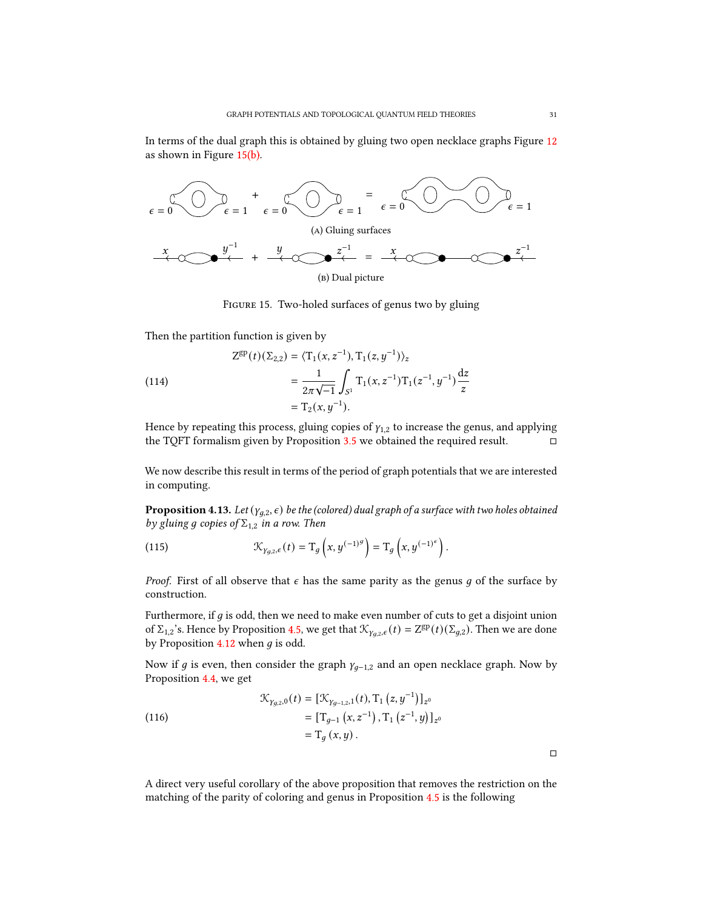In terms of the dual graph this is obtained by gluing two open necklace graphs Figure 12 as shown in Figure 15(b).

(A) Gluing surfaces

(B) Dual picture

Figure 15. Two-holed surfaces of genus two by gluing

Then the partition function is given by

$$
\begin{aligned}
\mathrm{Z}^{\mathrm{gp}}(t)(\Sigma_{2,2}) &= \langle \mathrm{T}_1(x, z^{-1}), \mathrm{T}_1(z, y^{-1}) \rangle_z \\
&= \frac{1}{2\pi\sqrt{-1}} \int_{S^1} \mathrm{T}_1(x, z^{-1}) \mathrm{T}_1(z^{-1}, y^{-1}) \frac{\mathrm{d}z}{z} \qquad (114) \\
&= \mathrm{T}_2(x, y^{-1}).
\end{aligned}
$$

Hence by repeating this process, gluing copies of $\gamma_{1,2}$ to increase the genus, and applying the TQFT formalism given by Proposition 3.5 we obtained the required result. ◻

We now describe this result in terms of the period of graph potentials that we are interested in computing.

**Proposition 4.13.** *Let $(\gamma_{g,2}, \epsilon)$ be the (colored) dual graph of a surface with two holes obtained by gluing $g$ copies of $\Sigma_{1,2}$ in a row. Then*

$$
\mathcal{K}_{\gamma_{g,2},\epsilon}(t) = \mathrm{T}_g\left(x, y^{(-1)^g}\right) = \mathrm{T}_g\left(x, y^{(-1)^\epsilon}\right). \qquad (115)
$$

*Proof.* First of all observe that $\epsilon$ has the same parity as the genus $g$ of the surface by construction.

Furthermore, if $g$ is odd, then we need to make even number of cuts to get a disjoint union of $\Sigma_{1,2}$'s. Hence by Proposition 4.5, we get that $\mathcal{K}_{\gamma_{g,2},\epsilon}(t) = \mathrm{Z}^{\mathrm{gp}}(t)(\Sigma_{g,2})$. Then we are done by Proposition 4.12 when $g$ is odd.

Now if $g$ is even, then consider the graph $\gamma_{g-1,2}$ and an open necklace graph. Now by Proposition 4.4, we get

$$
\begin{aligned}
\mathcal{K}_{\gamma_{g,2},0}(t) &= [\mathcal{K}_{\gamma_{g-1,2},1}(t), \mathrm{T}_1\left(z, y^{-1}\right)]_{z^0} \\
&= [\mathrm{T}_{g-1}\left(x, z^{-1}\right), \mathrm{T}_1\left(z^{-1}, y\right)]_{z^0} \qquad (116) \\
&= \mathrm{T}_g\left(x, y\right).
\end{aligned}
$$

◻

A direct very useful corollary of the above proposition that removes the restriction on the matching of the parity of coloring and genus in Proposition 4.5 is the following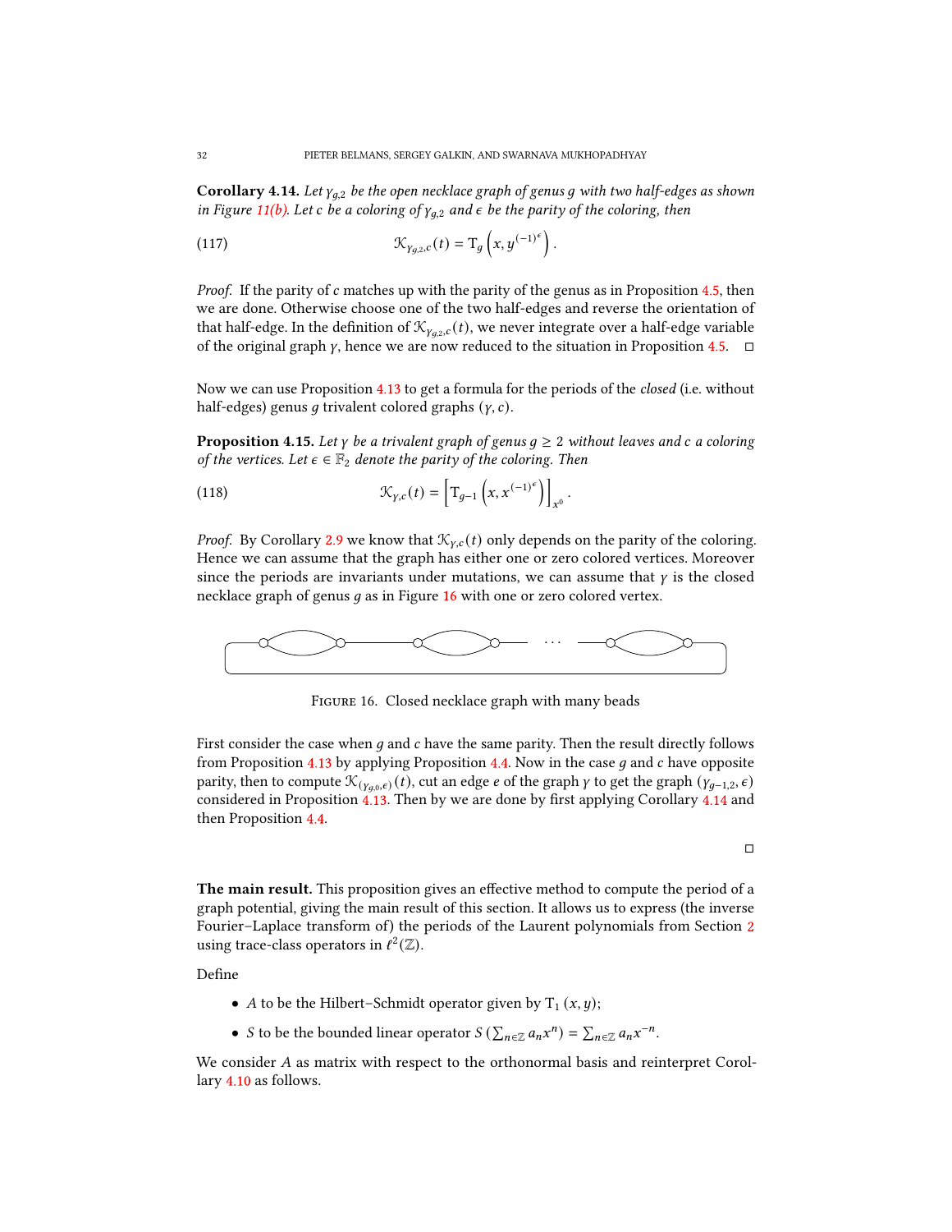**Corollary 4.14.** *Let $\gamma_{g,2}$ be the open necklace graph of genus $g$ with two half-edges as shown in Figure 11(b). Let $c$ be a coloring of $\gamma_{g,2}$ and $\epsilon$ be the parity of the coloring, then*

$$\mathcal{K}_{\gamma_{g,2},c}(t) = \mathrm{T}_g\left(x, y^{(-1)^\epsilon}\right). \tag{117}$$

*Proof.* If the parity of $c$ matches up with the parity of the genus as in Proposition 4.5, then we are done. Otherwise choose one of the two half-edges and reverse the orientation of that half-edge. In the definition of $\mathcal{K}_{\gamma_{g,2},c}(t)$, we never integrate over a half-edge variable of the original graph $\gamma$, hence we are now reduced to the situation in Proposition 4.5. □

Now we can use Proposition 4.13 to get a formula for the periods of the *closed* (i.e. without half-edges) genus $g$ trivalent colored graphs $(\gamma, c)$.

**Proposition 4.15.** *Let $\gamma$ be a trivalent graph of genus $g \geq 2$ without leaves and $c$ a coloring of the vertices. Let $\epsilon \in \mathbb{F}_2$ denote the parity of the coloring. Then*

$$\mathcal{K}_{\gamma,c}(t) = \left[\mathrm{T}_{g-1}\left(x, x^{(-1)^\epsilon}\right)\right]_{x^0}. \tag{118}$$

*Proof.* By Corollary 2.9 we know that $\mathcal{K}_{\gamma,c}(t)$ only depends on the parity of the coloring. Hence we can assume that the graph has either one or zero colored vertices. Moreover since the periods are invariants under mutations, we can assume that $\gamma$ is the closed necklace graph of genus $g$ as in Figure 16 with one or zero colored vertex.

FIGURE 16. Closed necklace graph with many beads

First consider the case when $g$ and $c$ have the same parity. Then the result directly follows from Proposition 4.13 by applying Proposition 4.4. Now in the case $g$ and $c$ have opposite parity, then to compute $\mathcal{K}_{(\gamma_{g,0},\epsilon)}(t)$, cut an edge $e$ of the graph $\gamma$ to get the graph $(\gamma_{g-1,2}, \epsilon)$ considered in Proposition 4.13. Then by we are done by first applying Corollary 4.14 and then Proposition 4.4.

□

**The main result.** This proposition gives an effective method to compute the period of a graph potential, giving the main result of this section. It allows us to express (the inverse Fourier–Laplace transform of) the periods of the Laurent polynomials from Section 2 using trace-class operators in $\ell^2(\mathbb{Z})$.

Define

- $A$ to be the Hilbert–Schmidt operator given by $\mathrm{T}_1(x, y)$;
- $S$ to be the bounded linear operator $S\left(\sum_{n\in\mathbb{Z}} a_n x^n\right) = \sum_{n\in\mathbb{Z}} a_n x^{-n}$.

We consider $A$ as matrix with respect to the orthonormal basis and reinterpret Corollary 4.10 as follows.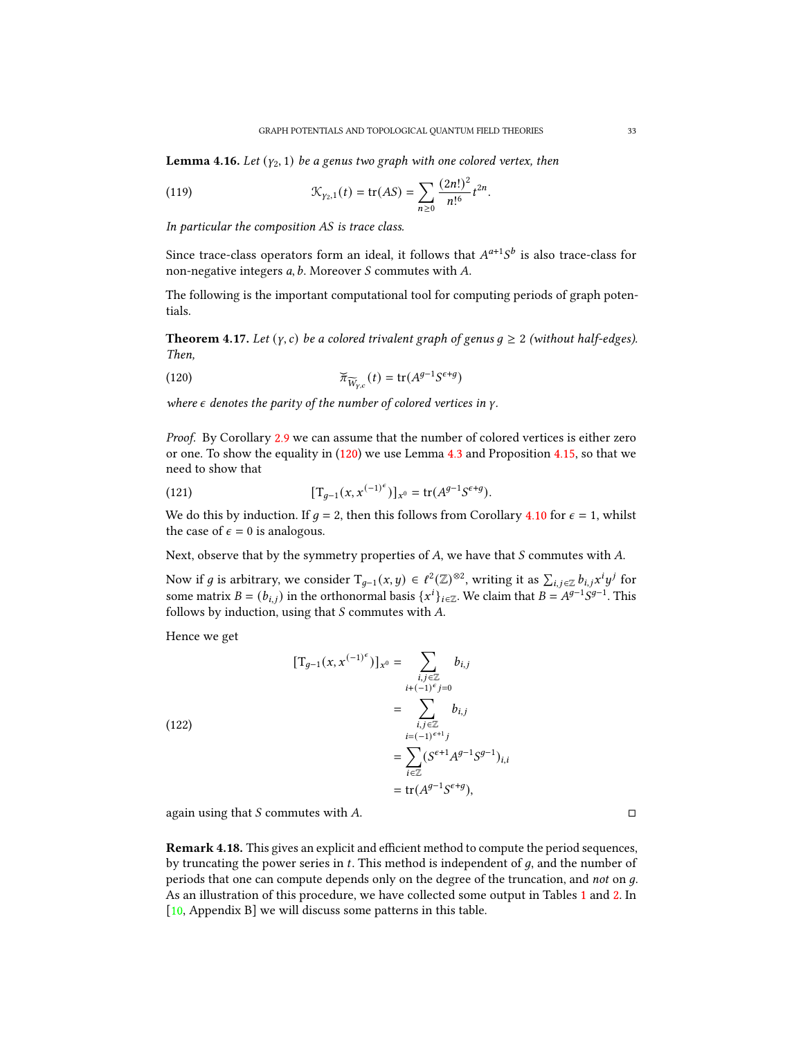**Lemma 4.16.** *Let $(\gamma_2, 1)$ be a genus two graph with one colored vertex, then*

$$\mathcal{K}_{\gamma_2,1}(t) = \operatorname{tr}(AS) = \sum_{n\geq 0} \frac{(2n!)^2}{n!^6} t^{2n}. \tag{119}$$

*In particular the composition $AS$ is trace class.*

Since trace-class operators form an ideal, it follows that $A^{a+1}S^b$ is also trace-class for non-negative integers $a, b$. Moreover $S$ commutes with $A$.

The following is the important computational tool for computing periods of graph potentials.

**Theorem 4.17.** *Let $(\gamma, c)$ be a colored trivalent graph of genus $g \geq 2$ (without half-edges). Then,*

$$\widetilde{\pi}_{\widetilde{W}_{\gamma,c}}(t) = \operatorname{tr}(A^{g-1}S^{\epsilon+g}) \tag{120}$$

*where $\epsilon$ denotes the parity of the number of colored vertices in $\gamma$.*

*Proof.* By Corollary 2.9 we can assume that the number of colored vertices is either zero or one. To show the equality in (120) we use Lemma 4.3 and Proposition 4.15, so that we need to show that

$$[\mathrm{T}_{g-1}(x, x^{(-1)^\epsilon})]_{x^0} = \operatorname{tr}(A^{g-1}S^{\epsilon+g}). \tag{121}$$

We do this by induction. If $g = 2$, then this follows from Corollary 4.10 for $\epsilon = 1$, whilst the case of $\epsilon = 0$ is analogous.

Next, observe that by the symmetry properties of $A$, we have that $S$ commutes with $A$.

Now if $g$ is arbitrary, we consider $\mathrm{T}_{g-1}(x, y) \in \ell^2(\mathbb{Z})^{\otimes 2}$, writing it as $\sum_{i,j\in\mathbb{Z}} b_{i,j}x^iy^j$ for some matrix $B = (b_{i,j})$ in the orthonormal basis $\{x^i\}_{i\in\mathbb{Z}}$. We claim that $B = A^{g-1}S^{g-1}$. This follows by induction, using that $S$ commutes with $A$.

Hence we get

$$\begin{aligned}
[\mathrm{T}_{g-1}(x, x^{(-1)^\epsilon})]_{x^0} &= \sum_{\substack{i,j\in\mathbb{Z} \\ i+(-1)^\epsilon j=0}} b_{i,j} \\
&= \sum_{\substack{i,j\in\mathbb{Z} \\ i=(-1)^{\epsilon+1} j}} b_{i,j} \\
&= \sum_{i\in\mathbb{Z}} (S^{\epsilon+1}A^{g-1}S^{g-1})_{i,i} \\
&= \operatorname{tr}(A^{g-1}S^{\epsilon+g}),
\end{aligned} \tag{122}$$

again using that $S$ commutes with $A$. $\square$

**Remark 4.18.** This gives an explicit and efficient method to compute the period sequences, by truncating the power series in $t$. This method is independent of $g$, and the number of periods that one can compute depends only on the degree of the truncation, and *not* on $g$. As an illustration of this procedure, we have collected some output in Tables 1 and 2. In [10, Appendix B] we will discuss some patterns in this table.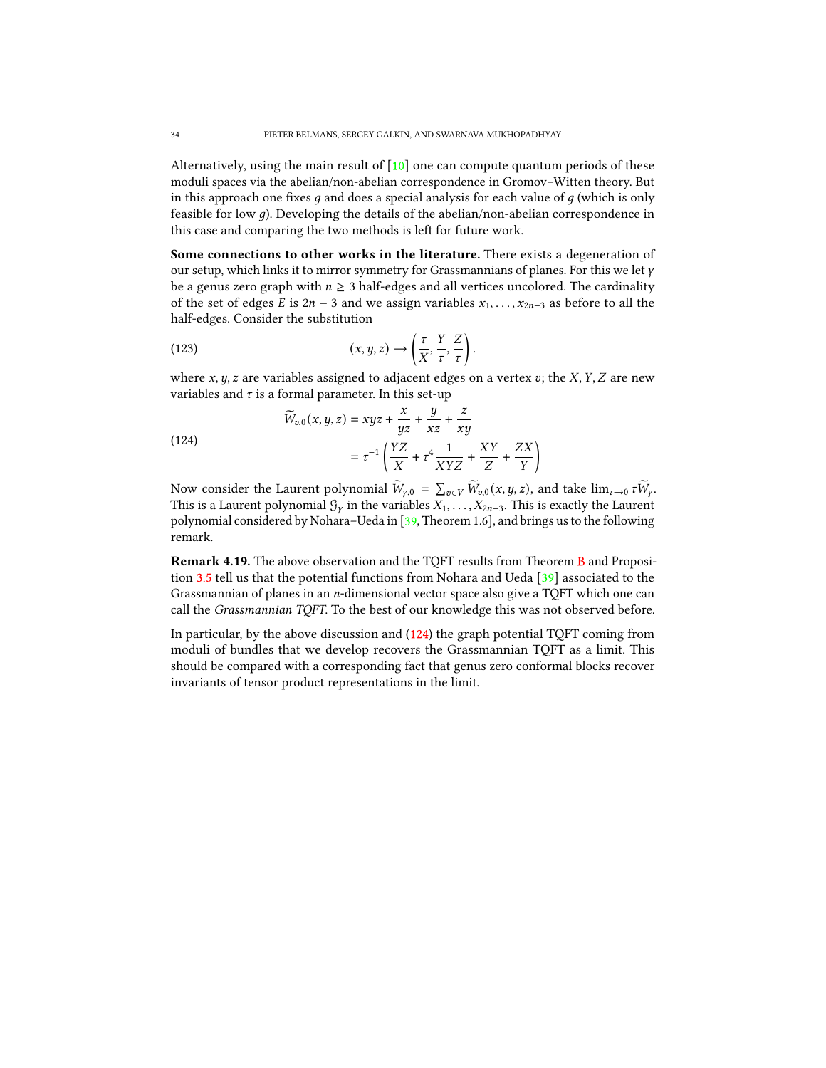Alternatively, using the main result of [10] one can compute quantum periods of these moduli spaces via the abelian/non-abelian correspondence in Gromov–Witten theory. But in this approach one fixes $g$ and does a special analysis for each value of $g$ (which is only feasible for low $g$). Developing the details of the abelian/non-abelian correspondence in this case and comparing the two methods is left for future work.

**Some connections to other works in the literature.** There exists a degeneration of our setup, which links it to mirror symmetry for Grassmannians of planes. For this we let $\gamma$ be a genus zero graph with $n \geq 3$ half-edges and all vertices uncolored. The cardinality of the set of edges $E$ is $2n - 3$ and we assign variables $x_1, \ldots, x_{2n-3}$ as before to all the half-edges. Consider the substitution

$$(x, y, z) \to \left( \frac{\tau}{X}, \frac{Y}{\tau}, \frac{Z}{\tau} \right). \tag{123}$$

where $x, y, z$ are variables assigned to adjacent edges on a vertex $v$; the $X, Y, Z$ are new variables and $\tau$ is a formal parameter. In this set-up

$$\begin{aligned} \widetilde{W}_{v,0}(x, y, z) &= xyz + \frac{x}{yz} + \frac{y}{xz} + \frac{z}{xy} \\ &= \tau^{-1} \left( \frac{YZ}{X} + \tau^4 \frac{1}{XYZ} + \frac{XY}{Z} + \frac{ZX}{Y} \right) \end{aligned} \tag{124}$$

Now consider the Laurent polynomial $\widetilde{W}_{\gamma,0} = \sum_{v \in V} \widetilde{W}_{v,0}(x, y, z)$, and take $\lim_{\tau \to 0} \tau \widetilde{W}_{\gamma}$. This is a Laurent polynomial $\mathcal{G}_\gamma$ in the variables $X_1, \ldots, X_{2n-3}$. This is exactly the Laurent polynomial considered by Nohara–Ueda in [39, Theorem 1.6], and brings us to the following remark.

**Remark 4.19.** The above observation and the TQFT results from Theorem B and Proposition 3.5 tell us that the potential functions from Nohara and Ueda [39] associated to the Grassmannian of planes in an $n$-dimensional vector space also give a TQFT which one can call the *Grassmannian TQFT*. To the best of our knowledge this was not observed before.

In particular, by the above discussion and (124) the graph potential TQFT coming from moduli of bundles that we develop recovers the Grassmannian TQFT as a limit. This should be compared with a corresponding fact that genus zero conformal blocks recover invariants of tensor product representations in the limit.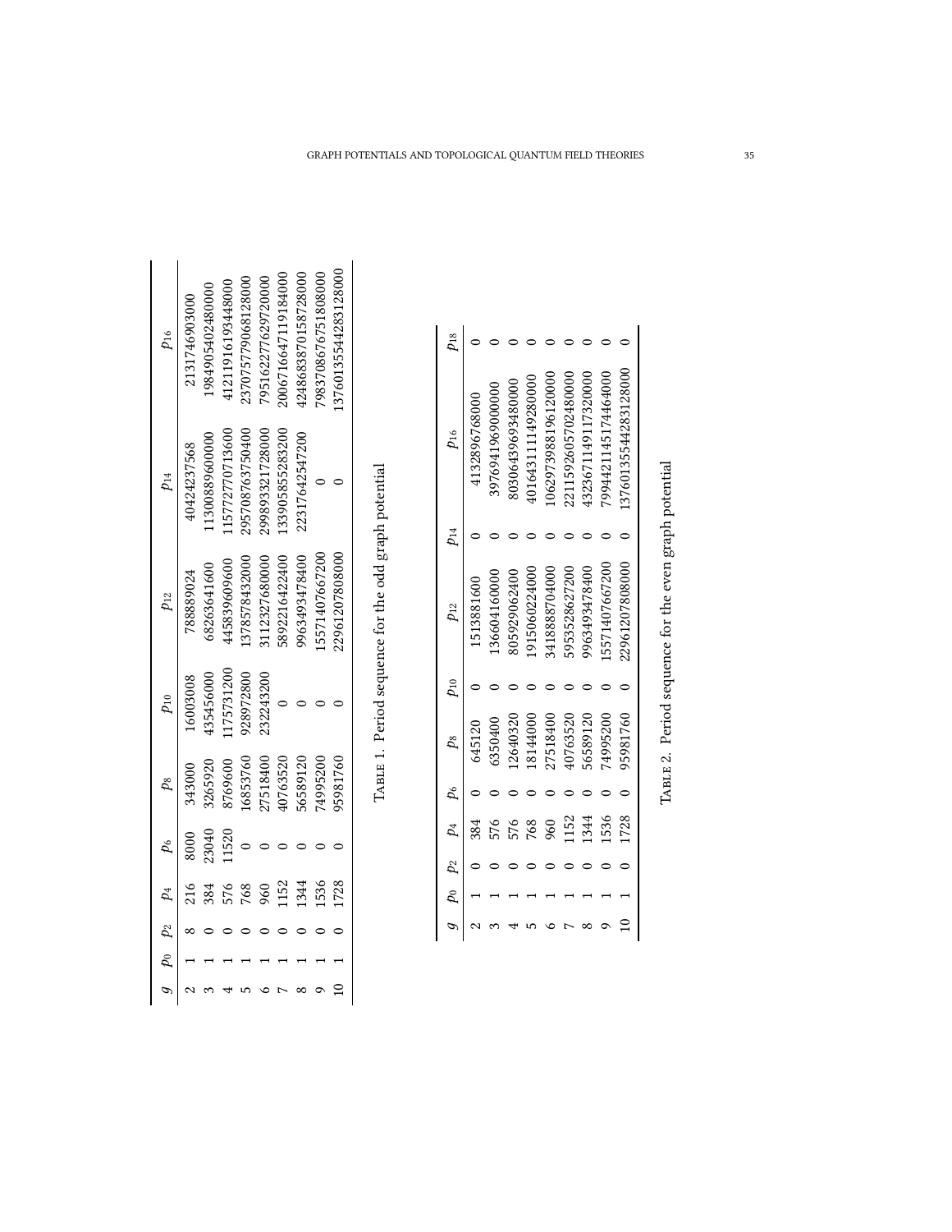| $g$ | $p_0$ | $p_2$ | $p_4$ | $p_6$ | $p_8$ | $p_{10}$ | $p_{12}$ | $p_{14}$ | $p_{16}$ |
|---|---|---|---|---|---|---|---|---|---|
| 2 | 1 | 8 | 216 | 8000 | 343000 | 16003008 | 788889024 | 40424237568 | 2131746903000 |
| 3 | 1 | 0 | 384 | 23040 | 3265920 | 435456000 | 68263641600 | 11300889600000 | 1984905402480000 |
| 4 | 1 | 0 | 576 | 11520 | 8769600 | 1175731200 | 445839609600 | 115772770713600 | 41211916193448000 |
| 5 | 1 | 0 | 768 | 0 | 16853760 | 928972800 | 1378578432000 | 295708763750400 | 237075779068128000 |
| 6 | 1 | 0 | 960 | 0 | 27518400 | 232243200 | 3112327680000 | 299893321728000 | 795162277629720000 |
| 7 | 1 | 0 | 1152 | 0 | 40763520 | 0 | 5892216422400 | 133905855283200 | 2006716647119184000 |
| 8 | 1 | 0 | 1344 | 0 | 56589120 | 0 | 9963493478400 | 22317642547200 | 4248683870158728000 |
| 9 | 1 | 0 | 1536 | 0 | 74995200 | 0 | 15571407667200 | 0 | 7983708676751808000 |
| 10 | 1 | 0 | 1728 | 0 | 95981760 | 0 | 22961207808000 | 0 | 13760135544283128000 |

TABLE 1. Period sequence for the odd graph potential

| $g$ | $p_0$ | $p_2$ | $p_4$ | $p_6$ | $p_8$ | $p_{10}$ | $p_{12}$ | $p_{14}$ | $p_{16}$ | $p_{18}$ |
|---|---|---|---|---|---|---|---|---|---|---|
| 2 | 1 | 0 | 384 | 0 | 645120 | 0 | 1513881600 | 0 | 4132896768000 | 0 |
| 3 | 1 | 0 | 576 | 0 | 6350400 | 0 | 136604160000 | 0 | 3976941969000000 | 0 |
| 4 | 1 | 0 | 576 | 0 | 12640320 | 0 | 805929062400 | 0 | 80306439693480000 | 0 |
| 5 | 1 | 0 | 768 | 0 | 18144000 | 0 | 1915060224000 | 0 | 401643111149280000 | 0 |
| 6 | 1 | 0 | 960 | 0 | 27518400 | 0 | 3418888704000 | 0 | 1062973988196120000 | 0 |
| 7 | 1 | 0 | 1152 | 0 | 40763520 | 0 | 5953528627200 | 0 | 2211592605702480000 | 0 |
| 8 | 1 | 0 | 1344 | 0 | 56589120 | 0 | 9963493478400 | 0 | 4323671149117320000 | 0 |
| 9 | 1 | 0 | 1536 | 0 | 74995200 | 0 | 15571407667200 | 0 | 7994421145174464000 | 0 |
| 10 | 1 | 0 | 1728 | 0 | 95981760 | 0 | 22961207808000 | 0 | 13760135544283128000 | 0 |

TABLE 2. Period sequence for the even graph potential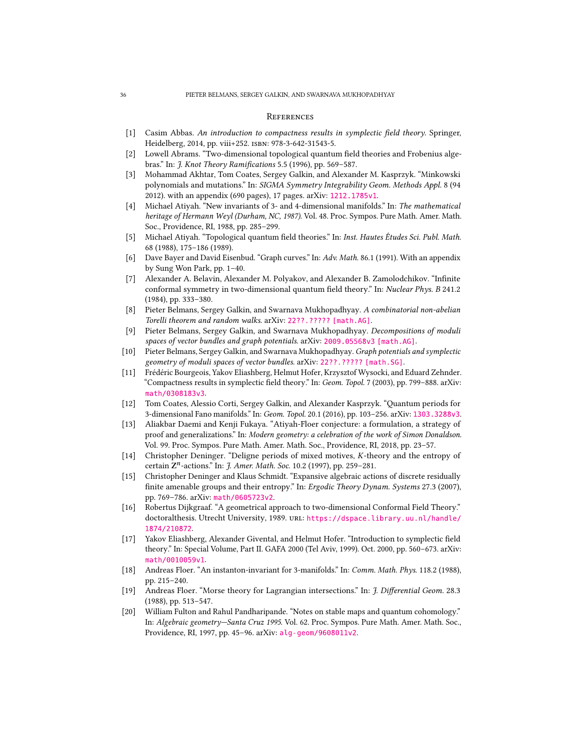## References

[1] Casim Abbas. *An introduction to compactness results in symplectic field theory*. Springer, Heidelberg, 2014, pp. viii+252. ISBN: 978-3-642-31543-5.

[2] Lowell Abrams. "Two-dimensional topological quantum field theories and Frobenius algebras." In: *J. Knot Theory Ramifications* 5.5 (1996), pp. 569–587.

[3] Mohammad Akhtar, Tom Coates, Sergey Galkin, and Alexander M. Kasprzyk. "Minkowski polynomials and mutations." In: *SIGMA Symmetry Integrability Geom. Methods Appl.* 8 (94 2012). with an appendix (690 pages), 17 pages. arXiv: 1212.1785v1.

[4] Michael Atiyah. "New invariants of 3- and 4-dimensional manifolds." In: *The mathematical heritage of Hermann Weyl (Durham, NC, 1987)*. Vol. 48. Proc. Sympos. Pure Math. Amer. Math. Soc., Providence, RI, 1988, pp. 285–299.

[5] Michael Atiyah. "Topological quantum field theories." In: *Inst. Hautes Études Sci. Publ. Math.* 68 (1988), 175–186 (1989).

[6] Dave Bayer and David Eisenbud. "Graph curves." In: *Adv. Math.* 86.1 (1991). With an appendix by Sung Won Park, pp. 1–40.

[7] Alexander A. Belavin, Alexander M. Polyakov, and Alexander B. Zamolodchikov. "Infinite conformal symmetry in two-dimensional quantum field theory." In: *Nuclear Phys. B* 241.2 (1984), pp. 333–380.

[8] Pieter Belmans, Sergey Galkin, and Swarnava Mukhopadhyay. *A combinatorial non-abelian Torelli theorem and random walks*. arXiv: 22??.????? [math.AG].

[9] Pieter Belmans, Sergey Galkin, and Swarnava Mukhopadhyay. *Decompositions of moduli spaces of vector bundles and graph potentials*. arXiv: 2009.05568v3 [math.AG].

[10] Pieter Belmans, Sergey Galkin, and Swarnava Mukhopadhyay. *Graph potentials and symplectic geometry of moduli spaces of vector bundles*. arXiv: 22??.????? [math.SG].

[11] Frédéric Bourgeois, Yakov Eliashberg, Helmut Hofer, Krzysztof Wysocki, and Eduard Zehnder. "Compactness results in symplectic field theory." In: *Geom. Topol.* 7 (2003), pp. 799–888. arXiv: math/0308183v3.

[12] Tom Coates, Alessio Corti, Sergey Galkin, and Alexander Kasprzyk. "Quantum periods for 3-dimensional Fano manifolds." In: *Geom. Topol.* 20.1 (2016), pp. 103–256. arXiv: 1303.3288v3.

[13] Aliakbar Daemi and Kenji Fukaya. "Atiyah-Floer conjecture: a formulation, a strategy of proof and generalizations." In: *Modern geometry: a celebration of the work of Simon Donaldson*. Vol. 99. Proc. Sympos. Pure Math. Amer. Math. Soc., Providence, RI, 2018, pp. 23–57.

[14] Christopher Deninger. "Deligne periods of mixed motives, $K$-theory and the entropy of certain $\mathbf{Z}^n$-actions." In: *J. Amer. Math. Soc.* 10.2 (1997), pp. 259–281.

[15] Christopher Deninger and Klaus Schmidt. "Expansive algebraic actions of discrete residually finite amenable groups and their entropy." In: *Ergodic Theory Dynam. Systems* 27.3 (2007), pp. 769–786. arXiv: math/0605723v2.

[16] Robertus Dijkgraaf. "A geometrical approach to two-dimensional Conformal Field Theory." doctoralthesis. Utrecht University, 1989. URL: https://dspace.library.uu.nl/handle/1874/210872.

[17] Yakov Eliashberg, Alexander Givental, and Helmut Hofer. "Introduction to symplectic field theory." In: Special Volume, Part II. GAFA 2000 (Tel Aviv, 1999). Oct. 2000, pp. 560–673. arXiv: math/0010059v1.

[18] Andreas Floer. "An instanton-invariant for 3-manifolds." In: *Comm. Math. Phys.* 118.2 (1988), pp. 215–240.

[19] Andreas Floer. "Morse theory for Lagrangian intersections." In: *J. Differential Geom.* 28.3 (1988), pp. 513–547.

[20] William Fulton and Rahul Pandharipande. "Notes on stable maps and quantum cohomology." In: *Algebraic geometry—Santa Cruz 1995*. Vol. 62. Proc. Sympos. Pure Math. Amer. Math. Soc., Providence, RI, 1997, pp. 45–96. arXiv: alg-geom/9608011v2.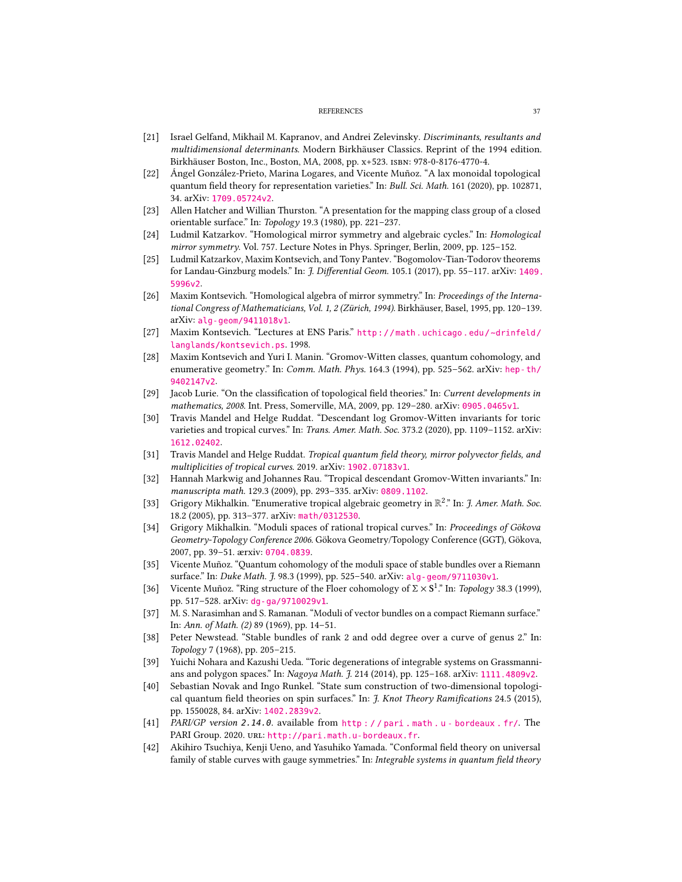[21] Israel Gelfand, Mikhail M. Kapranov, and Andrei Zelevinsky. *Discriminants, resultants and multidimensional determinants*. Modern Birkhäuser Classics. Reprint of the 1994 edition. Birkhäuser Boston, Inc., Boston, MA, 2008, pp. x+523. isbn: 978-0-8176-4770-4.

[22] Ángel González-Prieto, Marina Logares, and Vicente Muñoz. "A lax monoidal topological quantum field theory for representation varieties." In: *Bull. Sci. Math.* 161 (2020), pp. 102871, 34. arXiv: 1709.05724v2.

[23] Allen Hatcher and Willian Thurston. "A presentation for the mapping class group of a closed orientable surface." In: *Topology* 19.3 (1980), pp. 221–237.

[24] Ludmil Katzarkov. "Homological mirror symmetry and algebraic cycles." In: *Homological mirror symmetry*. Vol. 757. Lecture Notes in Phys. Springer, Berlin, 2009, pp. 125–152.

[25] Ludmil Katzarkov, Maxim Kontsevich, and Tony Pantev. "Bogomolov-Tian-Todorov theorems for Landau-Ginzburg models." In: *J. Differential Geom.* 105.1 (2017), pp. 55–117. arXiv: 1409.5996v2.

[26] Maxim Kontsevich. "Homological algebra of mirror symmetry." In: *Proceedings of the International Congress of Mathematicians, Vol. 1, 2 (Zürich, 1994)*. Birkhäuser, Basel, 1995, pp. 120–139. arXiv: alg-geom/9411018v1.

[27] Maxim Kontsevich. "Lectures at ENS Paris." http://math.uchicago.edu/~drinfeld/langlands/kontsevich.ps. 1998.

[28] Maxim Kontsevich and Yuri I. Manin. "Gromov-Witten classes, quantum cohomology, and enumerative geometry." In: *Comm. Math. Phys.* 164.3 (1994), pp. 525–562. arXiv: hep-th/9402147v2.

[29] Jacob Lurie. "On the classification of topological field theories." In: *Current developments in mathematics, 2008*. Int. Press, Somerville, MA, 2009, pp. 129–280. arXiv: 0905.0465v1.

[30] Travis Mandel and Helge Ruddat. "Descendant log Gromov-Witten invariants for toric varieties and tropical curves." In: *Trans. Amer. Math. Soc.* 373.2 (2020), pp. 1109–1152. arXiv: 1612.02402.

[31] Travis Mandel and Helge Ruddat. *Tropical quantum field theory, mirror polyvector fields, and multiplicities of tropical curves*. 2019. arXiv: 1902.07183v1.

[32] Hannah Markwig and Johannes Rau. "Tropical descendant Gromov-Witten invariants." In: *manuscripta math.* 129.3 (2009), pp. 293–335. arXiv: 0809.1102.

[33] Grigory Mikhalkin. "Enumerative tropical algebraic geometry in $\mathbb{R}^2$." In: *J. Amer. Math. Soc.* 18.2 (2005), pp. 313–377. arXiv: math/0312530.

[34] Grigory Mikhalkin. "Moduli spaces of rational tropical curves." In: *Proceedings of Gökova Geometry-Topology Conference 2006*. Gökova Geometry/Topology Conference (GGT), Gökova, 2007, pp. 39–51. ærxiv: 0704.0839.

[35] Vicente Muñoz. "Quantum cohomology of the moduli space of stable bundles over a Riemann surface." In: *Duke Math. J.* 98.3 (1999), pp. 525–540. arXiv: alg-geom/9711030v1.

[36] Vicente Muñoz. "Ring structure of the Floer cohomology of $\Sigma \times \mathrm{S}^1$." In: *Topology* 38.3 (1999), pp. 517–528. arXiv: dg-ga/9710029v1.

[37] M. S. Narasimhan and S. Ramanan. "Moduli of vector bundles on a compact Riemann surface." In: *Ann. of Math. (2)* 89 (1969), pp. 14–51.

[38] Peter Newstead. "Stable bundles of rank 2 and odd degree over a curve of genus 2." In: *Topology* 7 (1968), pp. 205–215.

[39] Yuichi Nohara and Kazushi Ueda. "Toric degenerations of integrable systems on Grassmannians and polygon spaces." In: *Nagoya Math. J.* 214 (2014), pp. 125–168. arXiv: 1111.4809v2.

[40] Sebastian Novak and Ingo Runkel. "State sum construction of two-dimensional topological quantum field theories on spin surfaces." In: *J. Knot Theory Ramifications* 24.5 (2015), pp. 1550028, 84. arXiv: 1402.2839v2.

[41] *PARI/GP version 2.14.0*. available from http://pari.math.u-bordeaux.fr/. The PARI Group. 2020. url: http://pari.math.u-bordeaux.fr.

[42] Akihiro Tsuchiya, Kenji Ueno, and Yasuhiko Yamada. "Conformal field theory on universal family of stable curves with gauge symmetries." In: *Integrable systems in quantum field theory*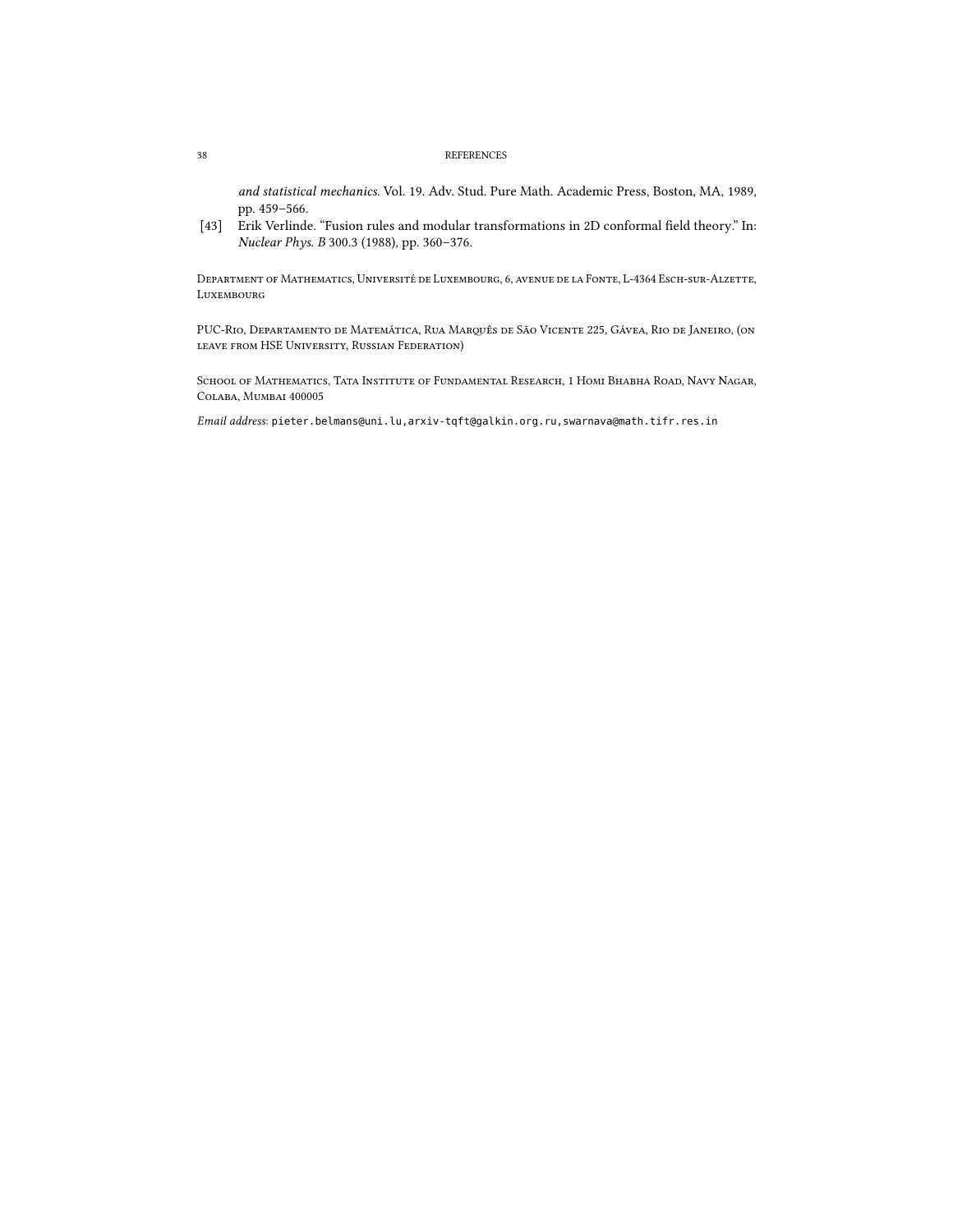*and statistical mechanics*. Vol. 19. Adv. Stud. Pure Math. Academic Press, Boston, MA, 1989, pp. 459–566.

[43] Erik Verlinde. "Fusion rules and modular transformations in 2D conformal field theory." In: *Nuclear Phys. B* 300.3 (1988), pp. 360–376.

Department of Mathematics, Université de Luxembourg, 6, avenue de la Fonte, L-4364 Esch-sur-Alzette, Luxembourg

PUC-Rio, Departamento de Matemática, Rua Marquês de São Vicente 225, Gávea, Rio de Janeiro, (on leave from HSE University, Russian Federation)

School of Mathematics, Tata Institute of Fundamental Research, 1 Homi Bhabha Road, Navy Nagar, Colaba, Mumbai 400005

*Email address*: pieter.belmans@uni.lu,arxiv-tqft@galkin.org.ru,swarnava@math.tifr.res.in